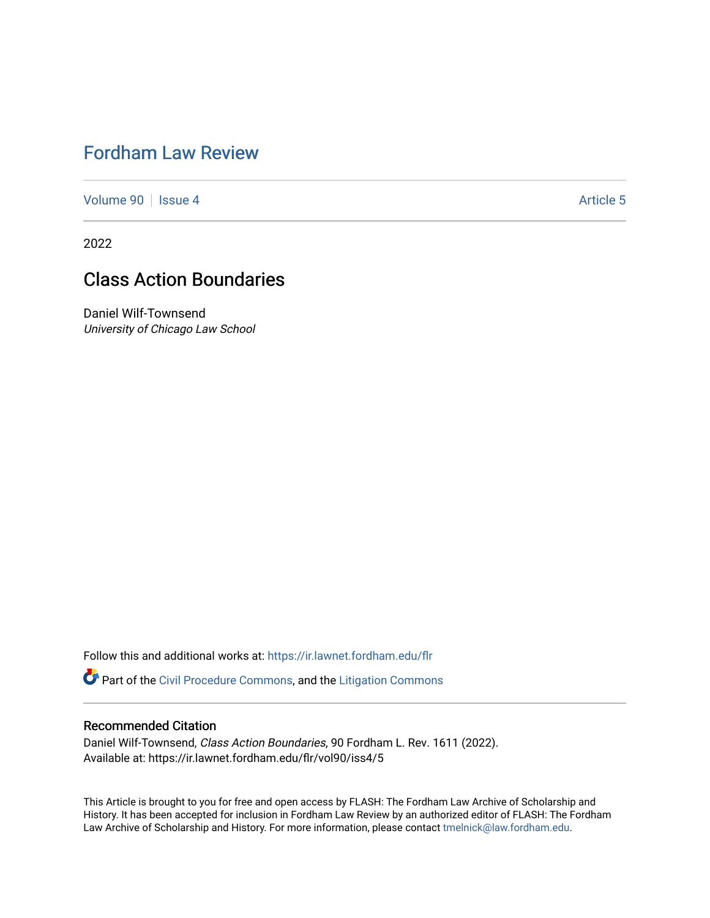# Fordham Law Review

Volume 90 | Issue 4 | Article 5

2022

## Class Action Boundaries

Daniel Wilf-Townsend
*University of Chicago Law School*

Follow this and additional works at: https://ir.lawnet.fordham.edu/flr

Part of the Civil Procedure Commons, and the Litigation Commons

### Recommended Citation

Daniel Wilf-Townsend, *Class Action Boundaries*, 90 Fordham L. Rev. 1611 (2022).
Available at: https://ir.lawnet.fordham.edu/flr/vol90/iss4/5

This Article is brought to you for free and open access by FLASH: The Fordham Law Archive of Scholarship and History. It has been accepted for inclusion in Fordham Law Review by an authorized editor of FLASH: The Fordham Law Archive of Scholarship and History. For more information, please contact tmelnick@law.fordham.edu.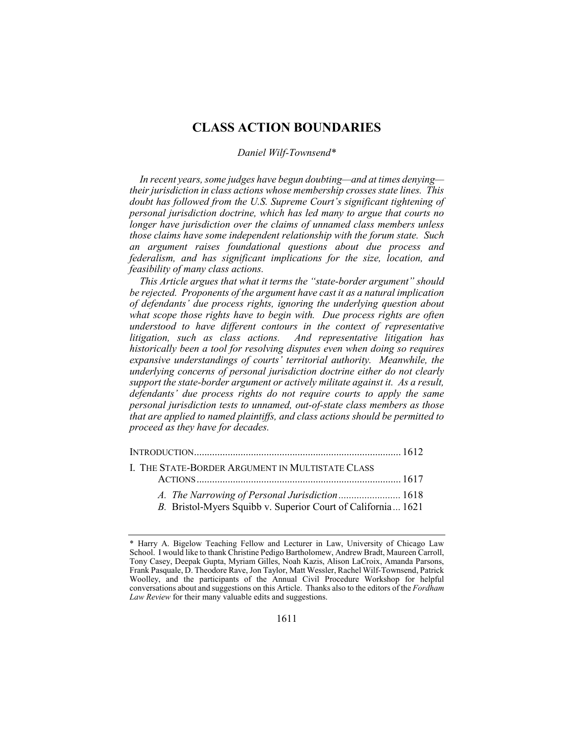# CLASS ACTION BOUNDARIES

*Daniel Wilf-Townsend\**

*In recent years, some judges have begun doubting—and at times denying—their jurisdiction in class actions whose membership crosses state lines. This doubt has followed from the U.S. Supreme Court's significant tightening of personal jurisdiction doctrine, which has led many to argue that courts no longer have jurisdiction over the claims of unnamed class members unless those claims have some independent relationship with the forum state. Such an argument raises foundational questions about due process and federalism, and has significant implications for the size, location, and feasibility of many class actions.*

*This Article argues that what it terms the "state-border argument" should be rejected. Proponents of the argument have cast it as a natural implication of defendants' due process rights, ignoring the underlying question about what scope those rights have to begin with. Due process rights are often understood to have different contours in the context of representative litigation, such as class actions. And representative litigation has historically been a tool for resolving disputes even when doing so requires expansive understandings of courts' territorial authority. Meanwhile, the underlying concerns of personal jurisdiction doctrine either do not clearly support the state-border argument or actively militate against it. As a result, defendants' due process rights do not require courts to apply the same personal jurisdiction tests to unnamed, out-of-state class members as those that are applied to named plaintiffs, and class actions should be permitted to proceed as they have for decades.*

INTRODUCTION ........ 1612

I. THE STATE-BORDER ARGUMENT IN MULTISTATE CLASS ACTIONS ........ 1617

*A. The Narrowing of Personal Jurisdiction* ........ 1618

*B.* Bristol-Myers Squibb v. Superior Court of California ... 1621

---

\* Harry A. Bigelow Teaching Fellow and Lecturer in Law, University of Chicago Law School. I would like to thank Christine Pedigo Bartholomew, Andrew Bradt, Maureen Carroll, Tony Casey, Deepak Gupta, Myriam Gilles, Noah Kazis, Alison LaCroix, Amanda Parsons, Frank Pasquale, D. Theodore Rave, Jon Taylor, Matt Wessler, Rachel Wilf-Townsend, Patrick Woolley, and the participants of the Annual Civil Procedure Workshop for helpful conversations about and suggestions on this Article. Thanks also to the editors of the *Fordham Law Review* for their many valuable edits and suggestions.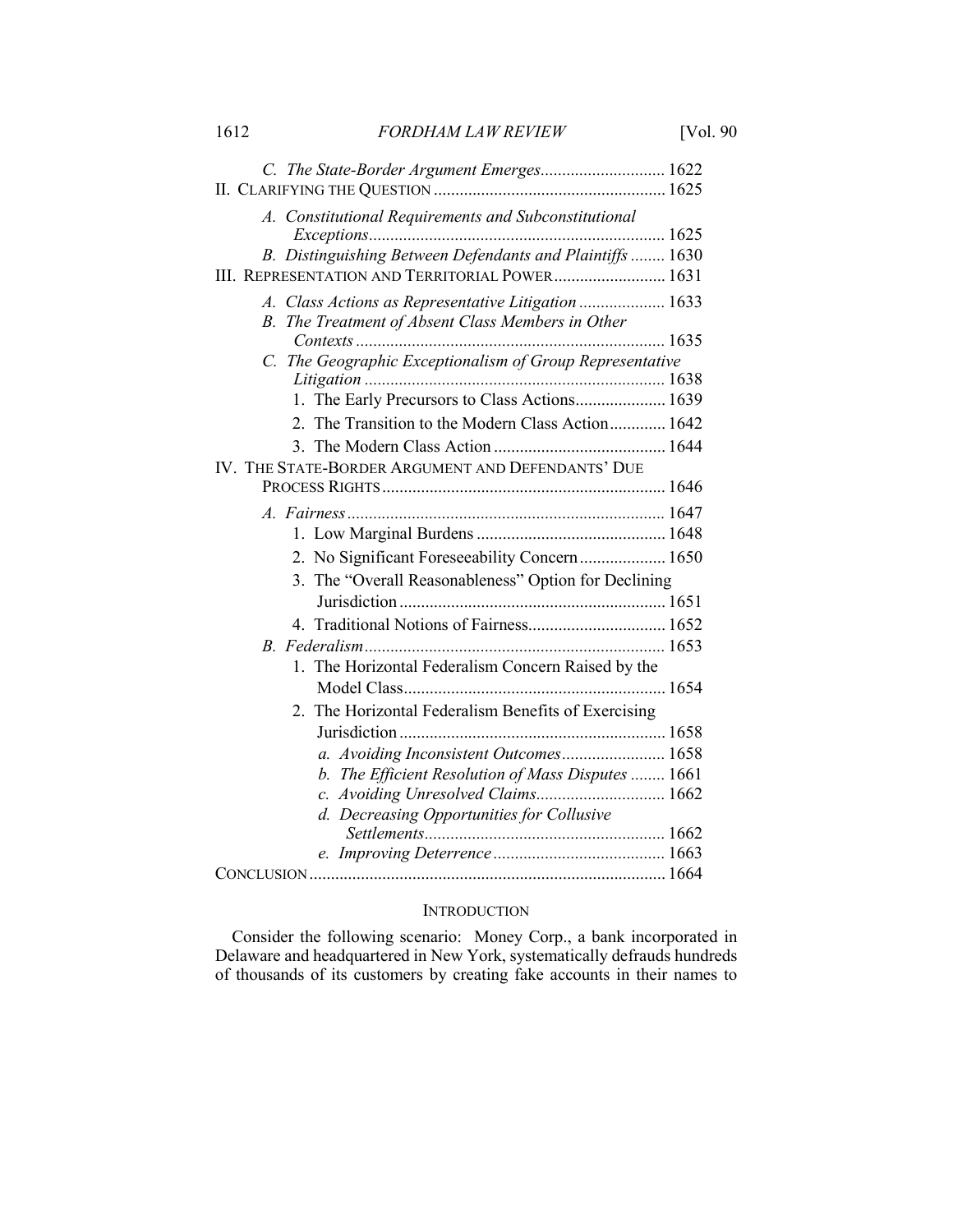- *C. The State-Border Argument Emerges* ............................ 1622

II. CLARIFYING THE QUESTION ...................................................... 1625

- *A. Constitutional Requirements and Subconstitutional Exceptions* ..................................................................... 1625
- *B. Distinguishing Between Defendants and Plaintiffs* ........ 1630

III. REPRESENTATION AND TERRITORIAL POWER.......................... 1631

- *A. Class Actions as Representative Litigation* .................... 1633
- *B. The Treatment of Absent Class Members in Other Contexts* ........................................................................ 1635
- *C. The Geographic Exceptionalism of Group Representative Litigation* ...................................................................... 1638
  1. The Early Precursors to Class Actions..................... 1639
  2. The Transition to the Modern Class Action............. 1642
  3. The Modern Class Action ........................................ 1644

IV. THE STATE-BORDER ARGUMENT AND DEFENDANTS' DUE PROCESS RIGHTS.................................................................. 1646

- *A. Fairness* .......................................................................... 1647
  1. Low Marginal Burdens ............................................ 1648
  2. No Significant Foreseeability Concern .................... 1650
  3. The "Overall Reasonableness" Option for Declining Jurisdiction .............................................................. 1651
  4. Traditional Notions of Fairness................................ 1652
- *B. Federalism* ...................................................................... 1653
  1. The Horizontal Federalism Concern Raised by the Model Class............................................................. 1654
  2. The Horizontal Federalism Benefits of Exercising Jurisdiction .............................................................. 1658
     - *a. Avoiding Inconsistent Outcomes* ........................ 1658
     - *b. The Efficient Resolution of Mass Disputes* ........ 1661
     - *c. Avoiding Unresolved Claims* .............................. 1662
     - *d. Decreasing Opportunities for Collusive Settlements* ........................................................ 1662
     - *e. Improving Deterrence* ........................................ 1663

CONCLUSION .................................................................................. 1664

## INTRODUCTION

Consider the following scenario: Money Corp., a bank incorporated in Delaware and headquartered in New York, systematically defrauds hundreds of thousands of its customers by creating fake accounts in their names to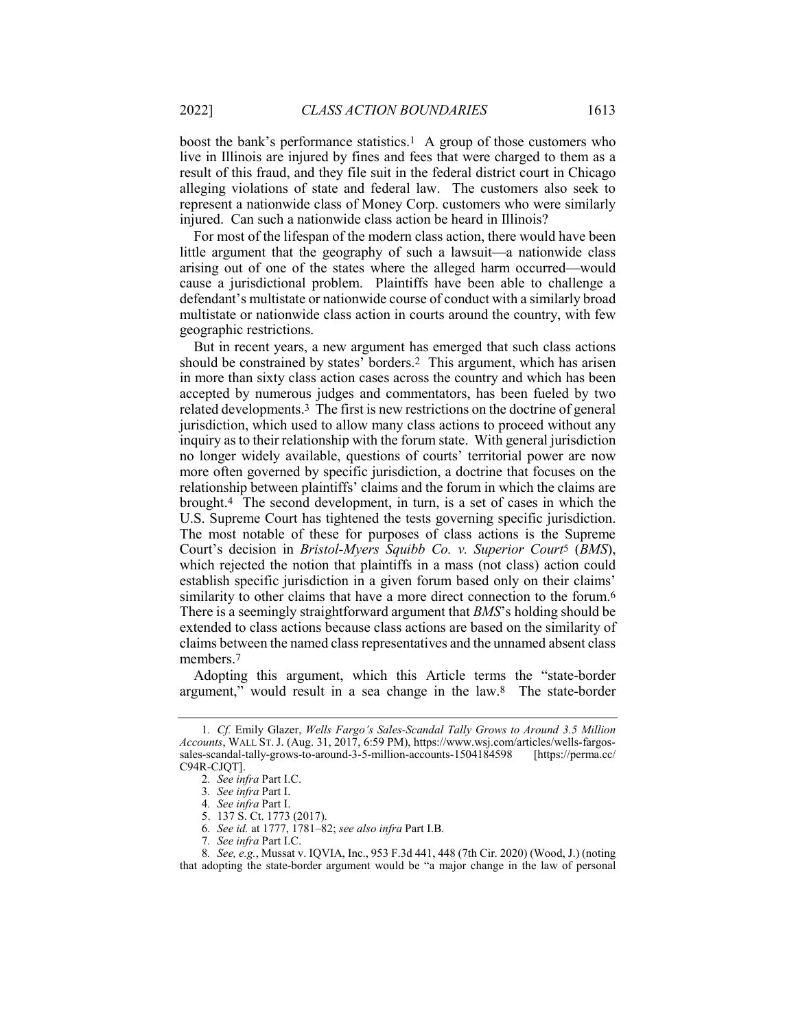boost the bank's performance statistics.[1] A group of those customers who live in Illinois are injured by fines and fees that were charged to them as a result of this fraud, and they file suit in the federal district court in Chicago alleging violations of state and federal law. The customers also seek to represent a nationwide class of Money Corp. customers who were similarly injured. Can such a nationwide class action be heard in Illinois?

For most of the lifespan of the modern class action, there would have been little argument that the geography of such a lawsuit—a nationwide class arising out of one of the states where the alleged harm occurred—would cause a jurisdictional problem. Plaintiffs have been able to challenge a defendant's multistate or nationwide course of conduct with a similarly broad multistate or nationwide class action in courts around the country, with few geographic restrictions.

But in recent years, a new argument has emerged that such class actions should be constrained by states' borders.[2] This argument, which has arisen in more than sixty class action cases across the country and which has been accepted by numerous judges and commentators, has been fueled by two related developments.[3] The first is new restrictions on the doctrine of general jurisdiction, which used to allow many class actions to proceed without any inquiry as to their relationship with the forum state. With general jurisdiction no longer widely available, questions of courts' territorial power are now more often governed by specific jurisdiction, a doctrine that focuses on the relationship between plaintiffs' claims and the forum in which the claims are brought.[4] The second development, in turn, is a set of cases in which the U.S. Supreme Court has tightened the tests governing specific jurisdiction. The most notable of these for purposes of class actions is the Supreme Court's decision in *Bristol-Myers Squibb Co. v. Superior Court*[5] (*BMS*), which rejected the notion that plaintiffs in a mass (not class) action could establish specific jurisdiction in a given forum based only on their claims' similarity to other claims that have a more direct connection to the forum.[6] There is a seemingly straightforward argument that *BMS*'s holding should be extended to class actions because class actions are based on the similarity of claims between the named class representatives and the unnamed absent class members.[7]

Adopting this argument, which this Article terms the "state-border argument," would result in a sea change in the law.[8] The state-border

---

1. *Cf.* Emily Glazer, *Wells Fargo's Sales-Scandal Tally Grows to Around 3.5 Million Accounts*, WALL ST. J. (Aug. 31, 2017, 6:59 PM), https://www.wsj.com/articles/wells-fargos-sales-scandal-tally-grows-to-around-3-5-million-accounts-1504184598 [https://perma.cc/C94R-CJQT].

2. *See infra* Part I.C.

3. *See infra* Part I.

4. *See infra* Part I.

5. 137 S. Ct. 1773 (2017).

6. *See id.* at 1777, 1781–82; *see also infra* Part I.B.

7. *See infra* Part I.C.

8. *See, e.g.*, Mussat v. IQVIA, Inc., 953 F.3d 441, 448 (7th Cir. 2020) (Wood, J.) (noting that adopting the state-border argument would be "a major change in the law of personal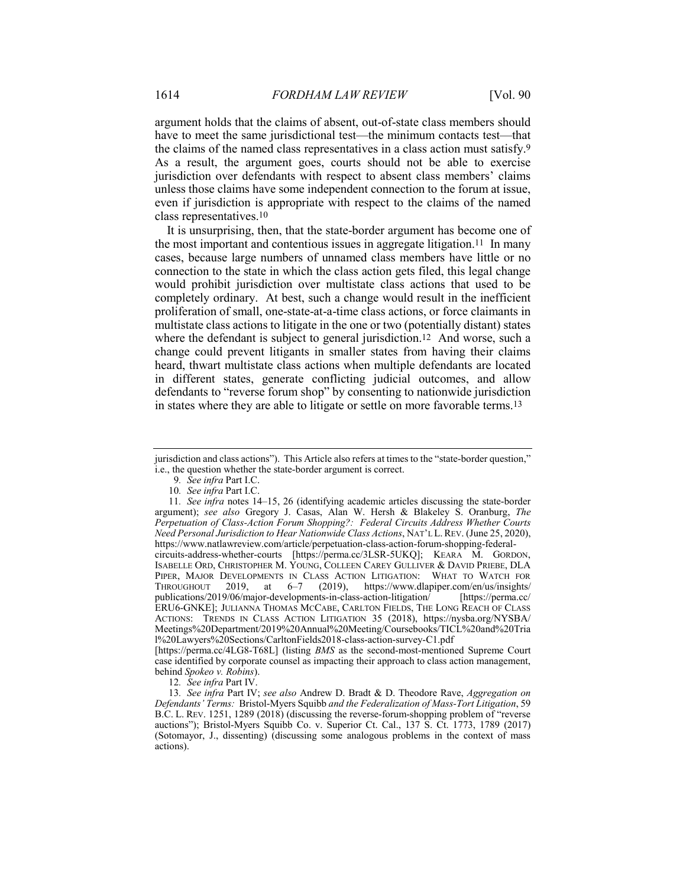argument holds that the claims of absent, out-of-state class members should have to meet the same jurisdictional test—the minimum contacts test—that the claims of the named class representatives in a class action must satisfy.[9] As a result, the argument goes, courts should not be able to exercise jurisdiction over defendants with respect to absent class members' claims unless those claims have some independent connection to the forum at issue, even if jurisdiction is appropriate with respect to the claims of the named class representatives.[10]

It is unsurprising, then, that the state-border argument has become one of the most important and contentious issues in aggregate litigation.[11] In many cases, because large numbers of unnamed class members have little or no connection to the state in which the class action gets filed, this legal change would prohibit jurisdiction over multistate class actions that used to be completely ordinary. At best, such a change would result in the inefficient proliferation of small, one-state-at-a-time class actions, or force claimants in multistate class actions to litigate in the one or two (potentially distant) states where the defendant is subject to general jurisdiction.[12] And worse, such a change could prevent litigants in smaller states from having their claims heard, thwart multistate class actions when multiple defendants are located in different states, generate conflicting judicial outcomes, and allow defendants to "reverse forum shop" by consenting to nationwide jurisdiction in states where they are able to litigate or settle on more favorable terms.[13]

---

jurisdiction and class actions"). This Article also refers at times to the "state-border question," i.e., the question whether the state-border argument is correct.

9. *See infra* Part I.C.

10. *See infra* Part I.C.

11. *See infra* notes 14–15, 26 (identifying academic articles discussing the state-border argument); *see also* Gregory J. Casas, Alan W. Hersh & Blakeley S. Oranburg, *The Perpetuation of Class-Action Forum Shopping?: Federal Circuits Address Whether Courts Need Personal Jurisdiction to Hear Nationwide Class Actions*, NAT'L L. REV. (June 25, 2020), https://www.natlawreview.com/article/perpetuation-class-action-forum-shopping-federal-circuits-address-whether-courts [https://perma.cc/3LSR-5UKQ]; KEARA M. GORDON, ISABELLE ORD, CHRISTOPHER M. YOUNG, COLLEEN CAREY GULLIVER & DAVID PRIEBE, DLA PIPER, MAJOR DEVELOPMENTS IN CLASS ACTION LITIGATION: WHAT TO WATCH FOR THROUGHOUT 2019, at 6–7 (2019), https://www.dlapiper.com/en/us/insights/publications/2019/06/major-developments-in-class-action-litigation/ [https://perma.cc/ERU6-GNKE]; JULIANNA THOMAS MCCABE, CARLTON FIELDS, THE LONG REACH OF CLASS ACTIONS: TRENDS IN CLASS ACTION LITIGATION 35 (2018), https://nysba.org/NYSBA/Meetings%20Department/2019%20Annual%20Meeting/Coursebooks/TICL%20and%20Trial%20Lawyers%20Sections/CarltonFields2018-class-action-survey-C1.pdf [https://perma.cc/4LG8-T68L] (listing *BMS* as the second-most-mentioned Supreme Court case identified by corporate counsel as impacting their approach to class action management, behind *Spokeo v. Robins*).

12. *See infra* Part IV.

13. *See infra* Part IV; *see also* Andrew D. Bradt & D. Theodore Rave, *Aggregation on Defendants' Terms:* Bristol-Myers Squibb *and the Federalization of Mass-Tort Litigation*, 59 B.C. L. REV. 1251, 1289 (2018) (discussing the reverse-forum-shopping problem of "reverse auctions"); Bristol-Myers Squibb Co. v. Superior Ct. Cal., 137 S. Ct. 1773, 1789 (2017) (Sotomayor, J., dissenting) (discussing some analogous problems in the context of mass actions).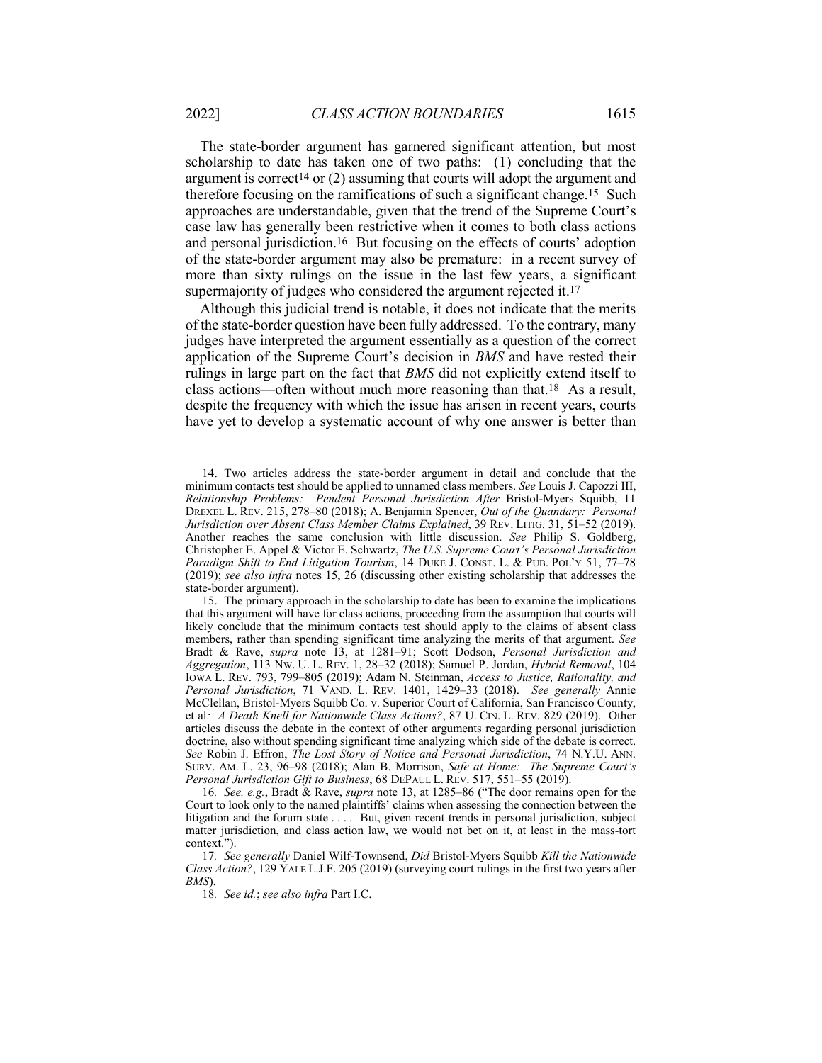The state-border argument has garnered significant attention, but most scholarship to date has taken one of two paths: (1) concluding that the argument is correct[14] or (2) assuming that courts will adopt the argument and therefore focusing on the ramifications of such a significant change.[15] Such approaches are understandable, given that the trend of the Supreme Court's case law has generally been restrictive when it comes to both class actions and personal jurisdiction.[16] But focusing on the effects of courts' adoption of the state-border argument may also be premature: in a recent survey of more than sixty rulings on the issue in the last few years, a significant supermajority of judges who considered the argument rejected it.[17]

Although this judicial trend is notable, it does not indicate that the merits of the state-border question have been fully addressed. To the contrary, many judges have interpreted the argument essentially as a question of the correct application of the Supreme Court's decision in *BMS* and have rested their rulings in large part on the fact that *BMS* did not explicitly extend itself to class actions—often without much more reasoning than that.[18] As a result, despite the frequency with which the issue has arisen in recent years, courts have yet to develop a systematic account of why one answer is better than

---

14. Two articles address the state-border argument in detail and conclude that the minimum contacts test should be applied to unnamed class members. *See* Louis J. Capozzi III, *Relationship Problems: Pendent Personal Jurisdiction After* Bristol-Myers Squibb, 11 DREXEL L. REV. 215, 278–80 (2018); A. Benjamin Spencer, *Out of the Quandary: Personal Jurisdiction over Absent Class Member Claims Explained*, 39 REV. LITIG. 31, 51–52 (2019). Another reaches the same conclusion with little discussion. *See* Philip S. Goldberg, Christopher E. Appel & Victor E. Schwartz, *The U.S. Supreme Court's Personal Jurisdiction Paradigm Shift to End Litigation Tourism*, 14 DUKE J. CONST. L. & PUB. POL'Y 51, 77–78 (2019); *see also infra* notes 15, 26 (discussing other existing scholarship that addresses the state-border argument).

15. The primary approach in the scholarship to date has been to examine the implications that this argument will have for class actions, proceeding from the assumption that courts will likely conclude that the minimum contacts test should apply to the claims of absent class members, rather than spending significant time analyzing the merits of that argument. *See* Bradt & Rave, *supra* note 13, at 1281–91; Scott Dodson, *Personal Jurisdiction and Aggregation*, 113 NW. U. L. REV. 1, 28–32 (2018); Samuel P. Jordan, *Hybrid Removal*, 104 IOWA L. REV. 793, 799–805 (2019); Adam N. Steinman, *Access to Justice, Rationality, and Personal Jurisdiction*, 71 VAND. L. REV. 1401, 1429–33 (2018). *See generally* Annie McClellan, Bristol-Myers Squibb Co. v. Superior Court of California, San Francisco County, et al*: A Death Knell for Nationwide Class Actions?*, 87 U. CIN. L. REV. 829 (2019). Other articles discuss the debate in the context of other arguments regarding personal jurisdiction doctrine, also without spending significant time analyzing which side of the debate is correct. *See* Robin J. Effron, *The Lost Story of Notice and Personal Jurisdiction*, 74 N.Y.U. ANN. SURV. AM. L. 23, 96–98 (2018); Alan B. Morrison, *Safe at Home: The Supreme Court's Personal Jurisdiction Gift to Business*, 68 DEPAUL L. REV. 517, 551–55 (2019).

16. *See, e.g.*, Bradt & Rave, *supra* note 13, at 1285–86 ("The door remains open for the Court to look only to the named plaintiffs' claims when assessing the connection between the litigation and the forum state . . . . But, given recent trends in personal jurisdiction, subject matter jurisdiction, and class action law, we would not bet on it, at least in the mass-tort context.").

17. *See generally* Daniel Wilf-Townsend, *Did* Bristol-Myers Squibb *Kill the Nationwide Class Action?*, 129 YALE L.J.F. 205 (2019) (surveying court rulings in the first two years after *BMS*).

18. *See id.*; *see also infra* Part I.C.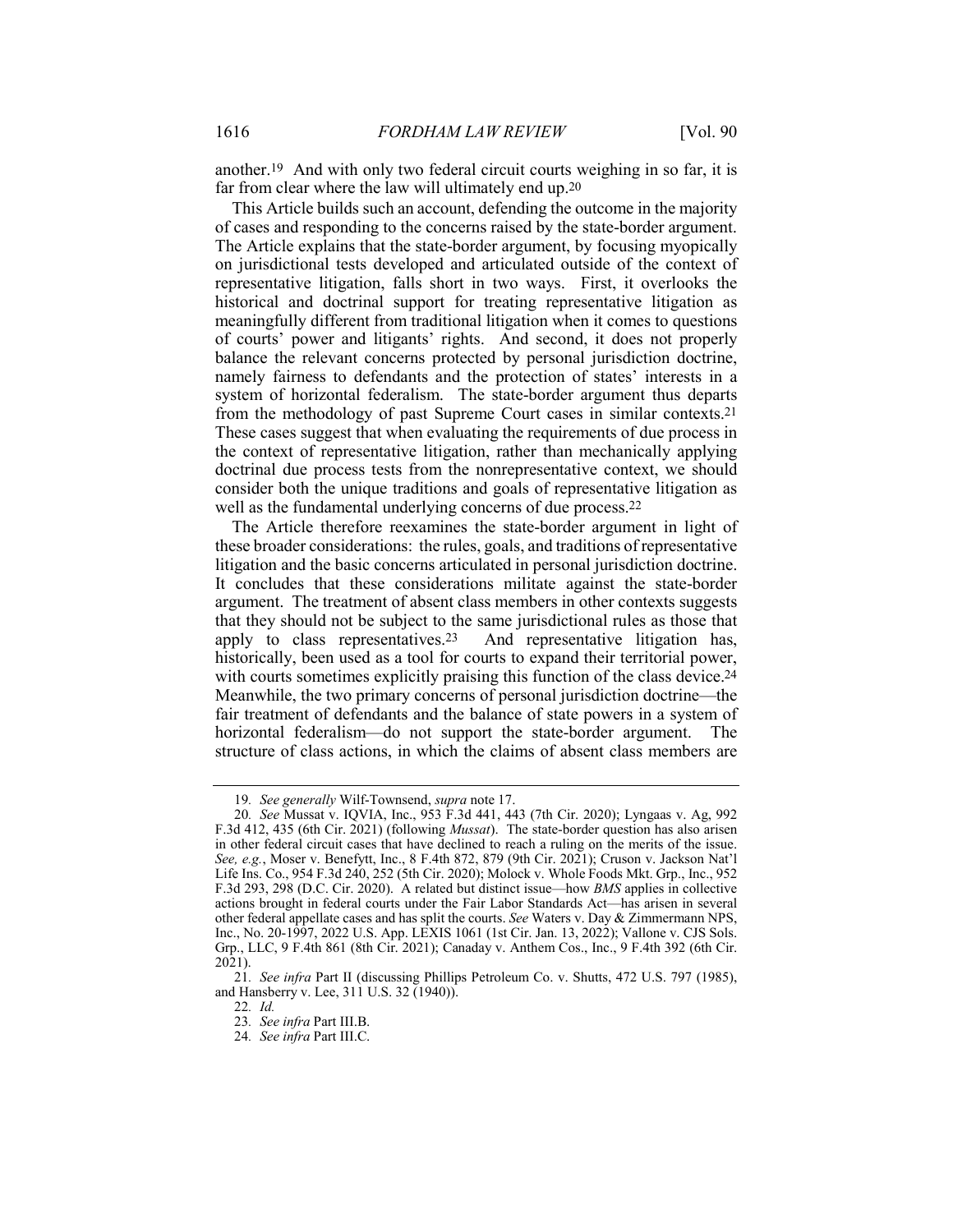another.[19] And with only two federal circuit courts weighing in so far, it is far from clear where the law will ultimately end up.[20]

This Article builds such an account, defending the outcome in the majority of cases and responding to the concerns raised by the state-border argument. The Article explains that the state-border argument, by focusing myopically on jurisdictional tests developed and articulated outside of the context of representative litigation, falls short in two ways. First, it overlooks the historical and doctrinal support for treating representative litigation as meaningfully different from traditional litigation when it comes to questions of courts' power and litigants' rights. And second, it does not properly balance the relevant concerns protected by personal jurisdiction doctrine, namely fairness to defendants and the protection of states' interests in a system of horizontal federalism. The state-border argument thus departs from the methodology of past Supreme Court cases in similar contexts.[21] These cases suggest that when evaluating the requirements of due process in the context of representative litigation, rather than mechanically applying doctrinal due process tests from the nonrepresentative context, we should consider both the unique traditions and goals of representative litigation as well as the fundamental underlying concerns of due process.[22]

The Article therefore reexamines the state-border argument in light of these broader considerations: the rules, goals, and traditions of representative litigation and the basic concerns articulated in personal jurisdiction doctrine. It concludes that these considerations militate against the state-border argument. The treatment of absent class members in other contexts suggests that they should not be subject to the same jurisdictional rules as those that apply to class representatives.[23] And representative litigation has, historically, been used as a tool for courts to expand their territorial power, with courts sometimes explicitly praising this function of the class device.[24] Meanwhile, the two primary concerns of personal jurisdiction doctrine—the fair treatment of defendants and the balance of state powers in a system of horizontal federalism—do not support the state-border argument. The structure of class actions, in which the claims of absent class members are

---

19. *See generally* Wilf-Townsend, *supra* note 17.

20. *See* Mussat v. IQVIA, Inc., 953 F.3d 441, 443 (7th Cir. 2020); Lyngaas v. Ag, 992 F.3d 412, 435 (6th Cir. 2021) (following *Mussat*). The state-border question has also arisen in other federal circuit cases that have declined to reach a ruling on the merits of the issue. *See, e.g.*, Moser v. Benefytt, Inc., 8 F.4th 872, 879 (9th Cir. 2021); Cruson v. Jackson Nat'l Life Ins. Co., 954 F.3d 240, 252 (5th Cir. 2020); Molock v. Whole Foods Mkt. Grp., Inc., 952 F.3d 293, 298 (D.C. Cir. 2020). A related but distinct issue—how *BMS* applies in collective actions brought in federal courts under the Fair Labor Standards Act—has arisen in several other federal appellate cases and has split the courts. *See* Waters v. Day & Zimmermann NPS, Inc., No. 20-1997, 2022 U.S. App. LEXIS 1061 (1st Cir. Jan. 13, 2022); Vallone v. CJS Sols. Grp., LLC, 9 F.4th 861 (8th Cir. 2021); Canaday v. Anthem Cos., Inc., 9 F.4th 392 (6th Cir. 2021).

21. *See infra* Part II (discussing Phillips Petroleum Co. v. Shutts, 472 U.S. 797 (1985), and Hansberry v. Lee, 311 U.S. 32 (1940)).

22. *Id.*

23. *See infra* Part III.B.

24. *See infra* Part III.C.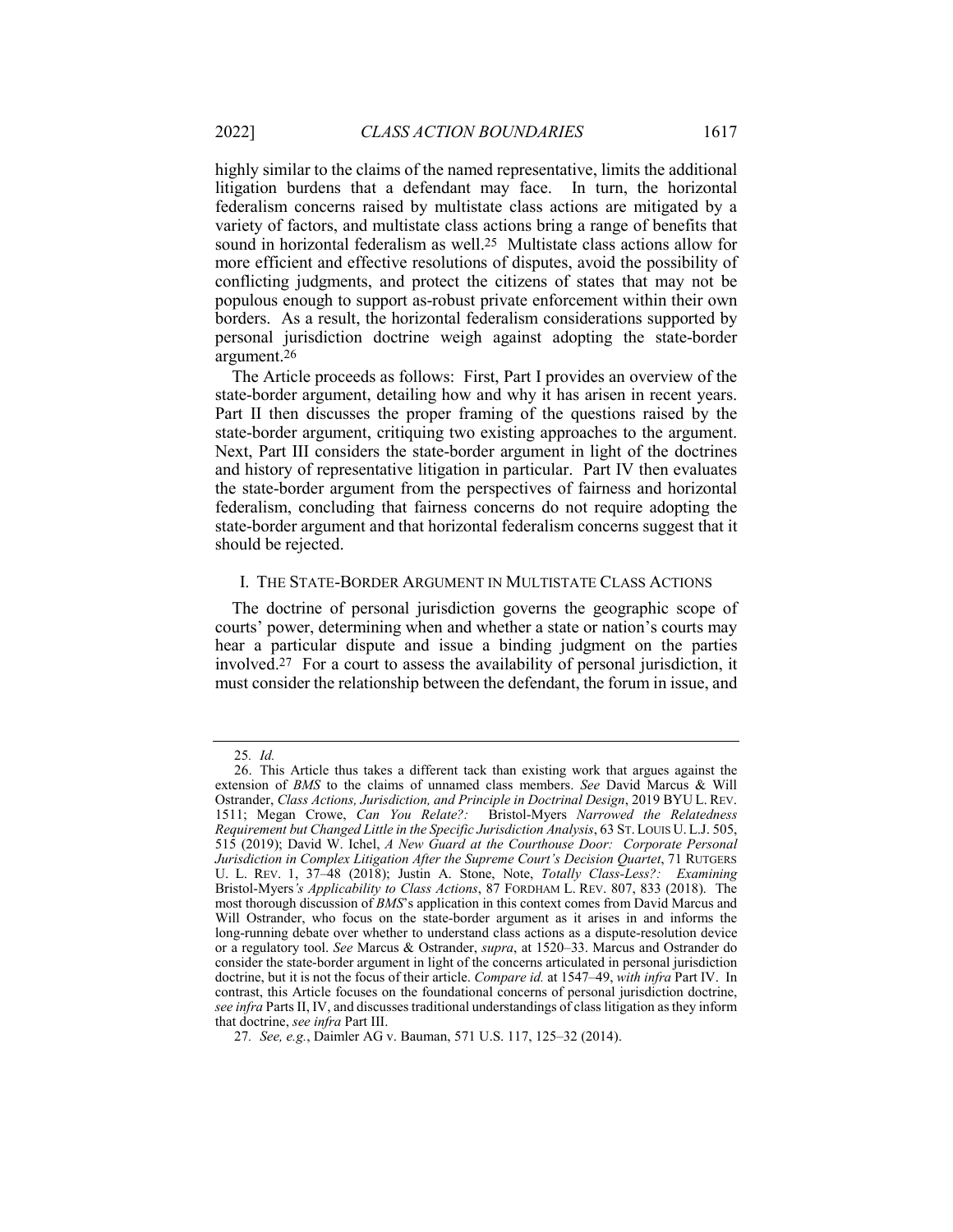highly similar to the claims of the named representative, limits the additional litigation burdens that a defendant may face. In turn, the horizontal federalism concerns raised by multistate class actions are mitigated by a variety of factors, and multistate class actions bring a range of benefits that sound in horizontal federalism as well.[25] Multistate class actions allow for more efficient and effective resolutions of disputes, avoid the possibility of conflicting judgments, and protect the citizens of states that may not be populous enough to support as-robust private enforcement within their own borders. As a result, the horizontal federalism considerations supported by personal jurisdiction doctrine weigh against adopting the state-border argument.[26]

The Article proceeds as follows: First, Part I provides an overview of the state-border argument, detailing how and why it has arisen in recent years. Part II then discusses the proper framing of the questions raised by the state-border argument, critiquing two existing approaches to the argument. Next, Part III considers the state-border argument in light of the doctrines and history of representative litigation in particular. Part IV then evaluates the state-border argument from the perspectives of fairness and horizontal federalism, concluding that fairness concerns do not require adopting the state-border argument and that horizontal federalism concerns suggest that it should be rejected.

## I. THE STATE-BORDER ARGUMENT IN MULTISTATE CLASS ACTIONS

The doctrine of personal jurisdiction governs the geographic scope of courts' power, determining when and whether a state or nation's courts may hear a particular dispute and issue a binding judgment on the parties involved.[27] For a court to assess the availability of personal jurisdiction, it must consider the relationship between the defendant, the forum in issue, and

---

25. *Id.*

26. This Article thus takes a different tack than existing work that argues against the extension of *BMS* to the claims of unnamed class members. *See* David Marcus & Will Ostrander, *Class Actions, Jurisdiction, and Principle in Doctrinal Design*, 2019 BYU L. REV. 1511; Megan Crowe, *Can You Relate?: Bristol-Myers Narrowed the Relatedness Requirement but Changed Little in the Specific Jurisdiction Analysis*, 63 ST. LOUIS U. L.J. 505, 515 (2019); David W. Ichel, *A New Guard at the Courthouse Door: Corporate Personal Jurisdiction in Complex Litigation After the Supreme Court's Decision Quartet*, 71 RUTGERS U. L. REV. 1, 37–48 (2018); Justin A. Stone, Note, *Totally Class-Less?: Examining Bristol-Myers's Applicability to Class Actions*, 87 FORDHAM L. REV. 807, 833 (2018). The most thorough discussion of *BMS*'s application in this context comes from David Marcus and Will Ostrander, who focus on the state-border argument as it arises in and informs the long-running debate over whether to understand class actions as a dispute-resolution device or a regulatory tool. *See* Marcus & Ostrander, *supra*, at 1520–33. Marcus and Ostrander do consider the state-border argument in light of the concerns articulated in personal jurisdiction doctrine, but it is not the focus of their article. *Compare id.* at 1547–49, *with infra* Part IV. In contrast, this Article focuses on the foundational concerns of personal jurisdiction doctrine, *see infra* Parts II, IV, and discusses traditional understandings of class litigation as they inform that doctrine, *see infra* Part III.

27. *See, e.g.*, Daimler AG v. Bauman, 571 U.S. 117, 125–32 (2014).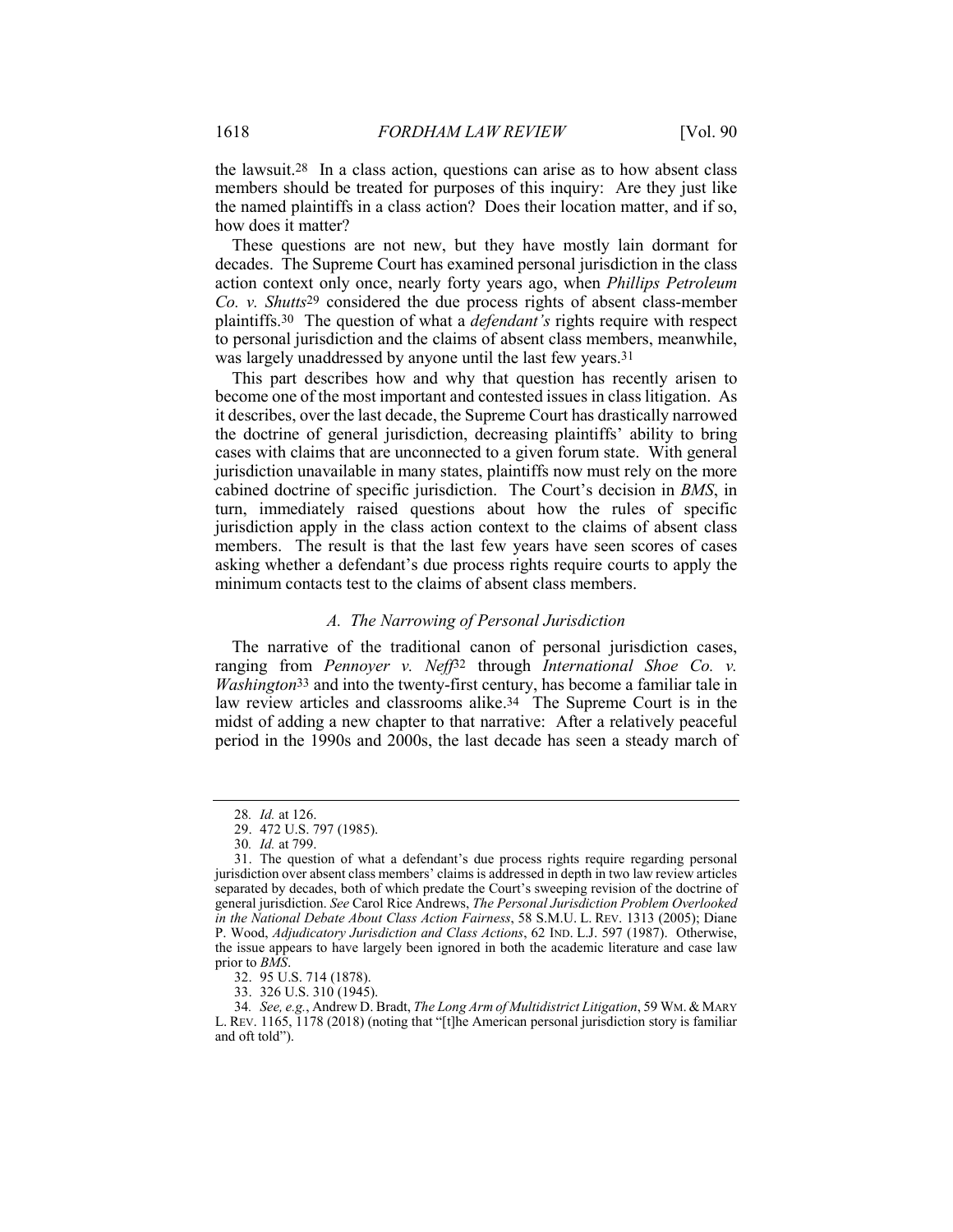the lawsuit.[28] In a class action, questions can arise as to how absent class members should be treated for purposes of this inquiry: Are they just like the named plaintiffs in a class action? Does their location matter, and if so, how does it matter?

These questions are not new, but they have mostly lain dormant for decades. The Supreme Court has examined personal jurisdiction in the class action context only once, nearly forty years ago, when *Phillips Petroleum Co. v. Shutts*[29] considered the due process rights of absent class-member plaintiffs.[30] The question of what a *defendant's* rights require with respect to personal jurisdiction and the claims of absent class members, meanwhile, was largely unaddressed by anyone until the last few years.[31]

This part describes how and why that question has recently arisen to become one of the most important and contested issues in class litigation. As it describes, over the last decade, the Supreme Court has drastically narrowed the doctrine of general jurisdiction, decreasing plaintiffs' ability to bring cases with claims that are unconnected to a given forum state. With general jurisdiction unavailable in many states, plaintiffs now must rely on the more cabined doctrine of specific jurisdiction. The Court's decision in *BMS*, in turn, immediately raised questions about how the rules of specific jurisdiction apply in the class action context to the claims of absent class members. The result is that the last few years have seen scores of cases asking whether a defendant's due process rights require courts to apply the minimum contacts test to the claims of absent class members.

### *A. The Narrowing of Personal Jurisdiction*

The narrative of the traditional canon of personal jurisdiction cases, ranging from *Pennoyer v. Neff*[32] through *International Shoe Co. v. Washington*[33] and into the twenty-first century, has become a familiar tale in law review articles and classrooms alike.[34] The Supreme Court is in the midst of adding a new chapter to that narrative: After a relatively peaceful period in the 1990s and 2000s, the last decade has seen a steady march of

---

28. *Id.* at 126.

29. 472 U.S. 797 (1985).

30. *Id.* at 799.

31. The question of what a defendant's due process rights require regarding personal jurisdiction over absent class members' claims is addressed in depth in two law review articles separated by decades, both of which predate the Court's sweeping revision of the doctrine of general jurisdiction. *See* Carol Rice Andrews, *The Personal Jurisdiction Problem Overlooked in the National Debate About Class Action Fairness*, 58 S.M.U. L. REV. 1313 (2005); Diane P. Wood, *Adjudicatory Jurisdiction and Class Actions*, 62 IND. L.J. 597 (1987). Otherwise, the issue appears to have largely been ignored in both the academic literature and case law prior to *BMS*.

32. 95 U.S. 714 (1878).

33. 326 U.S. 310 (1945).

34. *See, e.g.*, Andrew D. Bradt, *The Long Arm of Multidistrict Litigation*, 59 WM. & MARY L. REV. 1165, 1178 (2018) (noting that "[t]he American personal jurisdiction story is familiar and oft told").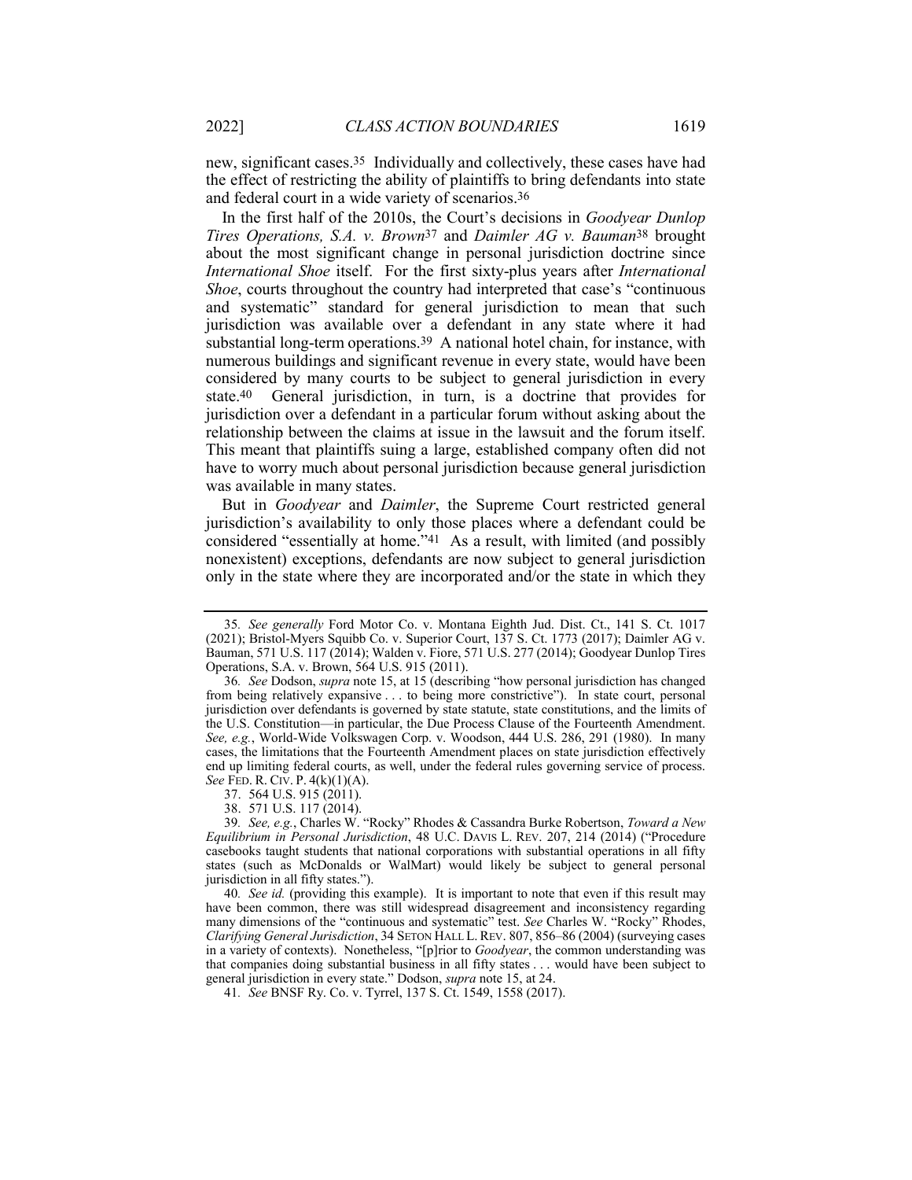new, significant cases.[35] Individually and collectively, these cases have had the effect of restricting the ability of plaintiffs to bring defendants into state and federal court in a wide variety of scenarios.[36]

In the first half of the 2010s, the Court's decisions in *Goodyear Dunlop Tires Operations, S.A. v. Brown*[37] and *Daimler AG v. Bauman*[38] brought about the most significant change in personal jurisdiction doctrine since *International Shoe* itself. For the first sixty-plus years after *International Shoe*, courts throughout the country had interpreted that case's "continuous and systematic" standard for general jurisdiction to mean that such jurisdiction was available over a defendant in any state where it had substantial long-term operations.[39] A national hotel chain, for instance, with numerous buildings and significant revenue in every state, would have been considered by many courts to be subject to general jurisdiction in every state.[40] General jurisdiction, in turn, is a doctrine that provides for jurisdiction over a defendant in a particular forum without asking about the relationship between the claims at issue in the lawsuit and the forum itself. This meant that plaintiffs suing a large, established company often did not have to worry much about personal jurisdiction because general jurisdiction was available in many states.

But in *Goodyear* and *Daimler*, the Supreme Court restricted general jurisdiction's availability to only those places where a defendant could be considered "essentially at home."[41] As a result, with limited (and possibly nonexistent) exceptions, defendants are now subject to general jurisdiction only in the state where they are incorporated and/or the state in which they

---

35. *See generally* Ford Motor Co. v. Montana Eighth Jud. Dist. Ct., 141 S. Ct. 1017 (2021); Bristol-Myers Squibb Co. v. Superior Court, 137 S. Ct. 1773 (2017); Daimler AG v. Bauman, 571 U.S. 117 (2014); Walden v. Fiore, 571 U.S. 277 (2014); Goodyear Dunlop Tires Operations, S.A. v. Brown, 564 U.S. 915 (2011).

36. *See* Dodson, *supra* note 15, at 15 (describing "how personal jurisdiction has changed from being relatively expansive . . . to being more constrictive"). In state court, personal jurisdiction over defendants is governed by state statute, state constitutions, and the limits of the U.S. Constitution—in particular, the Due Process Clause of the Fourteenth Amendment. *See, e.g.*, World-Wide Volkswagen Corp. v. Woodson, 444 U.S. 286, 291 (1980). In many cases, the limitations that the Fourteenth Amendment places on state jurisdiction effectively end up limiting federal courts, as well, under the federal rules governing service of process. *See* FED. R. CIV. P. 4(k)(1)(A).

37. 564 U.S. 915 (2011).

38. 571 U.S. 117 (2014).

39. *See, e.g.*, Charles W. "Rocky" Rhodes & Cassandra Burke Robertson, *Toward a New Equilibrium in Personal Jurisdiction*, 48 U.C. DAVIS L. REV. 207, 214 (2014) ("Procedure casebooks taught students that national corporations with substantial operations in all fifty states (such as McDonalds or WalMart) would likely be subject to general personal jurisdiction in all fifty states.").

40. *See id.* (providing this example). It is important to note that even if this result may have been common, there was still widespread disagreement and inconsistency regarding many dimensions of the "continuous and systematic" test. *See* Charles W. "Rocky" Rhodes, *Clarifying General Jurisdiction*, 34 SETON HALL L. REV. 807, 856–86 (2004) (surveying cases in a variety of contexts). Nonetheless, "[p]rior to *Goodyear*, the common understanding was that companies doing substantial business in all fifty states . . . would have been subject to general jurisdiction in every state." Dodson, *supra* note 15, at 24.

41. *See* BNSF Ry. Co. v. Tyrrel, 137 S. Ct. 1549, 1558 (2017).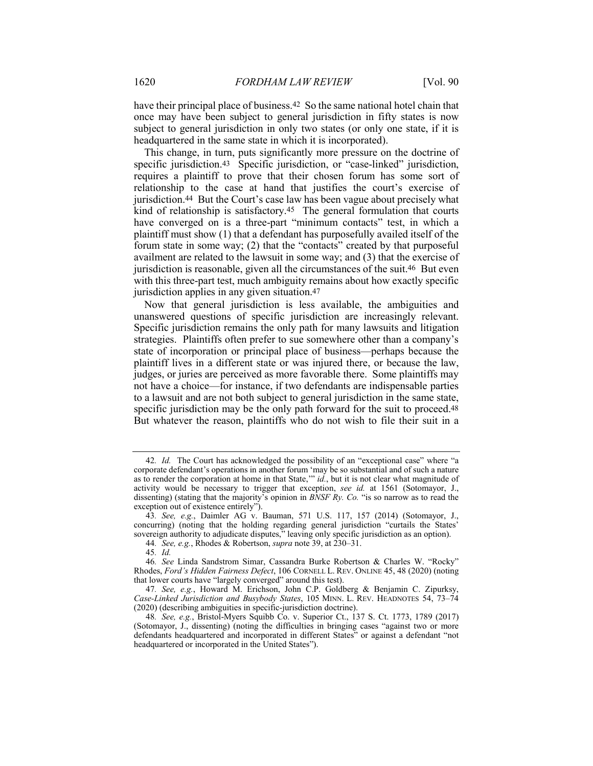have their principal place of business.[42] So the same national hotel chain that once may have been subject to general jurisdiction in fifty states is now subject to general jurisdiction in only two states (or only one state, if it is headquartered in the same state in which it is incorporated).

This change, in turn, puts significantly more pressure on the doctrine of specific jurisdiction.[43] Specific jurisdiction, or "case-linked" jurisdiction, requires a plaintiff to prove that their chosen forum has some sort of relationship to the case at hand that justifies the court's exercise of jurisdiction.[44] But the Court's case law has been vague about precisely what kind of relationship is satisfactory.[45] The general formulation that courts have converged on is a three-part "minimum contacts" test, in which a plaintiff must show (1) that a defendant has purposefully availed itself of the forum state in some way; (2) that the "contacts" created by that purposeful availment are related to the lawsuit in some way; and (3) that the exercise of jurisdiction is reasonable, given all the circumstances of the suit.[46] But even with this three-part test, much ambiguity remains about how exactly specific jurisdiction applies in any given situation.[47]

Now that general jurisdiction is less available, the ambiguities and unanswered questions of specific jurisdiction are increasingly relevant. Specific jurisdiction remains the only path for many lawsuits and litigation strategies. Plaintiffs often prefer to sue somewhere other than a company's state of incorporation or principal place of business—perhaps because the plaintiff lives in a different state or was injured there, or because the law, judges, or juries are perceived as more favorable there. Some plaintiffs may not have a choice—for instance, if two defendants are indispensable parties to a lawsuit and are not both subject to general jurisdiction in the same state, specific jurisdiction may be the only path forward for the suit to proceed.[48] But whatever the reason, plaintiffs who do not wish to file their suit in a

---

42. *Id.* The Court has acknowledged the possibility of an "exceptional case" where "a corporate defendant's operations in another forum 'may be so substantial and of such a nature as to render the corporation at home in that State,'" *id.*, but it is not clear what magnitude of activity would be necessary to trigger that exception, *see id.* at 1561 (Sotomayor, J., dissenting) (stating that the majority's opinion in *BNSF Ry. Co.* "is so narrow as to read the exception out of existence entirely").

43. *See, e.g.*, Daimler AG v. Bauman, 571 U.S. 117, 157 (2014) (Sotomayor, J., concurring) (noting that the holding regarding general jurisdiction "curtails the States' sovereign authority to adjudicate disputes," leaving only specific jurisdiction as an option).

44. *See, e.g.*, Rhodes & Robertson, *supra* note 39, at 230–31.

45. *Id.*

46. *See* Linda Sandstrom Simar, Cassandra Burke Robertson & Charles W. "Rocky" Rhodes, *Ford's Hidden Fairness Defect*, 106 CORNELL L. REV. ONLINE 45, 48 (2020) (noting that lower courts have "largely converged" around this test).

47. *See, e.g.*, Howard M. Erichson, John C.P. Goldberg & Benjamin C. Zipurksy, *Case-Linked Jurisdiction and Busybody States*, 105 MINN. L. REV. HEADNOTES 54, 73–74 (2020) (describing ambiguities in specific-jurisdiction doctrine).

48. *See, e.g.*, Bristol-Myers Squibb Co. v. Superior Ct., 137 S. Ct. 1773, 1789 (2017) (Sotomayor, J., dissenting) (noting the difficulties in bringing cases "against two or more defendants headquartered and incorporated in different States" or against a defendant "not headquartered or incorporated in the United States").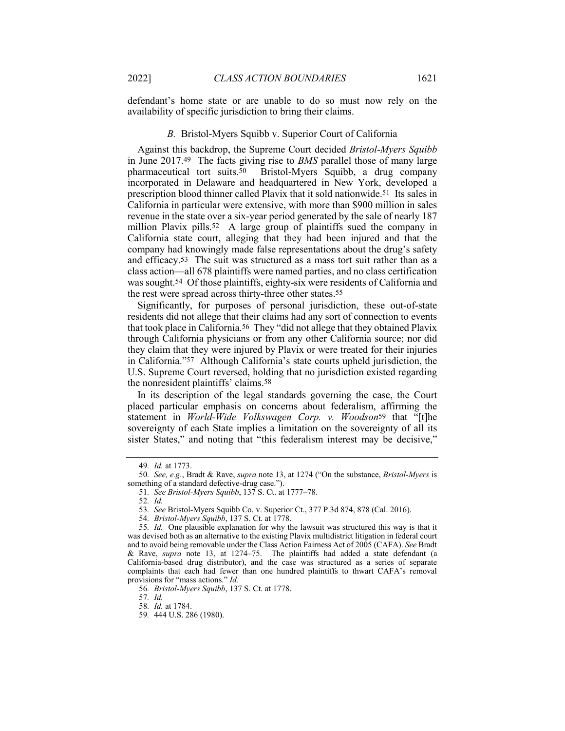defendant's home state or are unable to do so must now rely on the availability of specific jurisdiction to bring their claims.

### *B.* Bristol-Myers Squibb v. Superior Court of California

Against this backdrop, the Supreme Court decided *Bristol-Myers Squibb* in June 2017.[49] The facts giving rise to *BMS* parallel those of many large pharmaceutical tort suits.[50] Bristol-Myers Squibb, a drug company incorporated in Delaware and headquartered in New York, developed a prescription blood thinner called Plavix that it sold nationwide.[51] Its sales in California in particular were extensive, with more than $900 million in sales revenue in the state over a six-year period generated by the sale of nearly 187 million Plavix pills.[52] A large group of plaintiffs sued the company in California state court, alleging that they had been injured and that the company had knowingly made false representations about the drug's safety and efficacy.[53] The suit was structured as a mass tort suit rather than as a class action—all 678 plaintiffs were named parties, and no class certification was sought.[54] Of those plaintiffs, eighty-six were residents of California and the rest were spread across thirty-three other states.[55]

Significantly, for purposes of personal jurisdiction, these out-of-state residents did not allege that their claims had any sort of connection to events that took place in California.[56] They "did not allege that they obtained Plavix through California physicians or from any other California source; nor did they claim that they were injured by Plavix or were treated for their injuries in California."[57] Although California's state courts upheld jurisdiction, the U.S. Supreme Court reversed, holding that no jurisdiction existed regarding the nonresident plaintiffs' claims.[58]

In its description of the legal standards governing the case, the Court placed particular emphasis on concerns about federalism, affirming the statement in *World-Wide Volkswagen Corp. v. Woodson*[59] that "[t]he sovereignty of each State implies a limitation on the sovereignty of all its sister States," and noting that "this federalism interest may be decisive,"

---

49. *Id.* at 1773.

50. *See, e.g.*, Bradt & Rave, *supra* note 13, at 1274 ("On the substance, *Bristol-Myers* is something of a standard defective-drug case.").

51. *See Bristol-Myers Squibb*, 137 S. Ct. at 1777–78.

52. *Id.*

53. *See* Bristol-Myers Squibb Co. v. Superior Ct., 377 P.3d 874, 878 (Cal. 2016).

54. *Bristol-Myers Squibb*, 137 S. Ct. at 1778.

55. *Id.* One plausible explanation for why the lawsuit was structured this way is that it was devised both as an alternative to the existing Plavix multidistrict litigation in federal court and to avoid being removable under the Class Action Fairness Act of 2005 (CAFA). *See* Bradt & Rave, *supra* note 13, at 1274–75. The plaintiffs had added a state defendant (a California-based drug distributor), and the case was structured as a series of separate complaints that each had fewer than one hundred plaintiffs to thwart CAFA's removal provisions for "mass actions." *Id.*

56. *Bristol-Myers Squibb*, 137 S. Ct. at 1778.

57. *Id.*

58. *Id.* at 1784.

59. 444 U.S. 286 (1980).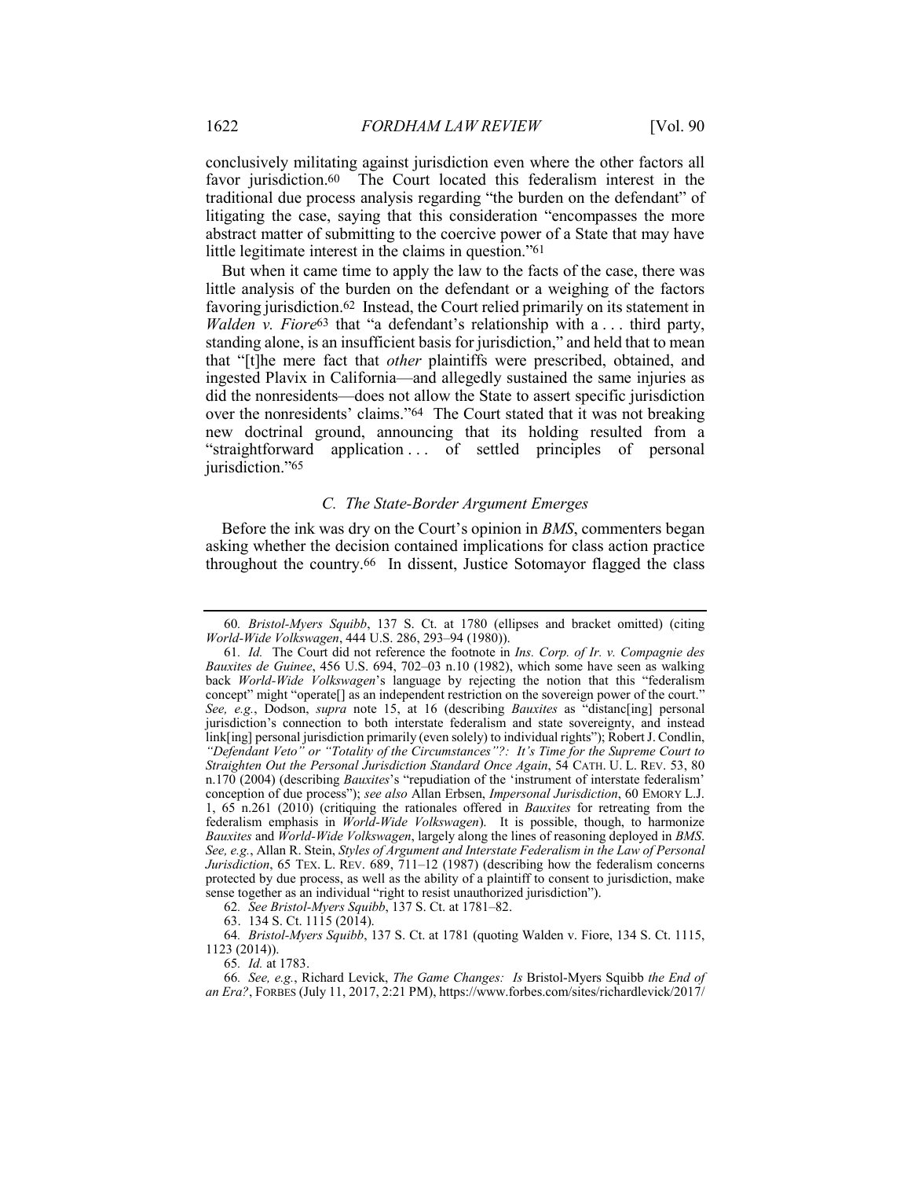conclusively militating against jurisdiction even where the other factors all favor jurisdiction.[60] The Court located this federalism interest in the traditional due process analysis regarding "the burden on the defendant" of litigating the case, saying that this consideration "encompasses the more abstract matter of submitting to the coercive power of a State that may have little legitimate interest in the claims in question."[61]

But when it came time to apply the law to the facts of the case, there was little analysis of the burden on the defendant or a weighing of the factors favoring jurisdiction.[62] Instead, the Court relied primarily on its statement in *Walden v. Fiore*[63] that "a defendant's relationship with a . . . third party, standing alone, is an insufficient basis for jurisdiction," and held that to mean that "[t]he mere fact that *other* plaintiffs were prescribed, obtained, and ingested Plavix in California—and allegedly sustained the same injuries as did the nonresidents—does not allow the State to assert specific jurisdiction over the nonresidents' claims."[64] The Court stated that it was not breaking new doctrinal ground, announcing that its holding resulted from a "straightforward application . . . of settled principles of personal jurisdiction."[65]

### *C. The State-Border Argument Emerges*

Before the ink was dry on the Court's opinion in *BMS*, commenters began asking whether the decision contained implications for class action practice throughout the country.[66] In dissent, Justice Sotomayor flagged the class

---

60. *Bristol-Myers Squibb*, 137 S. Ct. at 1780 (ellipses and bracket omitted) (citing *World-Wide Volkswagen*, 444 U.S. 286, 293–94 (1980)).

61. *Id.* The Court did not reference the footnote in *Ins. Corp. of Ir. v. Compagnie des Bauxites de Guinee*, 456 U.S. 694, 702–03 n.10 (1982), which some have seen as walking back *World-Wide Volkswagen*'s language by rejecting the notion that this "federalism concept" might "operate[] as an independent restriction on the sovereign power of the court." *See, e.g.*, Dodson, *supra* note 15, at 16 (describing *Bauxites* as "distanc[ing] personal jurisdiction's connection to both interstate federalism and state sovereignty, and instead link[ing] personal jurisdiction primarily (even solely) to individual rights"); Robert J. Condlin, *"Defendant Veto" or "Totality of the Circumstances"?: It's Time for the Supreme Court to Straighten Out the Personal Jurisdiction Standard Once Again*, 54 CATH. U. L. REV. 53, 80 n.170 (2004) (describing *Bauxites*'s "repudiation of the 'instrument of interstate federalism' conception of due process"); *see also* Allan Erbsen, *Impersonal Jurisdiction*, 60 EMORY L.J. 1, 65 n.261 (2010) (critiquing the rationales offered in *Bauxites* for retreating from the federalism emphasis in *World-Wide Volkswagen*). It is possible, though, to harmonize *Bauxites* and *World-Wide Volkswagen*, largely along the lines of reasoning deployed in *BMS*. *See, e.g.*, Allan R. Stein, *Styles of Argument and Interstate Federalism in the Law of Personal Jurisdiction*, 65 TEX. L. REV. 689, 711–12 (1987) (describing how the federalism concerns protected by due process, as well as the ability of a plaintiff to consent to jurisdiction, make sense together as an individual "right to resist unauthorized jurisdiction").

62. *See Bristol-Myers Squibb*, 137 S. Ct. at 1781–82.

63. 134 S. Ct. 1115 (2014).

64. *Bristol-Myers Squibb*, 137 S. Ct. at 1781 (quoting Walden v. Fiore, 134 S. Ct. 1115, 1123 (2014)).

65. *Id.* at 1783.

66. *See, e.g.*, Richard Levick, *The Game Changes: Is* Bristol-Myers Squibb *the End of an Era?*, FORBES (July 11, 2017, 2:21 PM), https://www.forbes.com/sites/richardlevick/2017/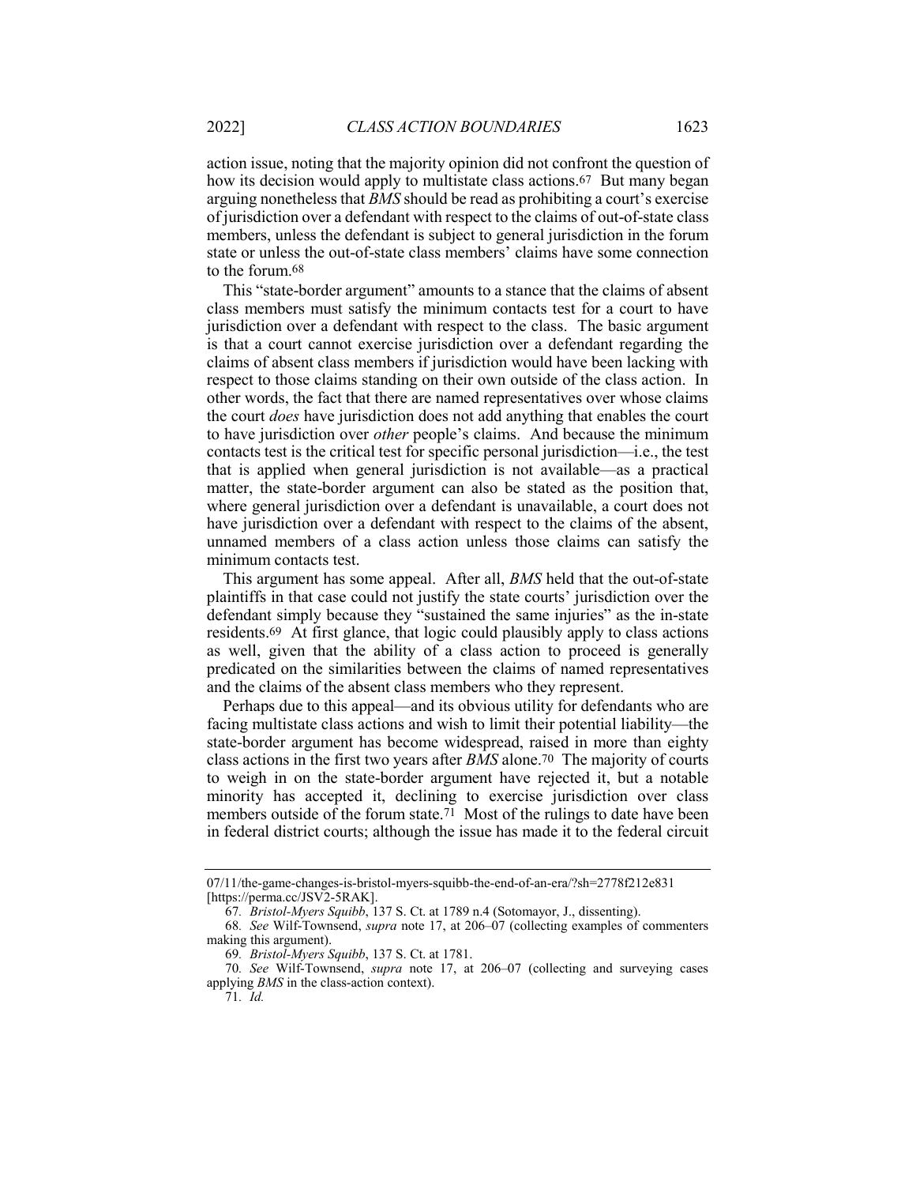action issue, noting that the majority opinion did not confront the question of how its decision would apply to multistate class actions.[67] But many began arguing nonetheless that *BMS* should be read as prohibiting a court's exercise of jurisdiction over a defendant with respect to the claims of out-of-state class members, unless the defendant is subject to general jurisdiction in the forum state or unless the out-of-state class members' claims have some connection to the forum.[68]

This "state-border argument" amounts to a stance that the claims of absent class members must satisfy the minimum contacts test for a court to have jurisdiction over a defendant with respect to the class. The basic argument is that a court cannot exercise jurisdiction over a defendant regarding the claims of absent class members if jurisdiction would have been lacking with respect to those claims standing on their own outside of the class action. In other words, the fact that there are named representatives over whose claims the court *does* have jurisdiction does not add anything that enables the court to have jurisdiction over *other* people's claims. And because the minimum contacts test is the critical test for specific personal jurisdiction—i.e., the test that is applied when general jurisdiction is not available—as a practical matter, the state-border argument can also be stated as the position that, where general jurisdiction over a defendant is unavailable, a court does not have jurisdiction over a defendant with respect to the claims of the absent, unnamed members of a class action unless those claims can satisfy the minimum contacts test.

This argument has some appeal. After all, *BMS* held that the out-of-state plaintiffs in that case could not justify the state courts' jurisdiction over the defendant simply because they "sustained the same injuries" as the in-state residents.[69] At first glance, that logic could plausibly apply to class actions as well, given that the ability of a class action to proceed is generally predicated on the similarities between the claims of named representatives and the claims of the absent class members who they represent.

Perhaps due to this appeal—and its obvious utility for defendants who are facing multistate class actions and wish to limit their potential liability—the state-border argument has become widespread, raised in more than eighty class actions in the first two years after *BMS* alone.[70] The majority of courts to weigh in on the state-border argument have rejected it, but a notable minority has accepted it, declining to exercise jurisdiction over class members outside of the forum state.[71] Most of the rulings to date have been in federal district courts; although the issue has made it to the federal circuit

---

07/11/the-game-changes-is-bristol-myers-squibb-the-end-of-an-era/?sh=2778f212e831 [https://perma.cc/JSV2-5RAK].

67. *Bristol-Myers Squibb*, 137 S. Ct. at 1789 n.4 (Sotomayor, J., dissenting).

68. *See* Wilf-Townsend, *supra* note 17, at 206–07 (collecting examples of commenters making this argument).

69. *Bristol-Myers Squibb*, 137 S. Ct. at 1781.

70. *See* Wilf-Townsend, *supra* note 17, at 206–07 (collecting and surveying cases applying *BMS* in the class-action context).

71. *Id.*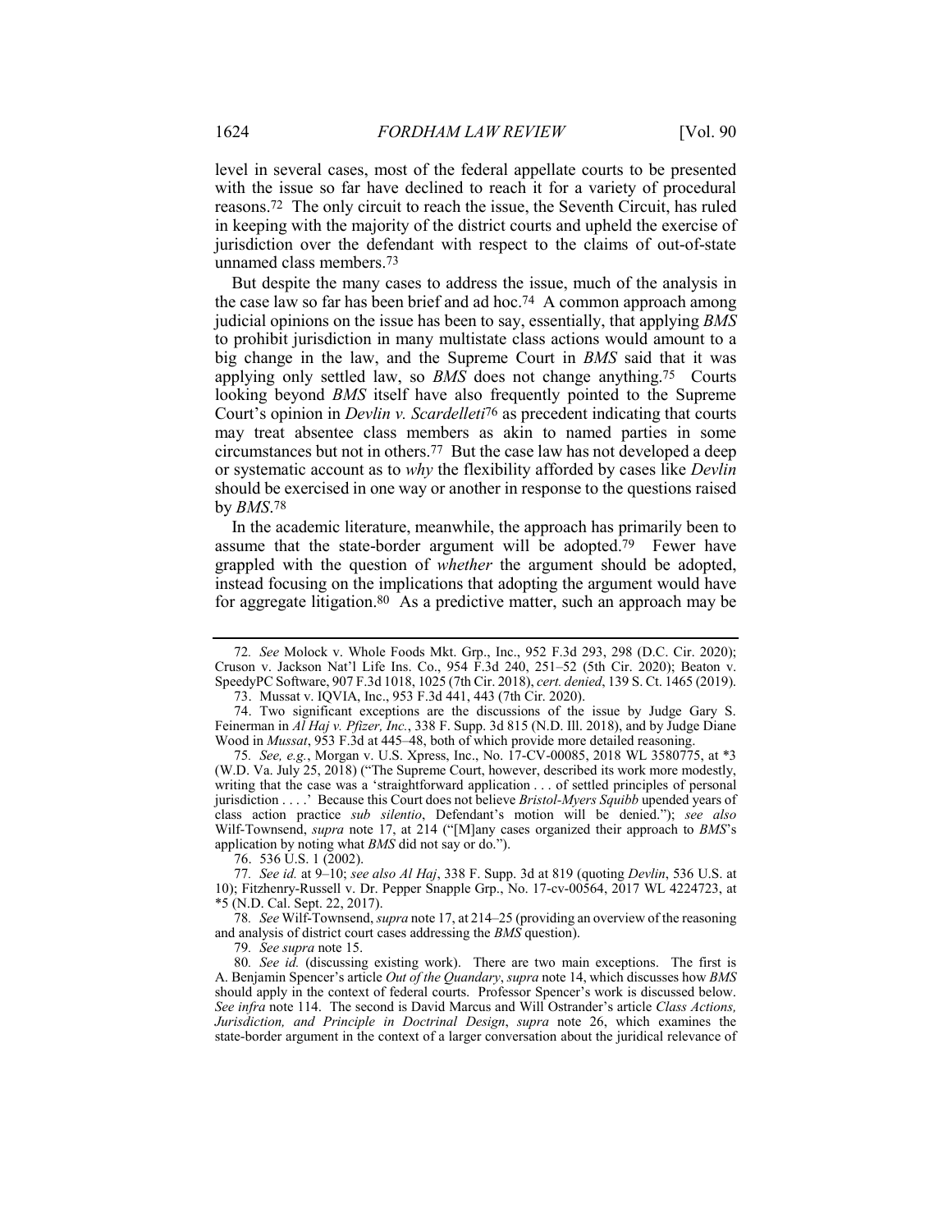level in several cases, most of the federal appellate courts to be presented with the issue so far have declined to reach it for a variety of procedural reasons.[72] The only circuit to reach the issue, the Seventh Circuit, has ruled in keeping with the majority of the district courts and upheld the exercise of jurisdiction over the defendant with respect to the claims of out-of-state unnamed class members.[73]

But despite the many cases to address the issue, much of the analysis in the case law so far has been brief and ad hoc.[74] A common approach among judicial opinions on the issue has been to say, essentially, that applying *BMS* to prohibit jurisdiction in many multistate class actions would amount to a big change in the law, and the Supreme Court in *BMS* said that it was applying only settled law, so *BMS* does not change anything.[75] Courts looking beyond *BMS* itself have also frequently pointed to the Supreme Court's opinion in *Devlin v. Scardelleti*[76] as precedent indicating that courts may treat absentee class members as akin to named parties in some circumstances but not in others.[77] But the case law has not developed a deep or systematic account as to *why* the flexibility afforded by cases like *Devlin* should be exercised in one way or another in response to the questions raised by *BMS*.[78]

In the academic literature, meanwhile, the approach has primarily been to assume that the state-border argument will be adopted.[79] Fewer have grappled with the question of *whether* the argument should be adopted, instead focusing on the implications that adopting the argument would have for aggregate litigation.[80] As a predictive matter, such an approach may be

---

72. *See* Molock v. Whole Foods Mkt. Grp., Inc., 952 F.3d 293, 298 (D.C. Cir. 2020); Cruson v. Jackson Nat'l Life Ins. Co., 954 F.3d 240, 251–52 (5th Cir. 2020); Beaton v. SpeedyPC Software, 907 F.3d 1018, 1025 (7th Cir. 2018), *cert. denied*, 139 S. Ct. 1465 (2019).

73. Mussat v. IQVIA, Inc., 953 F.3d 441, 443 (7th Cir. 2020).

74. Two significant exceptions are the discussions of the issue by Judge Gary S. Feinerman in *Al Haj v. Pfizer, Inc.*, 338 F. Supp. 3d 815 (N.D. Ill. 2018), and by Judge Diane Wood in *Mussat*, 953 F.3d at 445–48, both of which provide more detailed reasoning.

75. *See, e.g.*, Morgan v. U.S. Xpress, Inc., No. 17-CV-00085, 2018 WL 3580775, at *3 (W.D. Va. July 25, 2018) ("The Supreme Court, however, described its work more modestly, writing that the case was a 'straightforward application . . . of settled principles of personal jurisdiction . . . .' Because this Court does not believe *Bristol-Myers Squibb* upended years of class action practice *sub silentio*, Defendant's motion will be denied."); *see also* Wilf-Townsend, *supra* note 17, at 214 ("[M]any cases organized their approach to *BMS*'s application by noting what *BMS* did not say or do.").

76. 536 U.S. 1 (2002).

77. *See id.* at 9–10; *see also Al Haj*, 338 F. Supp. 3d at 819 (quoting *Devlin*, 536 U.S. at 10); Fitzhenry-Russell v. Dr. Pepper Snapple Grp., No. 17-cv-00564, 2017 WL 4224723, at *5 (N.D. Cal. Sept. 22, 2017).

78. *See* Wilf-Townsend, *supra* note 17, at 214–25 (providing an overview of the reasoning and analysis of district court cases addressing the *BMS* question).

79. *See supra* note 15.

80. *See id.* (discussing existing work). There are two main exceptions. The first is A. Benjamin Spencer's article *Out of the Quandary*, *supra* note 14, which discusses how *BMS* should apply in the context of federal courts. Professor Spencer's work is discussed below. *See infra* note 114. The second is David Marcus and Will Ostrander's article *Class Actions, Jurisdiction, and Principle in Doctrinal Design*, *supra* note 26, which examines the state-border argument in the context of a larger conversation about the juridical relevance of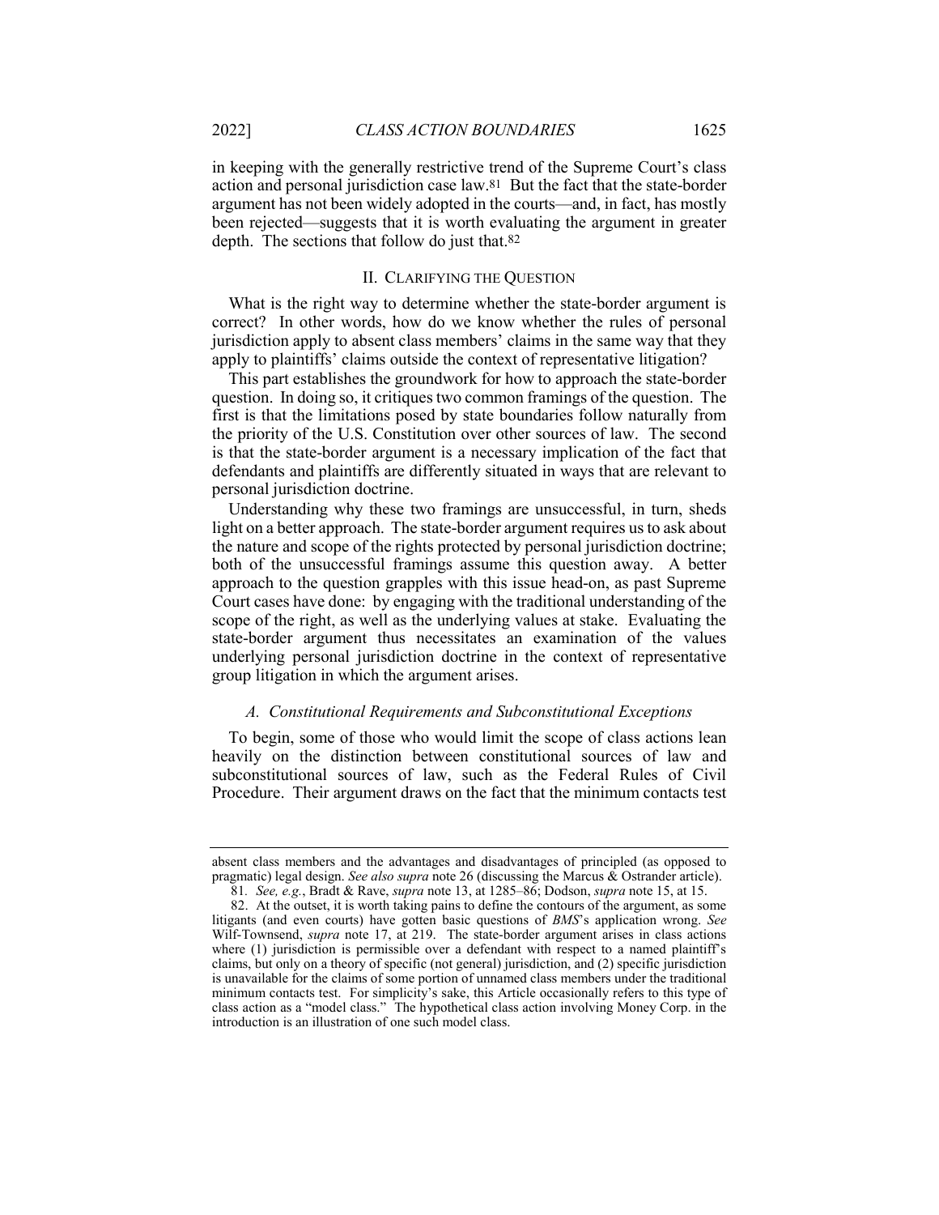in keeping with the generally restrictive trend of the Supreme Court's class action and personal jurisdiction case law.[81] But the fact that the state-border argument has not been widely adopted in the courts—and, in fact, has mostly been rejected—suggests that it is worth evaluating the argument in greater depth. The sections that follow do just that.[82]

## II. CLARIFYING THE QUESTION

What is the right way to determine whether the state-border argument is correct? In other words, how do we know whether the rules of personal jurisdiction apply to absent class members' claims in the same way that they apply to plaintiffs' claims outside the context of representative litigation?

This part establishes the groundwork for how to approach the state-border question. In doing so, it critiques two common framings of the question. The first is that the limitations posed by state boundaries follow naturally from the priority of the U.S. Constitution over other sources of law. The second is that the state-border argument is a necessary implication of the fact that defendants and plaintiffs are differently situated in ways that are relevant to personal jurisdiction doctrine.

Understanding why these two framings are unsuccessful, in turn, sheds light on a better approach. The state-border argument requires us to ask about the nature and scope of the rights protected by personal jurisdiction doctrine; both of the unsuccessful framings assume this question away. A better approach to the question grapples with this issue head-on, as past Supreme Court cases have done: by engaging with the traditional understanding of the scope of the right, as well as the underlying values at stake. Evaluating the state-border argument thus necessitates an examination of the values underlying personal jurisdiction doctrine in the context of representative group litigation in which the argument arises.

### *A. Constitutional Requirements and Subconstitutional Exceptions*

To begin, some of those who would limit the scope of class actions lean heavily on the distinction between constitutional sources of law and subconstitutional sources of law, such as the Federal Rules of Civil Procedure. Their argument draws on the fact that the minimum contacts test

---

absent class members and the advantages and disadvantages of principled (as opposed to pragmatic) legal design. *See also supra* note 26 (discussing the Marcus & Ostrander article).

81. *See, e.g.*, Bradt & Rave, *supra* note 13, at 1285–86; Dodson, *supra* note 15, at 15.

82. At the outset, it is worth taking pains to define the contours of the argument, as some litigants (and even courts) have gotten basic questions of *BMS*'s application wrong. *See* Wilf-Townsend, *supra* note 17, at 219. The state-border argument arises in class actions where (1) jurisdiction is permissible over a defendant with respect to a named plaintiff's claims, but only on a theory of specific (not general) jurisdiction, and (2) specific jurisdiction is unavailable for the claims of some portion of unnamed class members under the traditional minimum contacts test. For simplicity's sake, this Article occasionally refers to this type of class action as a "model class." The hypothetical class action involving Money Corp. in the introduction is an illustration of one such model class.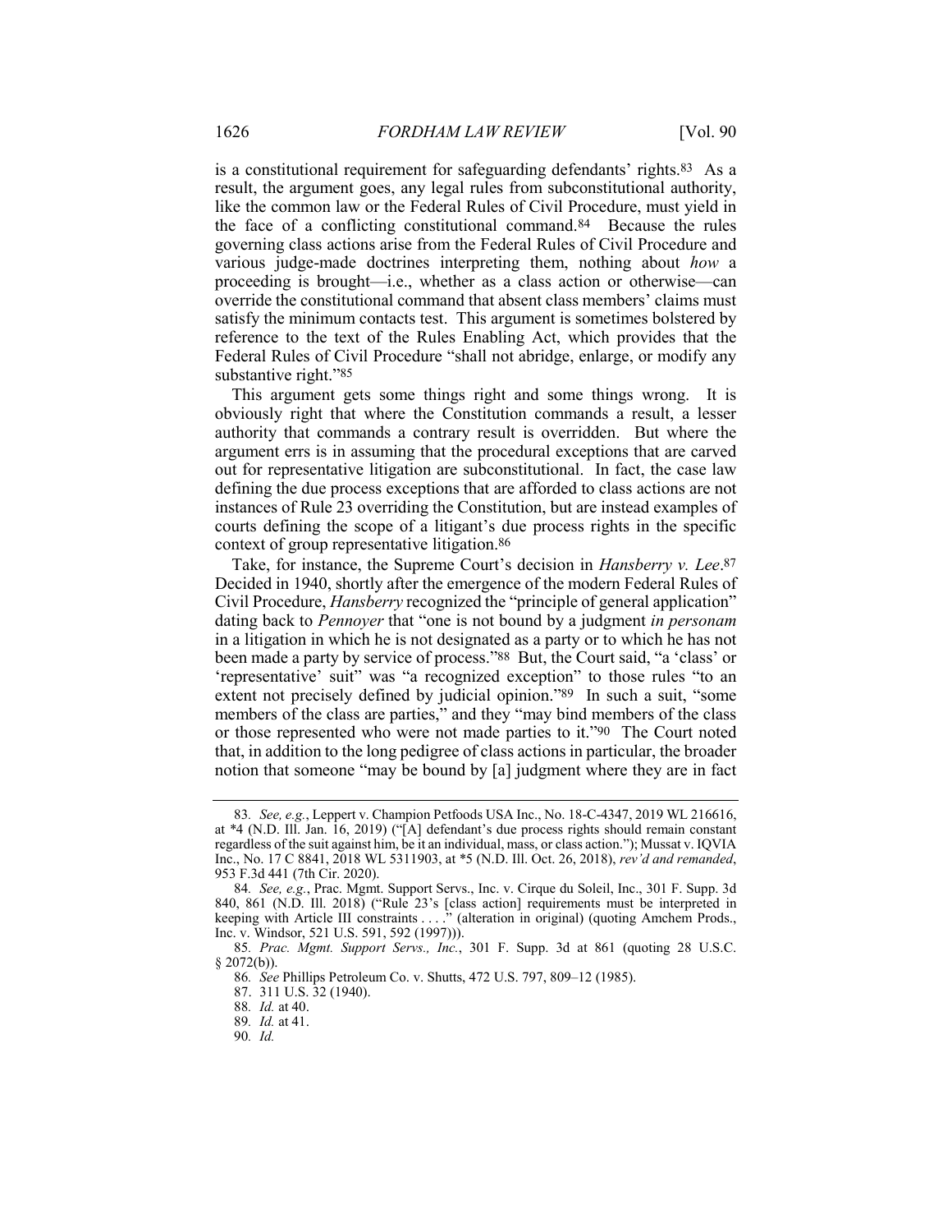is a constitutional requirement for safeguarding defendants' rights.[83] As a result, the argument goes, any legal rules from subconstitutional authority, like the common law or the Federal Rules of Civil Procedure, must yield in the face of a conflicting constitutional command.[84] Because the rules governing class actions arise from the Federal Rules of Civil Procedure and various judge-made doctrines interpreting them, nothing about *how* a proceeding is brought—i.e., whether as a class action or otherwise—can override the constitutional command that absent class members' claims must satisfy the minimum contacts test. This argument is sometimes bolstered by reference to the text of the Rules Enabling Act, which provides that the Federal Rules of Civil Procedure "shall not abridge, enlarge, or modify any substantive right."[85]

This argument gets some things right and some things wrong. It is obviously right that where the Constitution commands a result, a lesser authority that commands a contrary result is overridden. But where the argument errs is in assuming that the procedural exceptions that are carved out for representative litigation are subconstitutional. In fact, the case law defining the due process exceptions that are afforded to class actions are not instances of Rule 23 overriding the Constitution, but are instead examples of courts defining the scope of a litigant's due process rights in the specific context of group representative litigation.[86]

Take, for instance, the Supreme Court's decision in *Hansberry v. Lee*.[87] Decided in 1940, shortly after the emergence of the modern Federal Rules of Civil Procedure, *Hansberry* recognized the "principle of general application" dating back to *Pennoyer* that "one is not bound by a judgment *in personam* in a litigation in which he is not designated as a party or to which he has not been made a party by service of process."[88] But, the Court said, "a 'class' or 'representative' suit" was "a recognized exception" to those rules "to an extent not precisely defined by judicial opinion."[89] In such a suit, "some members of the class are parties," and they "may bind members of the class or those represented who were not made parties to it."[90] The Court noted that, in addition to the long pedigree of class actions in particular, the broader notion that someone "may be bound by [a] judgment where they are in fact

---

83. *See, e.g.*, Leppert v. Champion Petfoods USA Inc., No. 18-C-4347, 2019 WL 216616, at *4 (N.D. Ill. Jan. 16, 2019) ("[A] defendant's due process rights should remain constant regardless of the suit against him, be it an individual, mass, or class action."); Mussat v. IQVIA Inc., No. 17 C 8841, 2018 WL 5311903, at *5 (N.D. Ill. Oct. 26, 2018), *rev'd and remanded*, 953 F.3d 441 (7th Cir. 2020).

84. *See, e.g.*, Prac. Mgmt. Support Servs., Inc. v. Cirque du Soleil, Inc., 301 F. Supp. 3d 840, 861 (N.D. Ill. 2018) ("Rule 23's [class action] requirements must be interpreted in keeping with Article III constraints . . . ." (alteration in original) (quoting Amchem Prods., Inc. v. Windsor, 521 U.S. 591, 592 (1997))).

85. *Prac. Mgmt. Support Servs., Inc.*, 301 F. Supp. 3d at 861 (quoting 28 U.S.C. § 2072(b)).

86. *See* Phillips Petroleum Co. v. Shutts, 472 U.S. 797, 809–12 (1985).

87. 311 U.S. 32 (1940).

88. *Id.* at 40.

89. *Id.* at 41.

90. *Id.*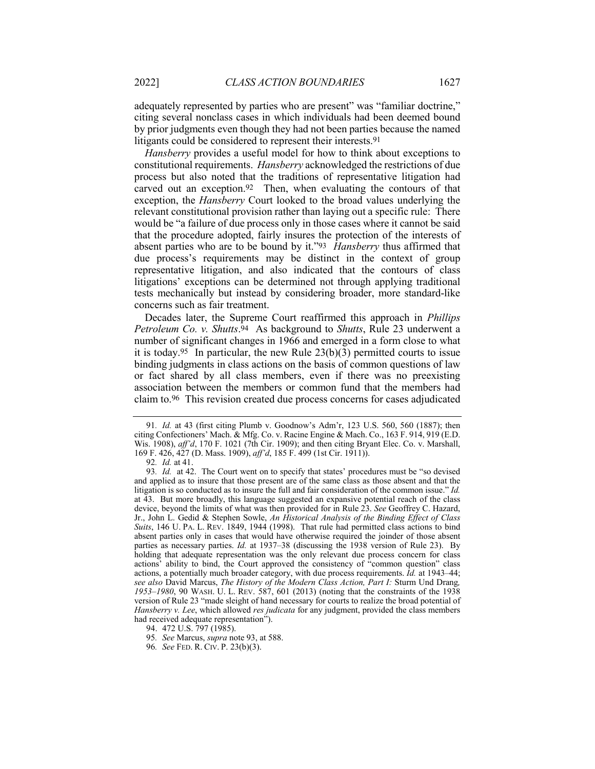adequately represented by parties who are present" was "familiar doctrine," citing several nonclass cases in which individuals had been deemed bound by prior judgments even though they had not been parties because the named litigants could be considered to represent their interests.[91]

*Hansberry* provides a useful model for how to think about exceptions to constitutional requirements. *Hansberry* acknowledged the restrictions of due process but also noted that the traditions of representative litigation had carved out an exception.[92] Then, when evaluating the contours of that exception, the *Hansberry* Court looked to the broad values underlying the relevant constitutional provision rather than laying out a specific rule: There would be "a failure of due process only in those cases where it cannot be said that the procedure adopted, fairly insures the protection of the interests of absent parties who are to be bound by it."[93] *Hansberry* thus affirmed that due process's requirements may be distinct in the context of group representative litigation, and also indicated that the contours of class litigations' exceptions can be determined not through applying traditional tests mechanically but instead by considering broader, more standard-like concerns such as fair treatment.

Decades later, the Supreme Court reaffirmed this approach in *Phillips Petroleum Co. v. Shutts*.[94] As background to *Shutts*, Rule 23 underwent a number of significant changes in 1966 and emerged in a form close to what it is today.[95] In particular, the new Rule 23(b)(3) permitted courts to issue binding judgments in class actions on the basis of common questions of law or fact shared by all class members, even if there was no preexisting association between the members or common fund that the members had claim to.[96] This revision created due process concerns for cases adjudicated

---

91. *Id.* at 43 (first citing Plumb v. Goodnow's Adm'r, 123 U.S. 560, 560 (1887); then citing Confectioners' Mach. & Mfg. Co. v. Racine Engine & Mach. Co., 163 F. 914, 919 (E.D. Wis. 1908), *aff'd*, 170 F. 1021 (7th Cir. 1909); and then citing Bryant Elec. Co. v. Marshall, 169 F. 426, 427 (D. Mass. 1909), *aff'd*, 185 F. 499 (1st Cir. 1911)).

92. *Id.* at 41.

93. *Id.* at 42. The Court went on to specify that states' procedures must be "so devised and applied as to insure that those present are of the same class as those absent and that the litigation is so conducted as to insure the full and fair consideration of the common issue." *Id.* at 43. But more broadly, this language suggested an expansive potential reach of the class device, beyond the limits of what was then provided for in Rule 23. *See* Geoffrey C. Hazard, Jr., John L. Gedid & Stephen Sowle, *An Historical Analysis of the Binding Effect of Class Suits*, 146 U. PA. L. REV. 1849, 1944 (1998). That rule had permitted class actions to bind absent parties only in cases that would have otherwise required the joinder of those absent parties as necessary parties. *Id.* at 1937–38 (discussing the 1938 version of Rule 23). By holding that adequate representation was the only relevant due process concern for class actions' ability to bind, the Court approved the consistency of "common question" class actions, a potentially much broader category, with due process requirements. *Id.* at 1943–44; *see also* David Marcus, *The History of the Modern Class Action, Part I:* Sturm Und Drang*, 1953–1980*, 90 WASH. U. L. REV. 587, 601 (2013) (noting that the constraints of the 1938 version of Rule 23 "made sleight of hand necessary for courts to realize the broad potential of *Hansberry v. Lee*, which allowed *res judicata* for any judgment, provided the class members had received adequate representation").

94. 472 U.S. 797 (1985).

95. *See* Marcus, *supra* note 93, at 588.

96. *See* FED. R. CIV. P. 23(b)(3).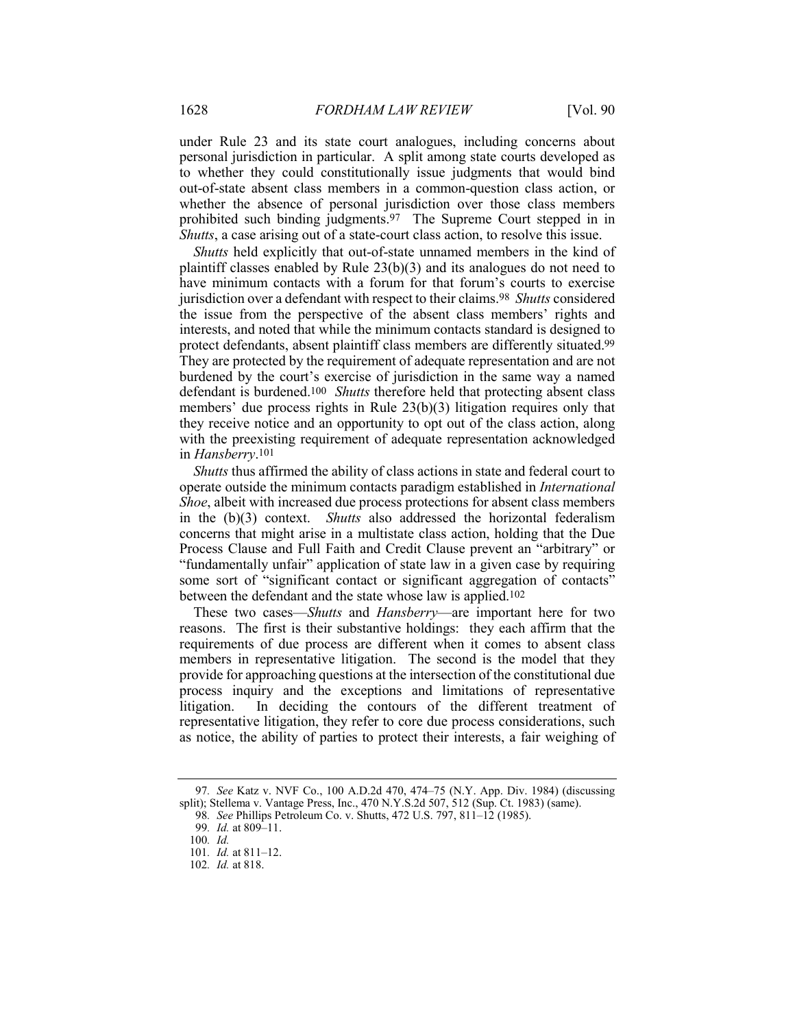under Rule 23 and its state court analogues, including concerns about personal jurisdiction in particular. A split among state courts developed as to whether they could constitutionally issue judgments that would bind out-of-state absent class members in a common-question class action, or whether the absence of personal jurisdiction over those class members prohibited such binding judgments.[97] The Supreme Court stepped in in *Shutts*, a case arising out of a state-court class action, to resolve this issue.

*Shutts* held explicitly that out-of-state unnamed members in the kind of plaintiff classes enabled by Rule 23(b)(3) and its analogues do not need to have minimum contacts with a forum for that forum's courts to exercise jurisdiction over a defendant with respect to their claims.[98] *Shutts* considered the issue from the perspective of the absent class members' rights and interests, and noted that while the minimum contacts standard is designed to protect defendants, absent plaintiff class members are differently situated.[99] They are protected by the requirement of adequate representation and are not burdened by the court's exercise of jurisdiction in the same way a named defendant is burdened.[100] *Shutts* therefore held that protecting absent class members' due process rights in Rule 23(b)(3) litigation requires only that they receive notice and an opportunity to opt out of the class action, along with the preexisting requirement of adequate representation acknowledged in *Hansberry*.[101]

*Shutts* thus affirmed the ability of class actions in state and federal court to operate outside the minimum contacts paradigm established in *International Shoe*, albeit with increased due process protections for absent class members in the (b)(3) context. *Shutts* also addressed the horizontal federalism concerns that might arise in a multistate class action, holding that the Due Process Clause and Full Faith and Credit Clause prevent an "arbitrary" or "fundamentally unfair" application of state law in a given case by requiring some sort of "significant contact or significant aggregation of contacts" between the defendant and the state whose law is applied.[102]

These two cases—*Shutts* and *Hansberry*—are important here for two reasons. The first is their substantive holdings: they each affirm that the requirements of due process are different when it comes to absent class members in representative litigation. The second is the model that they provide for approaching questions at the intersection of the constitutional due process inquiry and the exceptions and limitations of representative litigation. In deciding the contours of the different treatment of representative litigation, they refer to core due process considerations, such as notice, the ability of parties to protect their interests, a fair weighing of

---

97. *See* Katz v. NVF Co., 100 A.D.2d 470, 474–75 (N.Y. App. Div. 1984) (discussing split); Stellema v. Vantage Press, Inc., 470 N.Y.S.2d 507, 512 (Sup. Ct. 1983) (same).

98. *See* Phillips Petroleum Co. v. Shutts, 472 U.S. 797, 811–12 (1985).

99. *Id.* at 809–11.

100. *Id.*

101. *Id.* at 811–12.

102. *Id.* at 818.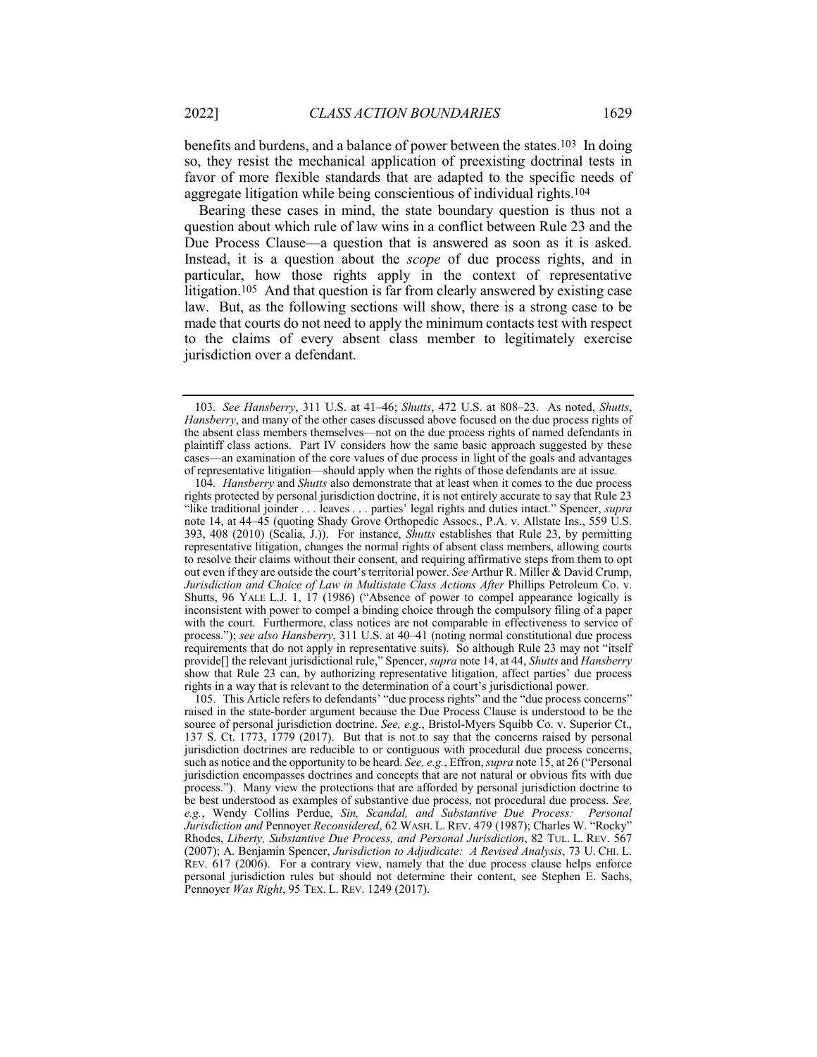benefits and burdens, and a balance of power between the states.[103] In doing so, they resist the mechanical application of preexisting doctrinal tests in favor of more flexible standards that are adapted to the specific needs of aggregate litigation while being conscientious of individual rights.[104]

Bearing these cases in mind, the state boundary question is thus not a question about which rule of law wins in a conflict between Rule 23 and the Due Process Clause—a question that is answered as soon as it is asked. Instead, it is a question about the *scope* of due process rights, and in particular, how those rights apply in the context of representative litigation.[105] And that question is far from clearly answered by existing case law. But, as the following sections will show, there is a strong case to be made that courts do not need to apply the minimum contacts test with respect to the claims of every absent class member to legitimately exercise jurisdiction over a defendant.

---

103. *See Hansberry*, 311 U.S. at 41–46; *Shutts*, 472 U.S. at 808–23. As noted, *Shutts*, *Hansberry*, and many of the other cases discussed above focused on the due process rights of the absent class members themselves—not on the due process rights of named defendants in plaintiff class actions. Part IV considers how the same basic approach suggested by these cases—an examination of the core values of due process in light of the goals and advantages of representative litigation—should apply when the rights of those defendants are at issue.

104. *Hansberry* and *Shutts* also demonstrate that at least when it comes to the due process rights protected by personal jurisdiction doctrine, it is not entirely accurate to say that Rule 23 "like traditional joinder . . . leaves . . . parties' legal rights and duties intact." Spencer, *supra* note 14, at 44–45 (quoting Shady Grove Orthopedic Assocs., P.A. v. Allstate Ins., 559 U.S. 393, 408 (2010) (Scalia, J.)). For instance, *Shutts* establishes that Rule 23, by permitting representative litigation, changes the normal rights of absent class members, allowing courts to resolve their claims without their consent, and requiring affirmative steps from them to opt out even if they are outside the court's territorial power. *See* Arthur R. Miller & David Crump, *Jurisdiction and Choice of Law in Multistate Class Actions After* Phillips Petroleum Co. v. Shutts, 96 YALE L.J. 1, 17 (1986) ("Absence of power to compel appearance logically is inconsistent with power to compel a binding choice through the compulsory filing of a paper with the court. Furthermore, class notices are not comparable in effectiveness to service of process."); *see also Hansberry*, 311 U.S. at 40–41 (noting normal constitutional due process requirements that do not apply in representative suits). So although Rule 23 may not "itself provide[] the relevant jurisdictional rule," Spencer, *supra* note 14, at 44, *Shutts* and *Hansberry* show that Rule 23 can, by authorizing representative litigation, affect parties' due process rights in a way that is relevant to the determination of a court's jurisdictional power.

105. This Article refers to defendants' "due process rights" and the "due process concerns" raised in the state-border argument because the Due Process Clause is understood to be the source of personal jurisdiction doctrine. *See, e.g.*, Bristol-Myers Squibb Co. v. Superior Ct., 137 S. Ct. 1773, 1779 (2017). But that is not to say that the concerns raised by personal jurisdiction doctrines are reducible to or contiguous with procedural due process concerns, such as notice and the opportunity to be heard. *See, e.g.*, Effron, *supra* note 15, at 26 ("Personal jurisdiction encompasses doctrines and concepts that are not natural or obvious fits with due process."). Many view the protections that are afforded by personal jurisdiction doctrine to be best understood as examples of substantive due process, not procedural due process. *See, e.g.*, Wendy Collins Perdue, *Sin, Scandal, and Substantive Due Process: Personal Jurisdiction and* Pennoyer *Reconsidered*, 62 WASH. L. REV. 479 (1987); Charles W. "Rocky" Rhodes, *Liberty, Substantive Due Process, and Personal Jurisdiction*, 82 TUL. L. REV. 567 (2007); A. Benjamin Spencer, *Jurisdiction to Adjudicate: A Revised Analysis*, 73 U. CHI. L. REV. 617 (2006). For a contrary view, namely that the due process clause helps enforce personal jurisdiction rules but should not determine their content, see Stephen E. Sachs, Pennoyer *Was Right*, 95 TEX. L. REV. 1249 (2017).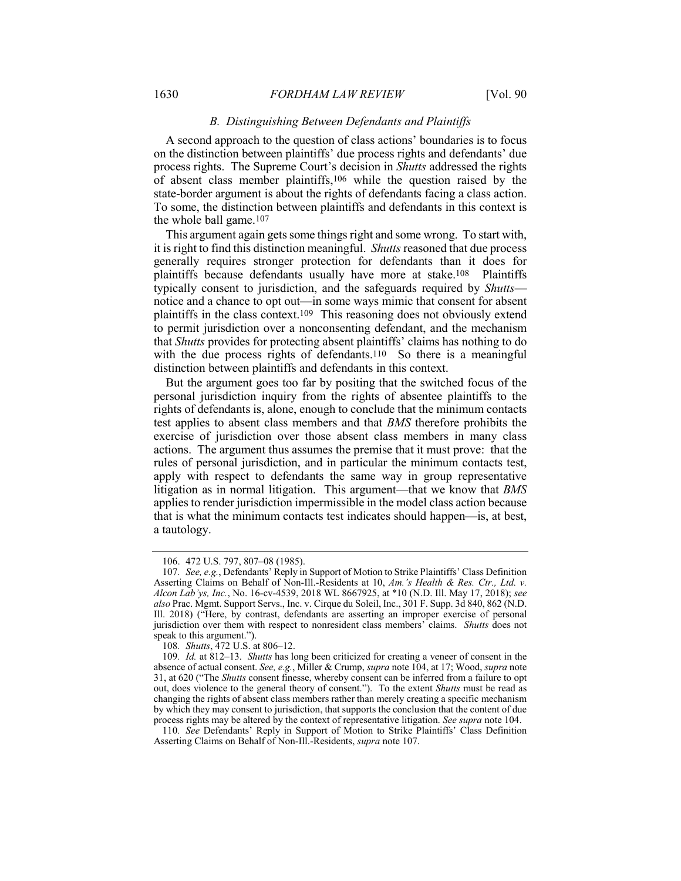### *B. Distinguishing Between Defendants and Plaintiffs*

A second approach to the question of class actions' boundaries is to focus on the distinction between plaintiffs' due process rights and defendants' due process rights. The Supreme Court's decision in *Shutts* addressed the rights of absent class member plaintiffs,[106] while the question raised by the state-border argument is about the rights of defendants facing a class action. To some, the distinction between plaintiffs and defendants in this context is the whole ball game.[107]

This argument again gets some things right and some wrong. To start with, it is right to find this distinction meaningful. *Shutts* reasoned that due process generally requires stronger protection for defendants than it does for plaintiffs because defendants usually have more at stake.[108] Plaintiffs typically consent to jurisdiction, and the safeguards required by *Shutts*—notice and a chance to opt out—in some ways mimic that consent for absent plaintiffs in the class context.[109] This reasoning does not obviously extend to permit jurisdiction over a nonconsenting defendant, and the mechanism that *Shutts* provides for protecting absent plaintiffs' claims has nothing to do with the due process rights of defendants.[110] So there is a meaningful distinction between plaintiffs and defendants in this context.

But the argument goes too far by positing that the switched focus of the personal jurisdiction inquiry from the rights of absentee plaintiffs to the rights of defendants is, alone, enough to conclude that the minimum contacts test applies to absent class members and that *BMS* therefore prohibits the exercise of jurisdiction over those absent class members in many class actions. The argument thus assumes the premise that it must prove: that the rules of personal jurisdiction, and in particular the minimum contacts test, apply with respect to defendants the same way in group representative litigation as in normal litigation. This argument—that we know that *BMS* applies to render jurisdiction impermissible in the model class action because that is what the minimum contacts test indicates should happen—is, at best, a tautology.

---

106. 472 U.S. 797, 807–08 (1985).

107. *See, e.g.*, Defendants' Reply in Support of Motion to Strike Plaintiffs' Class Definition Asserting Claims on Behalf of Non-Ill.-Residents at 10, *Am.'s Health & Res. Ctr., Ltd. v. Alcon Lab'ys, Inc.*, No. 16-cv-4539, 2018 WL 8667925, at *10 (N.D. Ill. May 17, 2018); *see also* Prac. Mgmt. Support Servs., Inc. v. Cirque du Soleil, Inc., 301 F. Supp. 3d 840, 862 (N.D. Ill. 2018) ("Here, by contrast, defendants are asserting an improper exercise of personal jurisdiction over them with respect to nonresident class members' claims. *Shutts* does not speak to this argument.").

108. *Shutts*, 472 U.S. at 806–12.

109. *Id.* at 812–13. *Shutts* has long been criticized for creating a veneer of consent in the absence of actual consent. *See, e.g.*, Miller & Crump, *supra* note 104, at 17; Wood, *supra* note 31, at 620 ("The *Shutts* consent finesse, whereby consent can be inferred from a failure to opt out, does violence to the general theory of consent."). To the extent *Shutts* must be read as changing the rights of absent class members rather than merely creating a specific mechanism by which they may consent to jurisdiction, that supports the conclusion that the content of due process rights may be altered by the context of representative litigation. *See supra* note 104.

110. *See* Defendants' Reply in Support of Motion to Strike Plaintiffs' Class Definition Asserting Claims on Behalf of Non-Ill.-Residents, *supra* note 107.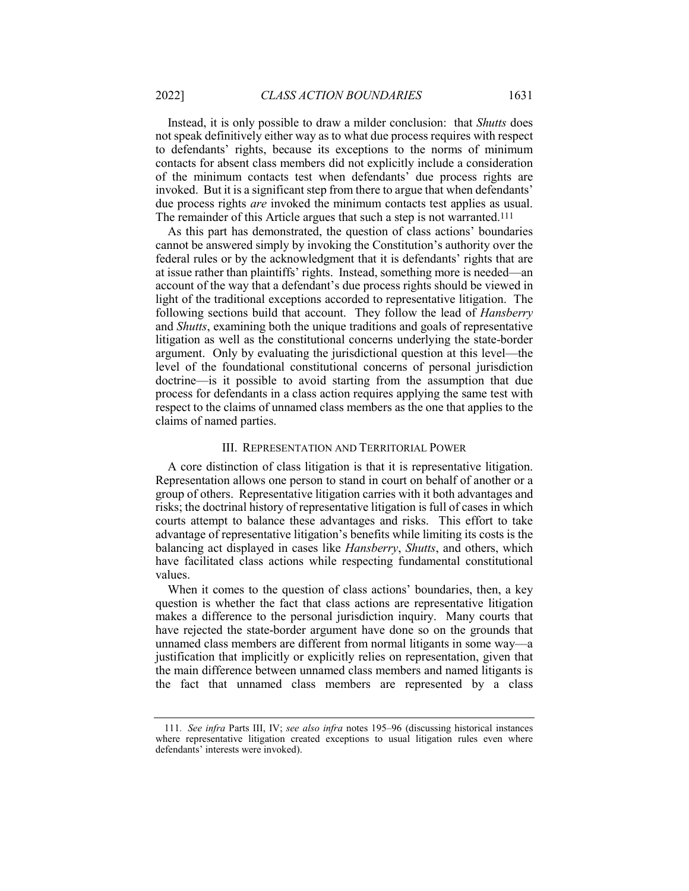Instead, it is only possible to draw a milder conclusion: that *Shutts* does not speak definitively either way as to what due process requires with respect to defendants' rights, because its exceptions to the norms of minimum contacts for absent class members did not explicitly include a consideration of the minimum contacts test when defendants' due process rights are invoked. But it is a significant step from there to argue that when defendants' due process rights *are* invoked the minimum contacts test applies as usual. The remainder of this Article argues that such a step is not warranted.[111]

As this part has demonstrated, the question of class actions' boundaries cannot be answered simply by invoking the Constitution's authority over the federal rules or by the acknowledgment that it is defendants' rights that are at issue rather than plaintiffs' rights. Instead, something more is needed—an account of the way that a defendant's due process rights should be viewed in light of the traditional exceptions accorded to representative litigation. The following sections build that account. They follow the lead of *Hansberry* and *Shutts*, examining both the unique traditions and goals of representative litigation as well as the constitutional concerns underlying the state-border argument. Only by evaluating the jurisdictional question at this level—the level of the foundational constitutional concerns of personal jurisdiction doctrine—is it possible to avoid starting from the assumption that due process for defendants in a class action requires applying the same test with respect to the claims of unnamed class members as the one that applies to the claims of named parties.

## III. REPRESENTATION AND TERRITORIAL POWER

A core distinction of class litigation is that it is representative litigation. Representation allows one person to stand in court on behalf of another or a group of others. Representative litigation carries with it both advantages and risks; the doctrinal history of representative litigation is full of cases in which courts attempt to balance these advantages and risks. This effort to take advantage of representative litigation's benefits while limiting its costs is the balancing act displayed in cases like *Hansberry*, *Shutts*, and others, which have facilitated class actions while respecting fundamental constitutional values.

When it comes to the question of class actions' boundaries, then, a key question is whether the fact that class actions are representative litigation makes a difference to the personal jurisdiction inquiry. Many courts that have rejected the state-border argument have done so on the grounds that unnamed class members are different from normal litigants in some way—a justification that implicitly or explicitly relies on representation, given that the main difference between unnamed class members and named litigants is the fact that unnamed class members are represented by a class

111. *See infra* Parts III, IV; *see also infra* notes 195–96 (discussing historical instances where representative litigation created exceptions to usual litigation rules even where defendants' interests were invoked).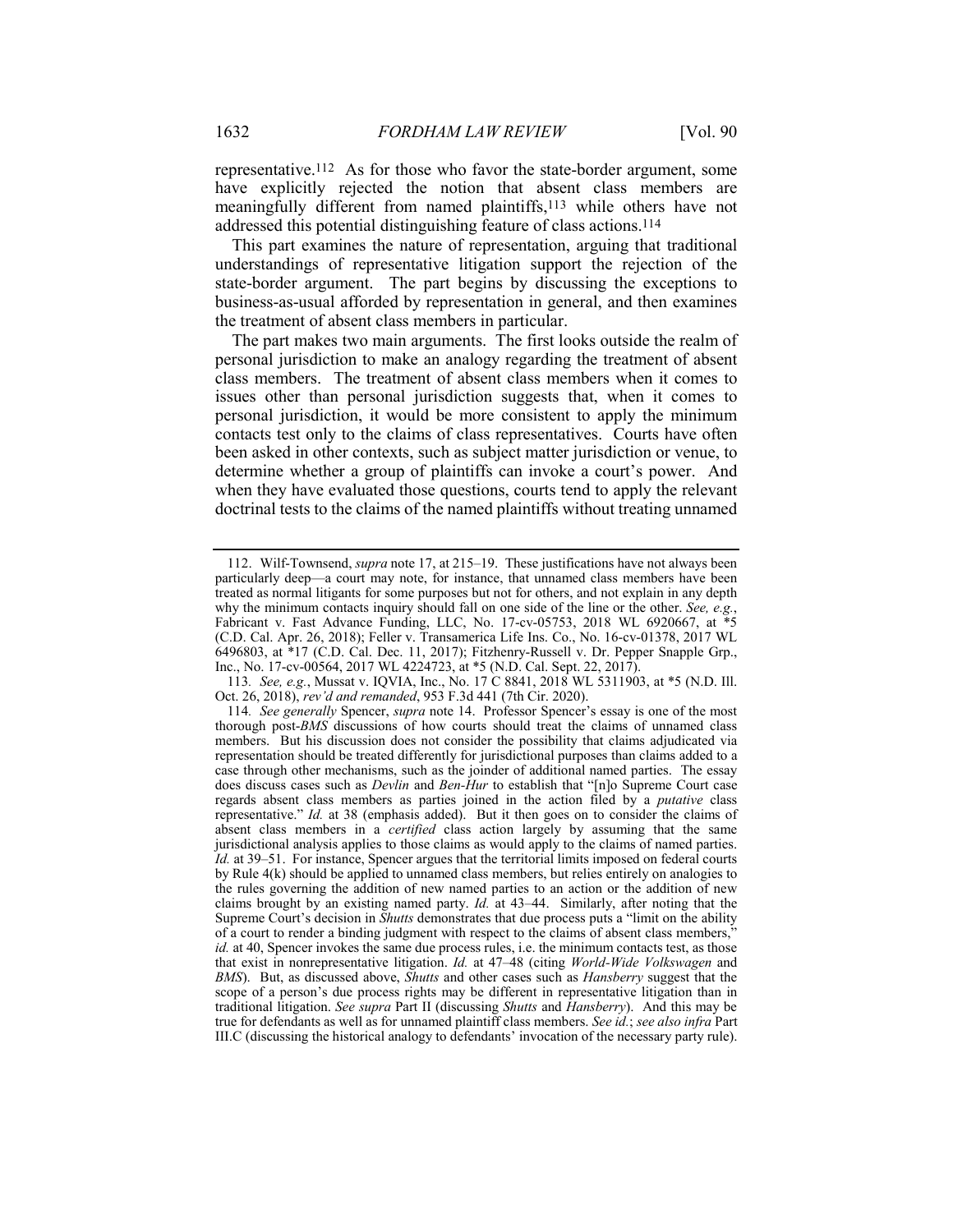representative.[112] As for those who favor the state-border argument, some have explicitly rejected the notion that absent class members are meaningfully different from named plaintiffs,[113] while others have not addressed this potential distinguishing feature of class actions.[114]

This part examines the nature of representation, arguing that traditional understandings of representative litigation support the rejection of the state-border argument. The part begins by discussing the exceptions to business-as-usual afforded by representation in general, and then examines the treatment of absent class members in particular.

The part makes two main arguments. The first looks outside the realm of personal jurisdiction to make an analogy regarding the treatment of absent class members. The treatment of absent class members when it comes to issues other than personal jurisdiction suggests that, when it comes to personal jurisdiction, it would be more consistent to apply the minimum contacts test only to the claims of class representatives. Courts have often been asked in other contexts, such as subject matter jurisdiction or venue, to determine whether a group of plaintiffs can invoke a court's power. And when they have evaluated those questions, courts tend to apply the relevant doctrinal tests to the claims of the named plaintiffs without treating unnamed

---

112. Wilf-Townsend, *supra* note 17, at 215–19. These justifications have not always been particularly deep—a court may note, for instance, that unnamed class members have been treated as normal litigants for some purposes but not for others, and not explain in any depth why the minimum contacts inquiry should fall on one side of the line or the other. *See, e.g.*, Fabricant v. Fast Advance Funding, LLC, No. 17-cv-05753, 2018 WL 6920667, at *5 (C.D. Cal. Apr. 26, 2018); Feller v. Transamerica Life Ins. Co., No. 16-cv-01378, 2017 WL 6496803, at *17 (C.D. Cal. Dec. 11, 2017); Fitzhenry-Russell v. Dr. Pepper Snapple Grp., Inc., No. 17-cv-00564, 2017 WL 4224723, at *5 (N.D. Cal. Sept. 22, 2017).

113. *See, e.g.*, Mussat v. IQVIA, Inc., No. 17 C 8841, 2018 WL 5311903, at *5 (N.D. Ill. Oct. 26, 2018), *rev'd and remanded*, 953 F.3d 441 (7th Cir. 2020).

114. *See generally* Spencer, *supra* note 14. Professor Spencer's essay is one of the most thorough post-*BMS* discussions of how courts should treat the claims of unnamed class members. But his discussion does not consider the possibility that claims adjudicated via representation should be treated differently for jurisdictional purposes than claims added to a case through other mechanisms, such as the joinder of additional named parties. The essay does discuss cases such as *Devlin* and *Ben-Hur* to establish that "[n]o Supreme Court case regards absent class members as parties joined in the action filed by a *putative* class representative." *Id.* at 38 (emphasis added). But it then goes on to consider the claims of absent class members in a *certified* class action largely by assuming that the same jurisdictional analysis applies to those claims as would apply to the claims of named parties. *Id.* at 39–51. For instance, Spencer argues that the territorial limits imposed on federal courts by Rule 4(k) should be applied to unnamed class members, but relies entirely on analogies to the rules governing the addition of new named parties to an action or the addition of new claims brought by an existing named party. *Id.* at 43–44. Similarly, after noting that the Supreme Court's decision in *Shutts* demonstrates that due process puts a "limit on the ability of a court to render a binding judgment with respect to the claims of absent class members," *id.* at 40, Spencer invokes the same due process rules, i.e. the minimum contacts test, as those that exist in nonrepresentative litigation. *Id.* at 47–48 (citing *World-Wide Volkswagen* and *BMS*). But, as discussed above, *Shutts* and other cases such as *Hansberry* suggest that the scope of a person's due process rights may be different in representative litigation than in traditional litigation. *See supra* Part II (discussing *Shutts* and *Hansberry*). And this may be true for defendants as well as for unnamed plaintiff class members. *See id.*; *see also infra* Part III.C (discussing the historical analogy to defendants' invocation of the necessary party rule).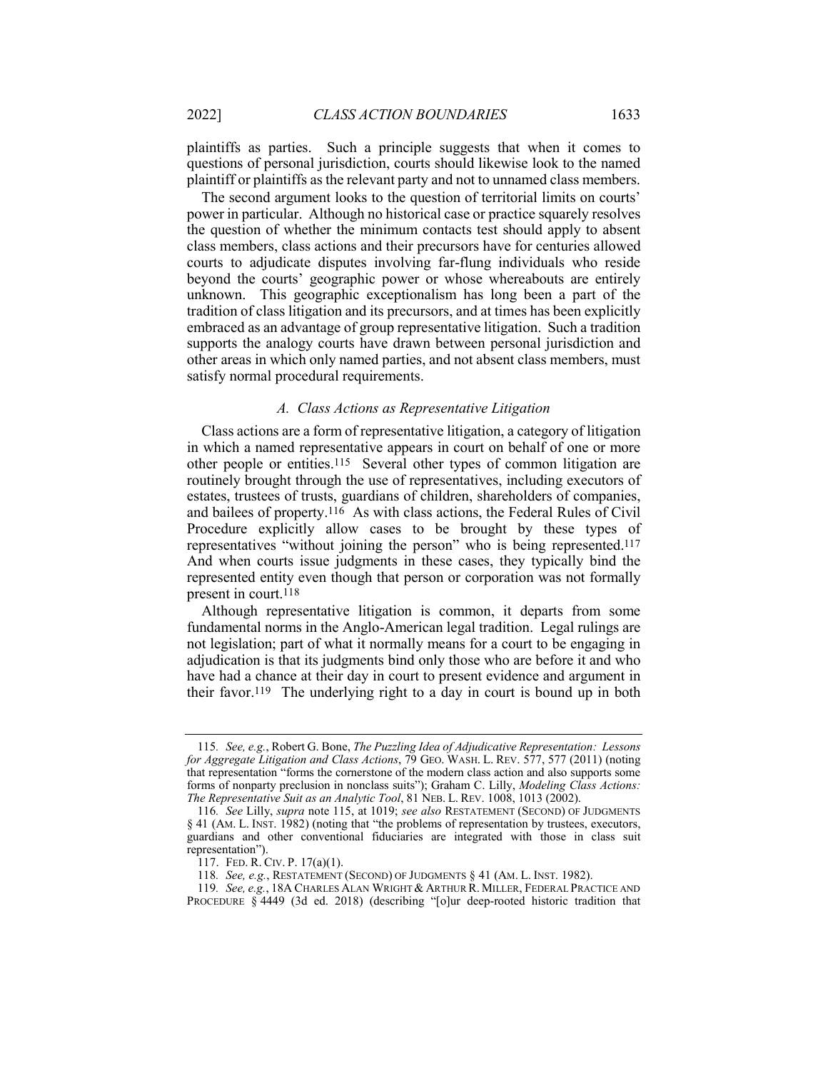plaintiffs as parties. Such a principle suggests that when it comes to questions of personal jurisdiction, courts should likewise look to the named plaintiff or plaintiffs as the relevant party and not to unnamed class members.

The second argument looks to the question of territorial limits on courts' power in particular. Although no historical case or practice squarely resolves the question of whether the minimum contacts test should apply to absent class members, class actions and their precursors have for centuries allowed courts to adjudicate disputes involving far-flung individuals who reside beyond the courts' geographic power or whose whereabouts are entirely unknown. This geographic exceptionalism has long been a part of the tradition of class litigation and its precursors, and at times has been explicitly embraced as an advantage of group representative litigation. Such a tradition supports the analogy courts have drawn between personal jurisdiction and other areas in which only named parties, and not absent class members, must satisfy normal procedural requirements.

### *A. Class Actions as Representative Litigation*

Class actions are a form of representative litigation, a category of litigation in which a named representative appears in court on behalf of one or more other people or entities.[115] Several other types of common litigation are routinely brought through the use of representatives, including executors of estates, trustees of trusts, guardians of children, shareholders of companies, and bailees of property.[116] As with class actions, the Federal Rules of Civil Procedure explicitly allow cases to be brought by these types of representatives "without joining the person" who is being represented.[117] And when courts issue judgments in these cases, they typically bind the represented entity even though that person or corporation was not formally present in court.[118]

Although representative litigation is common, it departs from some fundamental norms in the Anglo-American legal tradition. Legal rulings are not legislation; part of what it normally means for a court to be engaging in adjudication is that its judgments bind only those who are before it and who have had a chance at their day in court to present evidence and argument in their favor.[119] The underlying right to a day in court is bound up in both

---

115. *See, e.g.*, Robert G. Bone, *The Puzzling Idea of Adjudicative Representation: Lessons for Aggregate Litigation and Class Actions*, 79 GEO. WASH. L. REV. 577, 577 (2011) (noting that representation "forms the cornerstone of the modern class action and also supports some forms of nonparty preclusion in nonclass suits"); Graham C. Lilly, *Modeling Class Actions: The Representative Suit as an Analytic Tool*, 81 NEB. L. REV. 1008, 1013 (2002).

116. *See* Lilly, *supra* note 115, at 1019; *see also* RESTATEMENT (SECOND) OF JUDGMENTS § 41 (AM. L. INST. 1982) (noting that "the problems of representation by trustees, executors, guardians and other conventional fiduciaries are integrated with those in class suit representation").

117. FED. R. CIV. P. 17(a)(1).

118. *See, e.g.*, RESTATEMENT (SECOND) OF JUDGMENTS § 41 (AM. L. INST. 1982).

119. *See, e.g.*, 18A CHARLES ALAN WRIGHT & ARTHUR R. MILLER, FEDERAL PRACTICE AND PROCEDURE § 4449 (3d ed. 2018) (describing "[o]ur deep-rooted historic tradition that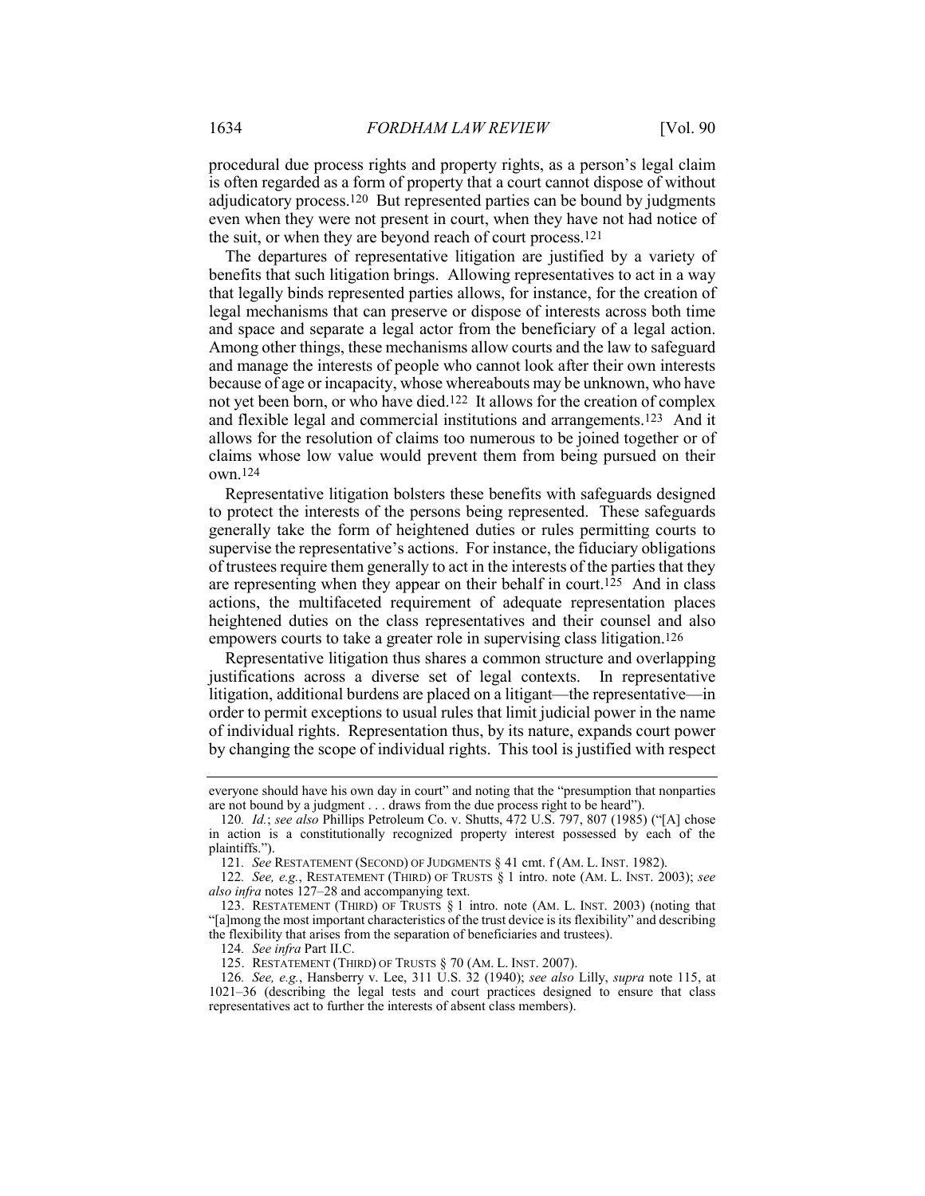procedural due process rights and property rights, as a person's legal claim is often regarded as a form of property that a court cannot dispose of without adjudicatory process.[120] But represented parties can be bound by judgments even when they were not present in court, when they have not had notice of the suit, or when they are beyond reach of court process.[121]

The departures of representative litigation are justified by a variety of benefits that such litigation brings. Allowing representatives to act in a way that legally binds represented parties allows, for instance, for the creation of legal mechanisms that can preserve or dispose of interests across both time and space and separate a legal actor from the beneficiary of a legal action. Among other things, these mechanisms allow courts and the law to safeguard and manage the interests of people who cannot look after their own interests because of age or incapacity, whose whereabouts may be unknown, who have not yet been born, or who have died.[122] It allows for the creation of complex and flexible legal and commercial institutions and arrangements.[123] And it allows for the resolution of claims too numerous to be joined together or of claims whose low value would prevent them from being pursued on their own.[124]

Representative litigation bolsters these benefits with safeguards designed to protect the interests of the persons being represented. These safeguards generally take the form of heightened duties or rules permitting courts to supervise the representative's actions. For instance, the fiduciary obligations of trustees require them generally to act in the interests of the parties that they are representing when they appear on their behalf in court.[125] And in class actions, the multifaceted requirement of adequate representation places heightened duties on the class representatives and their counsel and also empowers courts to take a greater role in supervising class litigation.[126]

Representative litigation thus shares a common structure and overlapping justifications across a diverse set of legal contexts. In representative litigation, additional burdens are placed on a litigant—the representative—in order to permit exceptions to usual rules that limit judicial power in the name of individual rights. Representation thus, by its nature, expands court power by changing the scope of individual rights. This tool is justified with respect

---

everyone should have his own day in court" and noting that the "presumption that nonparties are not bound by a judgment . . . draws from the due process right to be heard").

120. *Id.*; *see also* Phillips Petroleum Co. v. Shutts, 472 U.S. 797, 807 (1985) ("[A] chose in action is a constitutionally recognized property interest possessed by each of the plaintiffs.").

121. *See* RESTATEMENT (SECOND) OF JUDGMENTS § 41 cmt. f (AM. L. INST. 1982).

122. *See, e.g.*, RESTATEMENT (THIRD) OF TRUSTS § 1 intro. note (AM. L. INST. 2003); *see also infra* notes 127–28 and accompanying text.

123. RESTATEMENT (THIRD) OF TRUSTS § 1 intro. note (AM. L. INST. 2003) (noting that "[a]mong the most important characteristics of the trust device is its flexibility" and describing the flexibility that arises from the separation of beneficiaries and trustees).

124. *See infra* Part II.C.

125. RESTATEMENT (THIRD) OF TRUSTS § 70 (AM. L. INST. 2007).

126. *See, e.g.*, Hansberry v. Lee, 311 U.S. 32 (1940); *see also* Lilly, *supra* note 115, at 1021–36 (describing the legal tests and court practices designed to ensure that class representatives act to further the interests of absent class members).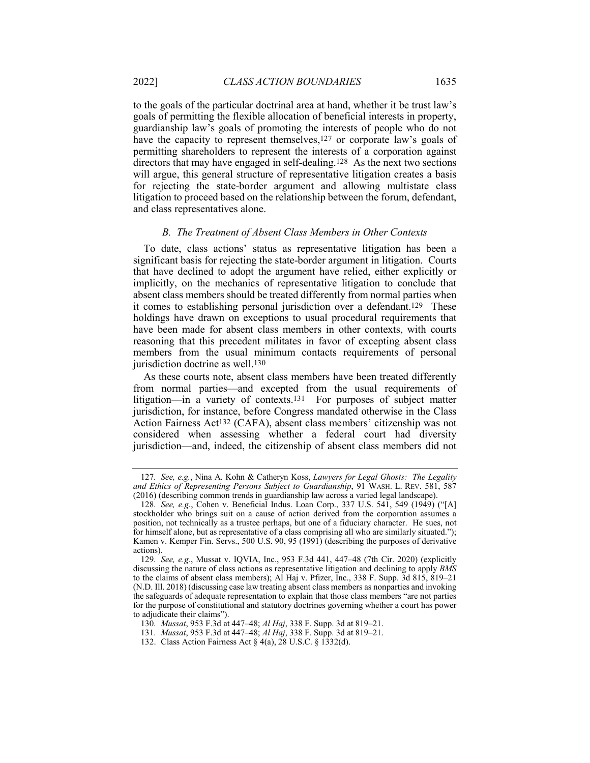to the goals of the particular doctrinal area at hand, whether it be trust law's goals of permitting the flexible allocation of beneficial interests in property, guardianship law's goals of promoting the interests of people who do not have the capacity to represent themselves,[127] or corporate law's goals of permitting shareholders to represent the interests of a corporation against directors that may have engaged in self-dealing.[128] As the next two sections will argue, this general structure of representative litigation creates a basis for rejecting the state-border argument and allowing multistate class litigation to proceed based on the relationship between the forum, defendant, and class representatives alone.

### *B. The Treatment of Absent Class Members in Other Contexts*

To date, class actions' status as representative litigation has been a significant basis for rejecting the state-border argument in litigation. Courts that have declined to adopt the argument have relied, either explicitly or implicitly, on the mechanics of representative litigation to conclude that absent class members should be treated differently from normal parties when it comes to establishing personal jurisdiction over a defendant.[129] These holdings have drawn on exceptions to usual procedural requirements that have been made for absent class members in other contexts, with courts reasoning that this precedent militates in favor of excepting absent class members from the usual minimum contacts requirements of personal jurisdiction doctrine as well.[130]

As these courts note, absent class members have been treated differently from normal parties—and excepted from the usual requirements of litigation—in a variety of contexts.[131] For purposes of subject matter jurisdiction, for instance, before Congress mandated otherwise in the Class Action Fairness Act[132] (CAFA), absent class members' citizenship was not considered when assessing whether a federal court had diversity jurisdiction—and, indeed, the citizenship of absent class members did not

---

127. *See, e.g.*, Nina A. Kohn & Catheryn Koss, *Lawyers for Legal Ghosts: The Legality and Ethics of Representing Persons Subject to Guardianship*, 91 WASH. L. REV. 581, 587 (2016) (describing common trends in guardianship law across a varied legal landscape).

128. *See, e.g.*, Cohen v. Beneficial Indus. Loan Corp., 337 U.S. 541, 549 (1949) ("[A] stockholder who brings suit on a cause of action derived from the corporation assumes a position, not technically as a trustee perhaps, but one of a fiduciary character. He sues, not for himself alone, but as representative of a class comprising all who are similarly situated."); Kamen v. Kemper Fin. Servs., 500 U.S. 90, 95 (1991) (describing the purposes of derivative actions).

129. *See, e.g.*, Mussat v. IQVIA, Inc., 953 F.3d 441, 447–48 (7th Cir. 2020) (explicitly discussing the nature of class actions as representative litigation and declining to apply *BMS* to the claims of absent class members); Al Haj v. Pfizer, Inc., 338 F. Supp. 3d 815, 819–21 (N.D. Ill. 2018) (discussing case law treating absent class members as nonparties and invoking the safeguards of adequate representation to explain that those class members "are not parties for the purpose of constitutional and statutory doctrines governing whether a court has power to adjudicate their claims").

130. *Mussat*, 953 F.3d at 447–48; *Al Haj*, 338 F. Supp. 3d at 819–21.

131. *Mussat*, 953 F.3d at 447–48; *Al Haj*, 338 F. Supp. 3d at 819–21.

132. Class Action Fairness Act § 4(a), 28 U.S.C. § 1332(d).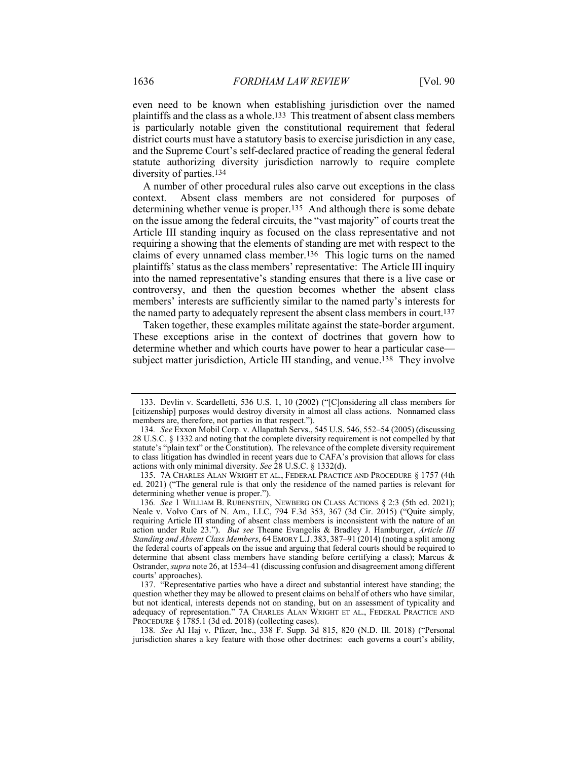even need to be known when establishing jurisdiction over the named plaintiffs and the class as a whole.[133] This treatment of absent class members is particularly notable given the constitutional requirement that federal district courts must have a statutory basis to exercise jurisdiction in any case, and the Supreme Court's self-declared practice of reading the general federal statute authorizing diversity jurisdiction narrowly to require complete diversity of parties.[134]

A number of other procedural rules also carve out exceptions in the class context. Absent class members are not considered for purposes of determining whether venue is proper.[135] And although there is some debate on the issue among the federal circuits, the "vast majority" of courts treat the Article III standing inquiry as focused on the class representative and not requiring a showing that the elements of standing are met with respect to the claims of every unnamed class member.[136] This logic turns on the named plaintiffs' status as the class members' representative: The Article III inquiry into the named representative's standing ensures that there is a live case or controversy, and then the question becomes whether the absent class members' interests are sufficiently similar to the named party's interests for the named party to adequately represent the absent class members in court.[137]

Taken together, these examples militate against the state-border argument. These exceptions arise in the context of doctrines that govern how to determine whether and which courts have power to hear a particular case—subject matter jurisdiction, Article III standing, and venue.[138] They involve

---

133. Devlin v. Scardelletti, 536 U.S. 1, 10 (2002) ("[C]onsidering all class members for [citizenship] purposes would destroy diversity in almost all class actions. Nonnamed class members are, therefore, not parties in that respect.").

134. *See* Exxon Mobil Corp. v. Allapattah Servs., 545 U.S. 546, 552–54 (2005) (discussing 28 U.S.C. § 1332 and noting that the complete diversity requirement is not compelled by that statute's "plain text" or the Constitution). The relevance of the complete diversity requirement to class litigation has dwindled in recent years due to CAFA's provision that allows for class actions with only minimal diversity. *See* 28 U.S.C. § 1332(d).

135. 7A CHARLES ALAN WRIGHT ET AL., FEDERAL PRACTICE AND PROCEDURE § 1757 (4th ed. 2021) ("The general rule is that only the residence of the named parties is relevant for determining whether venue is proper.").

136. *See* 1 WILLIAM B. RUBENSTEIN, NEWBERG ON CLASS ACTIONS § 2:3 (5th ed. 2021); Neale v. Volvo Cars of N. Am., LLC, 794 F.3d 353, 367 (3d Cir. 2015) ("Quite simply, requiring Article III standing of absent class members is inconsistent with the nature of an action under Rule 23."). *But see* Theane Evangelis & Bradley J. Hamburger, *Article III Standing and Absent Class Members*, 64 EMORY L.J. 383, 387–91 (2014) (noting a split among the federal courts of appeals on the issue and arguing that federal courts should be required to determine that absent class members have standing before certifying a class); Marcus & Ostrander, *supra* note 26, at 1534–41 (discussing confusion and disagreement among different courts' approaches).

137. "Representative parties who have a direct and substantial interest have standing; the question whether they may be allowed to present claims on behalf of others who have similar, but not identical, interests depends not on standing, but on an assessment of typicality and adequacy of representation." 7A CHARLES ALAN WRIGHT ET AL., FEDERAL PRACTICE AND PROCEDURE § 1785.1 (3d ed. 2018) (collecting cases).

138. *See* Al Haj v. Pfizer, Inc., 338 F. Supp. 3d 815, 820 (N.D. Ill. 2018) ("Personal jurisdiction shares a key feature with those other doctrines: each governs a court's ability,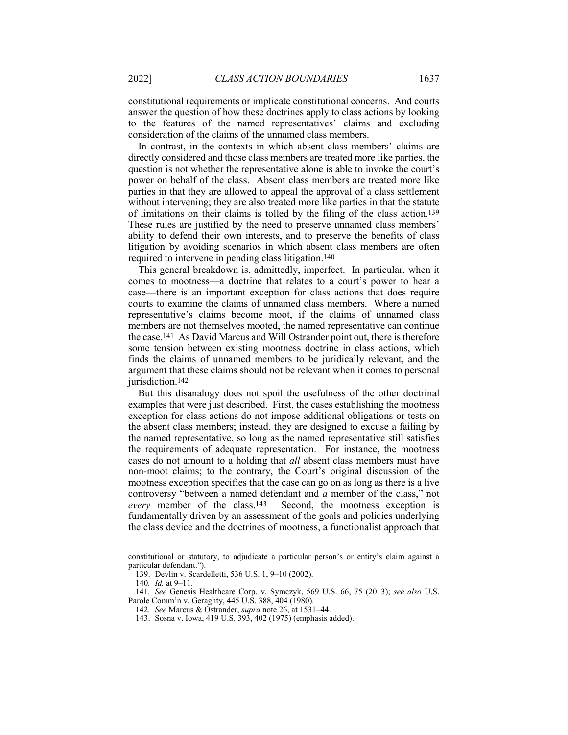constitutional requirements or implicate constitutional concerns. And courts answer the question of how these doctrines apply to class actions by looking to the features of the named representatives' claims and excluding consideration of the claims of the unnamed class members.

In contrast, in the contexts in which absent class members' claims are directly considered and those class members are treated more like parties, the question is not whether the representative alone is able to invoke the court's power on behalf of the class. Absent class members are treated more like parties in that they are allowed to appeal the approval of a class settlement without intervening; they are also treated more like parties in that the statute of limitations on their claims is tolled by the filing of the class action.[139] These rules are justified by the need to preserve unnamed class members' ability to defend their own interests, and to preserve the benefits of class litigation by avoiding scenarios in which absent class members are often required to intervene in pending class litigation.[140]

This general breakdown is, admittedly, imperfect. In particular, when it comes to mootness—a doctrine that relates to a court's power to hear a case—there is an important exception for class actions that does require courts to examine the claims of unnamed class members. Where a named representative's claims become moot, if the claims of unnamed class members are not themselves mooted, the named representative can continue the case.[141] As David Marcus and Will Ostrander point out, there is therefore some tension between existing mootness doctrine in class actions, which finds the claims of unnamed members to be juridically relevant, and the argument that these claims should not be relevant when it comes to personal jurisdiction.[142]

But this disanalogy does not spoil the usefulness of the other doctrinal examples that were just described. First, the cases establishing the mootness exception for class actions do not impose additional obligations or tests on the absent class members; instead, they are designed to excuse a failing by the named representative, so long as the named representative still satisfies the requirements of adequate representation. For instance, the mootness cases do not amount to a holding that *all* absent class members must have non-moot claims; to the contrary, the Court's original discussion of the mootness exception specifies that the case can go on as long as there is a live controversy "between a named defendant and *a* member of the class," not *every* member of the class.[143] Second, the mootness exception is fundamentally driven by an assessment of the goals and policies underlying the class device and the doctrines of mootness, a functionalist approach that

---

constitutional or statutory, to adjudicate a particular person's or entity's claim against a particular defendant.").

139. Devlin v. Scardelletti, 536 U.S. 1, 9–10 (2002).

140. *Id.* at 9–11.

141. *See* Genesis Healthcare Corp. v. Symczyk, 569 U.S. 66, 75 (2013); *see also* U.S. Parole Comm'n v. Geraghty, 445 U.S. 388, 404 (1980).

142. *See* Marcus & Ostrander, *supra* note 26, at 1531–44.

143. Sosna v. Iowa, 419 U.S. 393, 402 (1975) (emphasis added).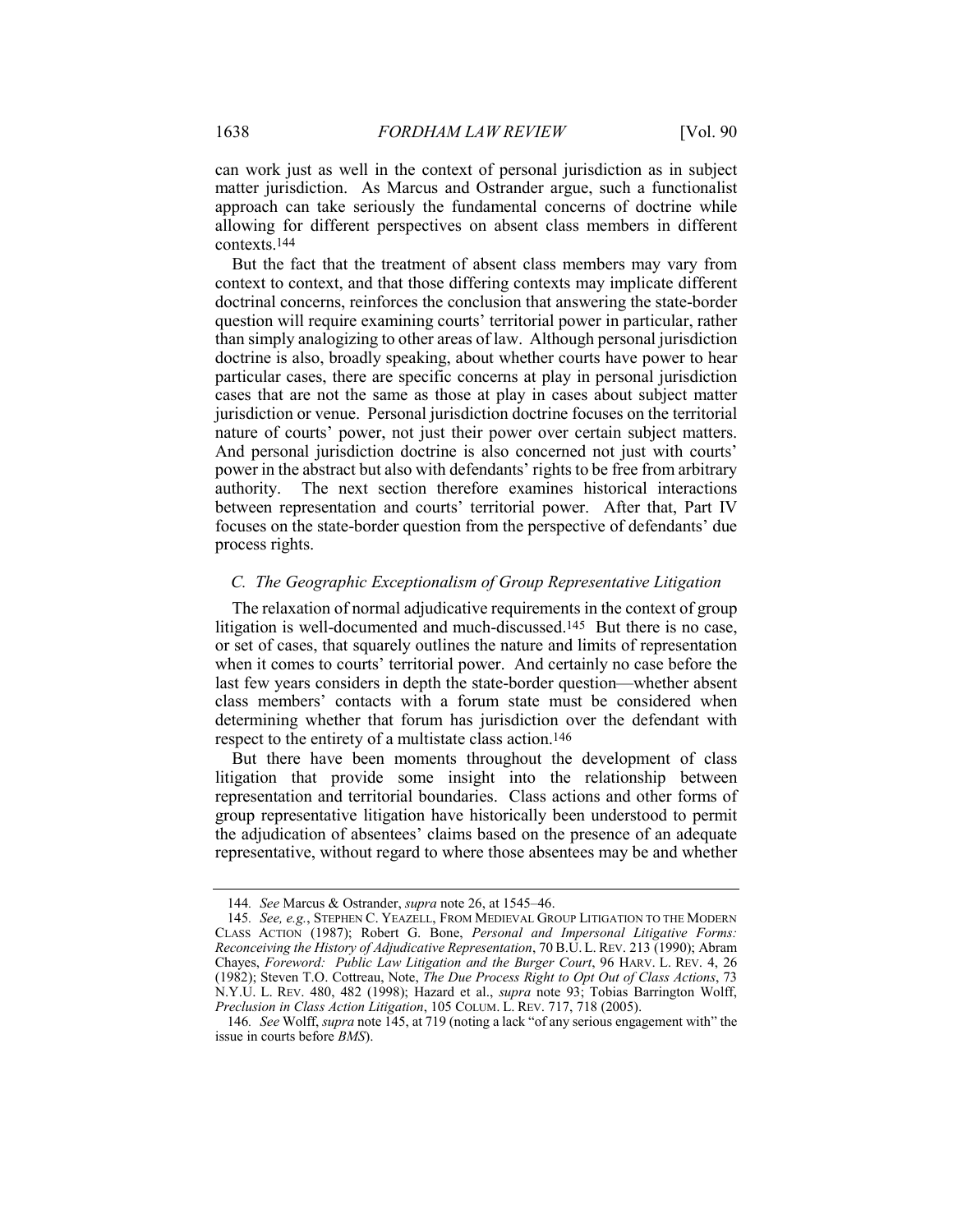can work just as well in the context of personal jurisdiction as in subject matter jurisdiction. As Marcus and Ostrander argue, such a functionalist approach can take seriously the fundamental concerns of doctrine while allowing for different perspectives on absent class members in different contexts.[144]

But the fact that the treatment of absent class members may vary from context to context, and that those differing contexts may implicate different doctrinal concerns, reinforces the conclusion that answering the state-border question will require examining courts' territorial power in particular, rather than simply analogizing to other areas of law. Although personal jurisdiction doctrine is also, broadly speaking, about whether courts have power to hear particular cases, there are specific concerns at play in personal jurisdiction cases that are not the same as those at play in cases about subject matter jurisdiction or venue. Personal jurisdiction doctrine focuses on the territorial nature of courts' power, not just their power over certain subject matters. And personal jurisdiction doctrine is also concerned not just with courts' power in the abstract but also with defendants' rights to be free from arbitrary authority. The next section therefore examines historical interactions between representation and courts' territorial power. After that, Part IV focuses on the state-border question from the perspective of defendants' due process rights.

### *C. The Geographic Exceptionalism of Group Representative Litigation*

The relaxation of normal adjudicative requirements in the context of group litigation is well-documented and much-discussed.[145] But there is no case, or set of cases, that squarely outlines the nature and limits of representation when it comes to courts' territorial power. And certainly no case before the last few years considers in depth the state-border question—whether absent class members' contacts with a forum state must be considered when determining whether that forum has jurisdiction over the defendant with respect to the entirety of a multistate class action.[146]

But there have been moments throughout the development of class litigation that provide some insight into the relationship between representation and territorial boundaries. Class actions and other forms of group representative litigation have historically been understood to permit the adjudication of absentees' claims based on the presence of an adequate representative, without regard to where those absentees may be and whether

---

144. *See* Marcus & Ostrander, *supra* note 26, at 1545–46.

145. *See, e.g.*, STEPHEN C. YEAZELL, FROM MEDIEVAL GROUP LITIGATION TO THE MODERN CLASS ACTION (1987); Robert G. Bone, *Personal and Impersonal Litigative Forms: Reconceiving the History of Adjudicative Representation*, 70 B.U. L. REV. 213 (1990); Abram Chayes, *Foreword: Public Law Litigation and the Burger Court*, 96 HARV. L. REV. 4, 26 (1982); Steven T.O. Cottreau, Note, *The Due Process Right to Opt Out of Class Actions*, 73 N.Y.U. L. REV. 480, 482 (1998); Hazard et al., *supra* note 93; Tobias Barrington Wolff, *Preclusion in Class Action Litigation*, 105 COLUM. L. REV. 717, 718 (2005).

146. *See* Wolff, *supra* note 145, at 719 (noting a lack "of any serious engagement with" the issue in courts before *BMS*).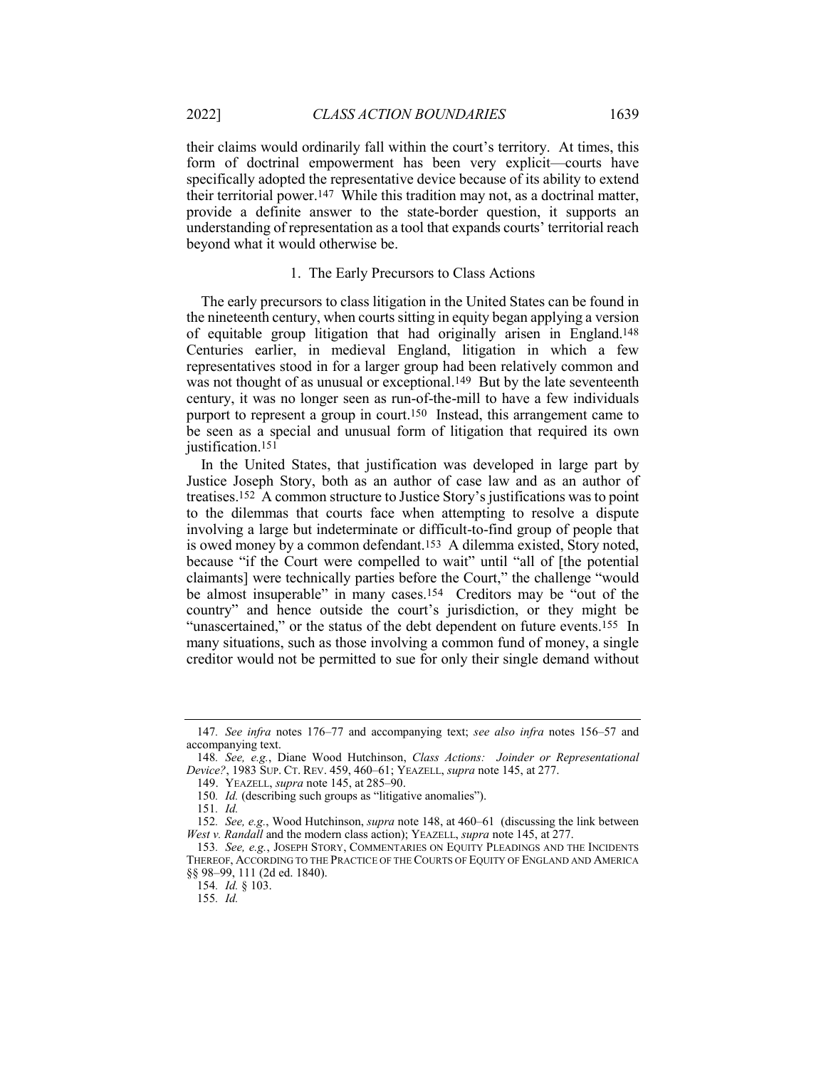their claims would ordinarily fall within the court's territory. At times, this form of doctrinal empowerment has been very explicit—courts have specifically adopted the representative device because of its ability to extend their territorial power.[147] While this tradition may not, as a doctrinal matter, provide a definite answer to the state-border question, it supports an understanding of representation as a tool that expands courts' territorial reach beyond what it would otherwise be.

### 1. The Early Precursors to Class Actions

The early precursors to class litigation in the United States can be found in the nineteenth century, when courts sitting in equity began applying a version of equitable group litigation that had originally arisen in England.[148] Centuries earlier, in medieval England, litigation in which a few representatives stood in for a larger group had been relatively common and was not thought of as unusual or exceptional.[149] But by the late seventeenth century, it was no longer seen as run-of-the-mill to have a few individuals purport to represent a group in court.[150] Instead, this arrangement came to be seen as a special and unusual form of litigation that required its own justification.[151]

In the United States, that justification was developed in large part by Justice Joseph Story, both as an author of case law and as an author of treatises.[152] A common structure to Justice Story's justifications was to point to the dilemmas that courts face when attempting to resolve a dispute involving a large but indeterminate or difficult-to-find group of people that is owed money by a common defendant.[153] A dilemma existed, Story noted, because "if the Court were compelled to wait" until "all of [the potential claimants] were technically parties before the Court," the challenge "would be almost insuperable" in many cases.[154] Creditors may be "out of the country" and hence outside the court's jurisdiction, or they might be "unascertained," or the status of the debt dependent on future events.[155] In many situations, such as those involving a common fund of money, a single creditor would not be permitted to sue for only their single demand without

---

147. *See infra* notes 176–77 and accompanying text; *see also infra* notes 156–57 and accompanying text.

148. *See, e.g.*, Diane Wood Hutchinson, *Class Actions: Joinder or Representational Device?*, 1983 SUP. CT. REV. 459, 460–61; YEAZELL, *supra* note 145, at 277.

149. YEAZELL, *supra* note 145, at 285–90.

150. *Id.* (describing such groups as "litigative anomalies").

151. *Id.*

152. *See, e.g.*, Wood Hutchinson, *supra* note 148, at 460–61 (discussing the link between *West v. Randall* and the modern class action); YEAZELL, *supra* note 145, at 277.

153. *See, e.g.*, JOSEPH STORY, COMMENTARIES ON EQUITY PLEADINGS AND THE INCIDENTS THEREOF, ACCORDING TO THE PRACTICE OF THE COURTS OF EQUITY OF ENGLAND AND AMERICA §§ 98–99, 111 (2d ed. 1840).

154. *Id.* § 103.

155. *Id.*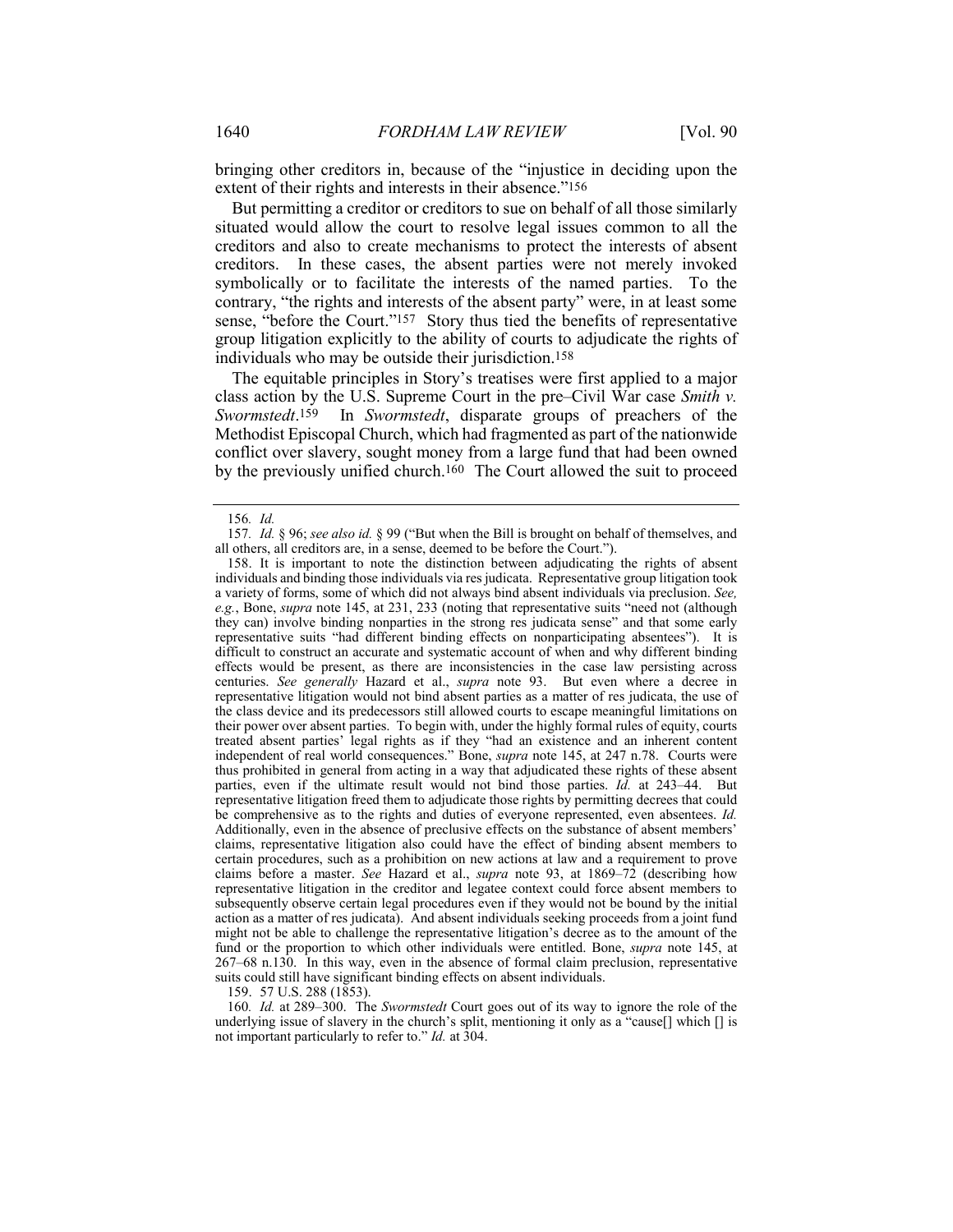bringing other creditors in, because of the "injustice in deciding upon the extent of their rights and interests in their absence."[156]

But permitting a creditor or creditors to sue on behalf of all those similarly situated would allow the court to resolve legal issues common to all the creditors and also to create mechanisms to protect the interests of absent creditors. In these cases, the absent parties were not merely invoked symbolically or to facilitate the interests of the named parties. To the contrary, "the rights and interests of the absent party" were, in at least some sense, "before the Court."[157] Story thus tied the benefits of representative group litigation explicitly to the ability of courts to adjudicate the rights of individuals who may be outside their jurisdiction.[158]

The equitable principles in Story's treatises were first applied to a major class action by the U.S. Supreme Court in the pre–Civil War case *Smith v. Swormstedt*.[159] In *Swormstedt*, disparate groups of preachers of the Methodist Episcopal Church, which had fragmented as part of the nationwide conflict over slavery, sought money from a large fund that had been owned by the previously unified church.[160] The Court allowed the suit to proceed

---

156. *Id.*

157. *Id.* § 96; *see also id.* § 99 ("But when the Bill is brought on behalf of themselves, and all others, all creditors are, in a sense, deemed to be before the Court.").

158. It is important to note the distinction between adjudicating the rights of absent individuals and binding those individuals via res judicata. Representative group litigation took a variety of forms, some of which did not always bind absent individuals via preclusion. *See, e.g.*, Bone, *supra* note 145, at 231, 233 (noting that representative suits "need not (although they can) involve binding nonparties in the strong res judicata sense" and that some early representative suits "had different binding effects on nonparticipating absentees"). It is difficult to construct an accurate and systematic account of when and why different binding effects would be present, as there are inconsistencies in the case law persisting across centuries. *See generally* Hazard et al., *supra* note 93. But even where a decree in representative litigation would not bind absent parties as a matter of res judicata, the use of the class device and its predecessors still allowed courts to escape meaningful limitations on their power over absent parties. To begin with, under the highly formal rules of equity, courts treated absent parties' legal rights as if they "had an existence and an inherent content independent of real world consequences." Bone, *supra* note 145, at 247 n.78. Courts were thus prohibited in general from acting in a way that adjudicated these rights of these absent parties, even if the ultimate result would not bind those parties. *Id.* at 243–44. But representative litigation freed them to adjudicate those rights by permitting decrees that could be comprehensive as to the rights and duties of everyone represented, even absentees. *Id.* Additionally, even in the absence of preclusive effects on the substance of absent members' claims, representative litigation also could have the effect of binding absent members to certain procedures, such as a prohibition on new actions at law and a requirement to prove claims before a master. *See* Hazard et al., *supra* note 93, at 1869–72 (describing how representative litigation in the creditor and legatee context could force absent members to subsequently observe certain legal procedures even if they would not be bound by the initial action as a matter of res judicata). And absent individuals seeking proceeds from a joint fund might not be able to challenge the representative litigation's decree as to the amount of the fund or the proportion to which other individuals were entitled. Bone, *supra* note 145, at 267–68 n.130. In this way, even in the absence of formal claim preclusion, representative suits could still have significant binding effects on absent individuals.

159. 57 U.S. 288 (1853).

160. *Id.* at 289–300. The *Swormstedt* Court goes out of its way to ignore the role of the underlying issue of slavery in the church's split, mentioning it only as a "cause[] which [] is not important particularly to refer to." *Id.* at 304.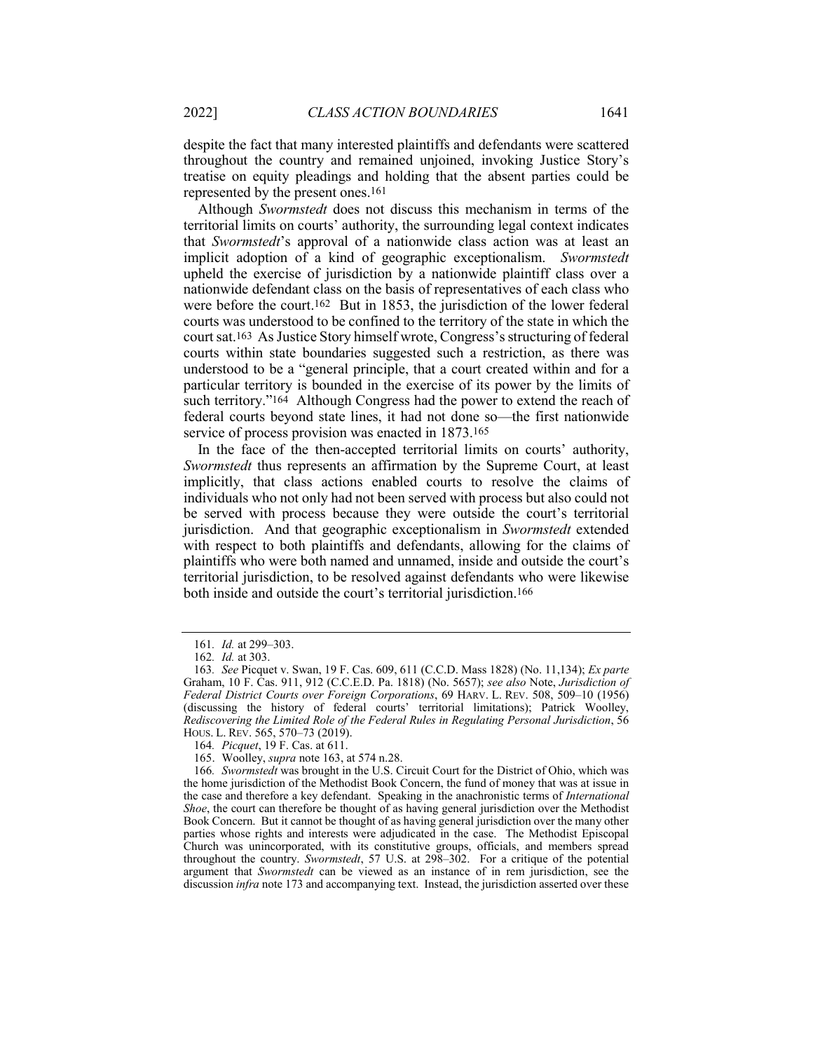despite the fact that many interested plaintiffs and defendants were scattered throughout the country and remained unjoined, invoking Justice Story's treatise on equity pleadings and holding that the absent parties could be represented by the present ones.[161]

Although *Swormstedt* does not discuss this mechanism in terms of the territorial limits on courts' authority, the surrounding legal context indicates that *Swormstedt*'s approval of a nationwide class action was at least an implicit adoption of a kind of geographic exceptionalism. *Swormstedt* upheld the exercise of jurisdiction by a nationwide plaintiff class over a nationwide defendant class on the basis of representatives of each class who were before the court.[162] But in 1853, the jurisdiction of the lower federal courts was understood to be confined to the territory of the state in which the court sat.[163] As Justice Story himself wrote, Congress's structuring of federal courts within state boundaries suggested such a restriction, as there was understood to be a "general principle, that a court created within and for a particular territory is bounded in the exercise of its power by the limits of such territory."[164] Although Congress had the power to extend the reach of federal courts beyond state lines, it had not done so—the first nationwide service of process provision was enacted in 1873.[165]

In the face of the then-accepted territorial limits on courts' authority, *Swormstedt* thus represents an affirmation by the Supreme Court, at least implicitly, that class actions enabled courts to resolve the claims of individuals who not only had not been served with process but also could not be served with process because they were outside the court's territorial jurisdiction. And that geographic exceptionalism in *Swormstedt* extended with respect to both plaintiffs and defendants, allowing for the claims of plaintiffs who were both named and unnamed, inside and outside the court's territorial jurisdiction, to be resolved against defendants who were likewise both inside and outside the court's territorial jurisdiction.[166]

---

161. *Id.* at 299–303.

162. *Id.* at 303.

163. *See* Picquet v. Swan, 19 F. Cas. 609, 611 (C.C.D. Mass 1828) (No. 11,134); *Ex parte* Graham, 10 F. Cas. 911, 912 (C.C.E.D. Pa. 1818) (No. 5657); *see also* Note, *Jurisdiction of Federal District Courts over Foreign Corporations*, 69 HARV. L. REV. 508, 509–10 (1956) (discussing the history of federal courts' territorial limitations); Patrick Woolley, *Rediscovering the Limited Role of the Federal Rules in Regulating Personal Jurisdiction*, 56 HOUS. L. REV. 565, 570–73 (2019).

164. *Picquet*, 19 F. Cas. at 611.

165. Woolley, *supra* note 163, at 574 n.28.

166. *Swormstedt* was brought in the U.S. Circuit Court for the District of Ohio, which was the home jurisdiction of the Methodist Book Concern, the fund of money that was at issue in the case and therefore a key defendant. Speaking in the anachronistic terms of *International Shoe*, the court can therefore be thought of as having general jurisdiction over the Methodist Book Concern. But it cannot be thought of as having general jurisdiction over the many other parties whose rights and interests were adjudicated in the case. The Methodist Episcopal Church was unincorporated, with its constitutive groups, officials, and members spread throughout the country. *Swormstedt*, 57 U.S. at 298–302. For a critique of the potential argument that *Swormstedt* can be viewed as an instance of in rem jurisdiction, see the discussion *infra* note 173 and accompanying text. Instead, the jurisdiction asserted over these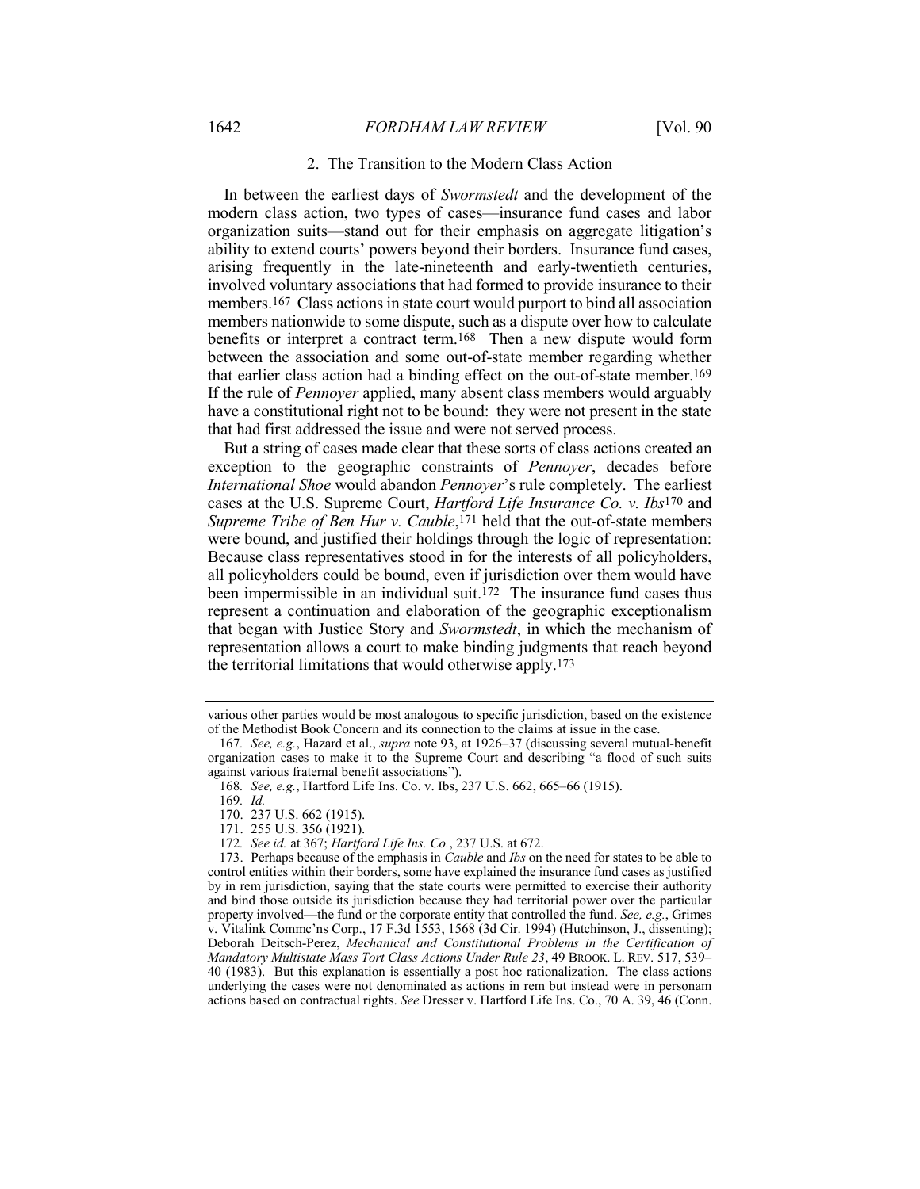### 2. The Transition to the Modern Class Action

In between the earliest days of *Swormstedt* and the development of the modern class action, two types of cases—insurance fund cases and labor organization suits—stand out for their emphasis on aggregate litigation's ability to extend courts' powers beyond their borders. Insurance fund cases, arising frequently in the late-nineteenth and early-twentieth centuries, involved voluntary associations that had formed to provide insurance to their members.[167] Class actions in state court would purport to bind all association members nationwide to some dispute, such as a dispute over how to calculate benefits or interpret a contract term.[168] Then a new dispute would form between the association and some out-of-state member regarding whether that earlier class action had a binding effect on the out-of-state member.[169] If the rule of *Pennoyer* applied, many absent class members would arguably have a constitutional right not to be bound: they were not present in the state that had first addressed the issue and were not served process.

But a string of cases made clear that these sorts of class actions created an exception to the geographic constraints of *Pennoyer*, decades before *International Shoe* would abandon *Pennoyer*'s rule completely. The earliest cases at the U.S. Supreme Court, *Hartford Life Insurance Co. v. Ibs*[170] and *Supreme Tribe of Ben Hur v. Cauble*,[171] held that the out-of-state members were bound, and justified their holdings through the logic of representation: Because class representatives stood in for the interests of all policyholders, all policyholders could be bound, even if jurisdiction over them would have been impermissible in an individual suit.[172] The insurance fund cases thus represent a continuation and elaboration of the geographic exceptionalism that began with Justice Story and *Swormstedt*, in which the mechanism of representation allows a court to make binding judgments that reach beyond the territorial limitations that would otherwise apply.[173]

---

various other parties would be most analogous to specific jurisdiction, based on the existence of the Methodist Book Concern and its connection to the claims at issue in the case.

167. *See, e.g.*, Hazard et al., *supra* note 93, at 1926–37 (discussing several mutual-benefit organization cases to make it to the Supreme Court and describing "a flood of such suits against various fraternal benefit associations").

168. *See, e.g.*, Hartford Life Ins. Co. v. Ibs, 237 U.S. 662, 665–66 (1915).

169. *Id.*

170. 237 U.S. 662 (1915).

171. 255 U.S. 356 (1921).

172. *See id.* at 367; *Hartford Life Ins. Co.*, 237 U.S. at 672.

173. Perhaps because of the emphasis in *Cauble* and *Ibs* on the need for states to be able to control entities within their borders, some have explained the insurance fund cases as justified by in rem jurisdiction, saying that the state courts were permitted to exercise their authority and bind those outside its jurisdiction because they had territorial power over the particular property involved—the fund or the corporate entity that controlled the fund. *See, e.g.*, Grimes v. Vitalink Commc'ns Corp., 17 F.3d 1553, 1568 (3d Cir. 1994) (Hutchinson, J., dissenting); Deborah Deitsch-Perez, *Mechanical and Constitutional Problems in the Certification of Mandatory Multistate Mass Tort Class Actions Under Rule 23*, 49 BROOK. L. REV. 517, 539–40 (1983). But this explanation is essentially a post hoc rationalization. The class actions underlying the cases were not denominated as actions in rem but instead were in personam actions based on contractual rights. *See* Dresser v. Hartford Life Ins. Co., 70 A. 39, 46 (Conn.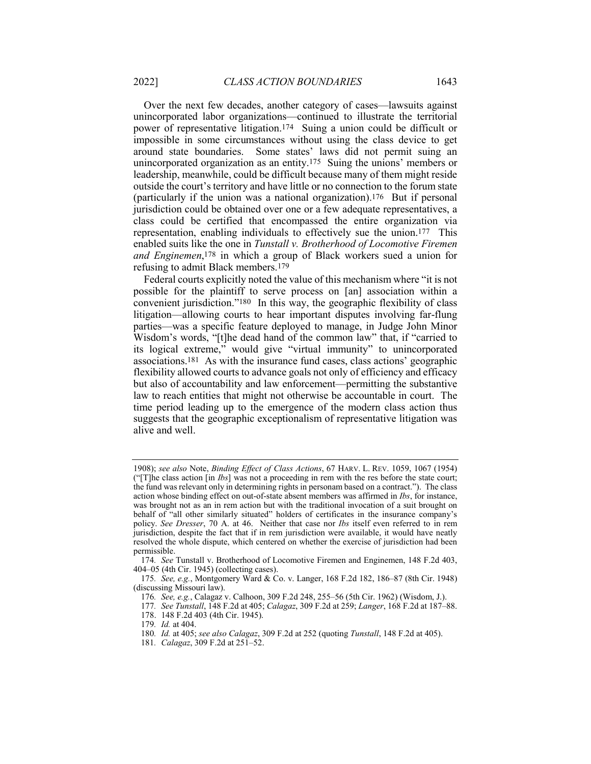Over the next few decades, another category of cases—lawsuits against unincorporated labor organizations—continued to illustrate the territorial power of representative litigation.[174] Suing a union could be difficult or impossible in some circumstances without using the class device to get around state boundaries. Some states' laws did not permit suing an unincorporated organization as an entity.[175] Suing the unions' members or leadership, meanwhile, could be difficult because many of them might reside outside the court's territory and have little or no connection to the forum state (particularly if the union was a national organization).[176] But if personal jurisdiction could be obtained over one or a few adequate representatives, a class could be certified that encompassed the entire organization via representation, enabling individuals to effectively sue the union.[177] This enabled suits like the one in *Tunstall v. Brotherhood of Locomotive Firemen and Enginemen*,[178] in which a group of Black workers sued a union for refusing to admit Black members.[179]

Federal courts explicitly noted the value of this mechanism where "it is not possible for the plaintiff to serve process on [an] association within a convenient jurisdiction."[180] In this way, the geographic flexibility of class litigation—allowing courts to hear important disputes involving far-flung parties—was a specific feature deployed to manage, in Judge John Minor Wisdom's words, "[t]he dead hand of the common law" that, if "carried to its logical extreme," would give "virtual immunity" to unincorporated associations.[181] As with the insurance fund cases, class actions' geographic flexibility allowed courts to advance goals not only of efficiency and efficacy but also of accountability and law enforcement—permitting the substantive law to reach entities that might not otherwise be accountable in court. The time period leading up to the emergence of the modern class action thus suggests that the geographic exceptionalism of representative litigation was alive and well.

---

1908); *see also* Note, *Binding Effect of Class Actions*, 67 HARV. L. REV. 1059, 1067 (1954) ("[T]he class action [in *Ibs*] was not a proceeding in rem with the res before the state court; the fund was relevant only in determining rights in personam based on a contract."). The class action whose binding effect on out-of-state absent members was affirmed in *Ibs*, for instance, was brought not as an in rem action but with the traditional invocation of a suit brought on behalf of "all other similarly situated" holders of certificates in the insurance company's policy. *See Dresser*, 70 A. at 46. Neither that case nor *Ibs* itself even referred to in rem jurisdiction, despite the fact that if in rem jurisdiction were available, it would have neatly resolved the whole dispute, which centered on whether the exercise of jurisdiction had been permissible.

174. *See* Tunstall v. Brotherhood of Locomotive Firemen and Enginemen, 148 F.2d 403, 404–05 (4th Cir. 1945) (collecting cases).

175. *See, e.g.*, Montgomery Ward & Co. v. Langer, 168 F.2d 182, 186–87 (8th Cir. 1948) (discussing Missouri law).

176. *See, e.g.*, Calagaz v. Calhoon, 309 F.2d 248, 255–56 (5th Cir. 1962) (Wisdom, J.).

177. *See Tunstall*, 148 F.2d at 405; *Calagaz*, 309 F.2d at 259; *Langer*, 168 F.2d at 187–88.

178. 148 F.2d 403 (4th Cir. 1945).

179. *Id.* at 404.

180. *Id.* at 405; *see also Calagaz*, 309 F.2d at 252 (quoting *Tunstall*, 148 F.2d at 405).

181. *Calagaz*, 309 F.2d at 251–52.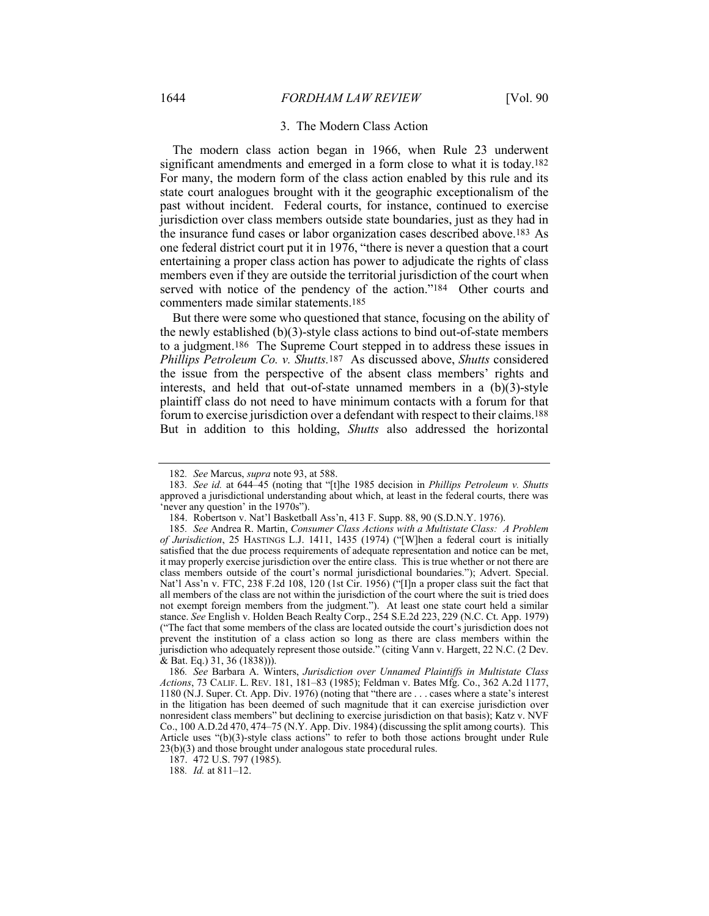### 3. The Modern Class Action

The modern class action began in 1966, when Rule 23 underwent significant amendments and emerged in a form close to what it is today.[182] For many, the modern form of the class action enabled by this rule and its state court analogues brought with it the geographic exceptionalism of the past without incident. Federal courts, for instance, continued to exercise jurisdiction over class members outside state boundaries, just as they had in the insurance fund cases or labor organization cases described above.[183] As one federal district court put it in 1976, "there is never a question that a court entertaining a proper class action has power to adjudicate the rights of class members even if they are outside the territorial jurisdiction of the court when served with notice of the pendency of the action."[184] Other courts and commenters made similar statements.[185]

But there were some who questioned that stance, focusing on the ability of the newly established (b)(3)-style class actions to bind out-of-state members to a judgment.[186] The Supreme Court stepped in to address these issues in *Phillips Petroleum Co. v. Shutts*.[187] As discussed above, *Shutts* considered the issue from the perspective of the absent class members' rights and interests, and held that out-of-state unnamed members in a (b)(3)-style plaintiff class do not need to have minimum contacts with a forum for that forum to exercise jurisdiction over a defendant with respect to their claims.[188] But in addition to this holding, *Shutts* also addressed the horizontal

---

182. *See* Marcus, *supra* note 93, at 588.

183. *See id.* at 644–45 (noting that "[t]he 1985 decision in *Phillips Petroleum v. Shutts* approved a jurisdictional understanding about which, at least in the federal courts, there was 'never any question' in the 1970s").

184. Robertson v. Nat'l Basketball Ass'n, 413 F. Supp. 88, 90 (S.D.N.Y. 1976).

185. *See* Andrea R. Martin, *Consumer Class Actions with a Multistate Class: A Problem of Jurisdiction*, 25 HASTINGS L.J. 1411, 1435 (1974) ("[W]hen a federal court is initially satisfied that the due process requirements of adequate representation and notice can be met, it may properly exercise jurisdiction over the entire class. This is true whether or not there are class members outside of the court's normal jurisdictional boundaries."); Advert. Special. Nat'l Ass'n v. FTC, 238 F.2d 108, 120 (1st Cir. 1956) ("[I]n a proper class suit the fact that all members of the class are not within the jurisdiction of the court where the suit is tried does not exempt foreign members from the judgment."). At least one state court held a similar stance. *See* English v. Holden Beach Realty Corp., 254 S.E.2d 223, 229 (N.C. Ct. App. 1979) ("The fact that some members of the class are located outside the court's jurisdiction does not prevent the institution of a class action so long as there are class members within the jurisdiction who adequately represent those outside." (citing Vann v. Hargett, 22 N.C. (2 Dev. & Bat. Eq.) 31, 36 (1838))).

186. *See* Barbara A. Winters, *Jurisdiction over Unnamed Plaintiffs in Multistate Class Actions*, 73 CALIF. L. REV. 181, 181–83 (1985); Feldman v. Bates Mfg. Co., 362 A.2d 1177, 1180 (N.J. Super. Ct. App. Div. 1976) (noting that "there are . . . cases where a state's interest in the litigation has been deemed of such magnitude that it can exercise jurisdiction over nonresident class members" but declining to exercise jurisdiction on that basis); Katz v. NVF Co., 100 A.D.2d 470, 474–75 (N.Y. App. Div. 1984) (discussing the split among courts). This Article uses "(b)(3)-style class actions" to refer to both those actions brought under Rule 23(b)(3) and those brought under analogous state procedural rules.

187. 472 U.S. 797 (1985).

188. *Id.* at 811–12.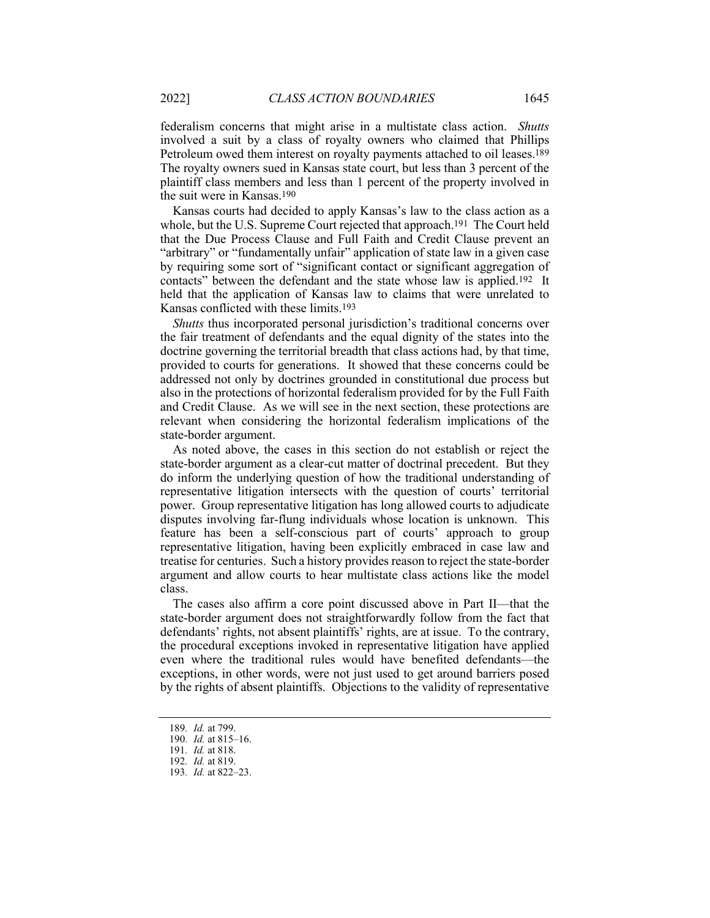federalism concerns that might arise in a multistate class action. *Shutts* involved a suit by a class of royalty owners who claimed that Phillips Petroleum owed them interest on royalty payments attached to oil leases.[189] The royalty owners sued in Kansas state court, but less than 3 percent of the plaintiff class members and less than 1 percent of the property involved in the suit were in Kansas.[190]

Kansas courts had decided to apply Kansas's law to the class action as a whole, but the U.S. Supreme Court rejected that approach.[191] The Court held that the Due Process Clause and Full Faith and Credit Clause prevent an "arbitrary" or "fundamentally unfair" application of state law in a given case by requiring some sort of "significant contact or significant aggregation of contacts" between the defendant and the state whose law is applied.[192] It held that the application of Kansas law to claims that were unrelated to Kansas conflicted with these limits.[193]

*Shutts* thus incorporated personal jurisdiction's traditional concerns over the fair treatment of defendants and the equal dignity of the states into the doctrine governing the territorial breadth that class actions had, by that time, provided to courts for generations. It showed that these concerns could be addressed not only by doctrines grounded in constitutional due process but also in the protections of horizontal federalism provided for by the Full Faith and Credit Clause. As we will see in the next section, these protections are relevant when considering the horizontal federalism implications of the state-border argument.

As noted above, the cases in this section do not establish or reject the state-border argument as a clear-cut matter of doctrinal precedent. But they do inform the underlying question of how the traditional understanding of representative litigation intersects with the question of courts' territorial power. Group representative litigation has long allowed courts to adjudicate disputes involving far-flung individuals whose location is unknown. This feature has been a self-conscious part of courts' approach to group representative litigation, having been explicitly embraced in case law and treatise for centuries. Such a history provides reason to reject the state-border argument and allow courts to hear multistate class actions like the model class.

The cases also affirm a core point discussed above in Part II—that the state-border argument does not straightforwardly follow from the fact that defendants' rights, not absent plaintiffs' rights, are at issue. To the contrary, the procedural exceptions invoked in representative litigation have applied even where the traditional rules would have benefited defendants—the exceptions, in other words, were not just used to get around barriers posed by the rights of absent plaintiffs. Objections to the validity of representative

---

189. *Id.* at 799.

190. *Id.* at 815–16.

191. *Id.* at 818.

192. *Id.* at 819.

193. *Id.* at 822–23.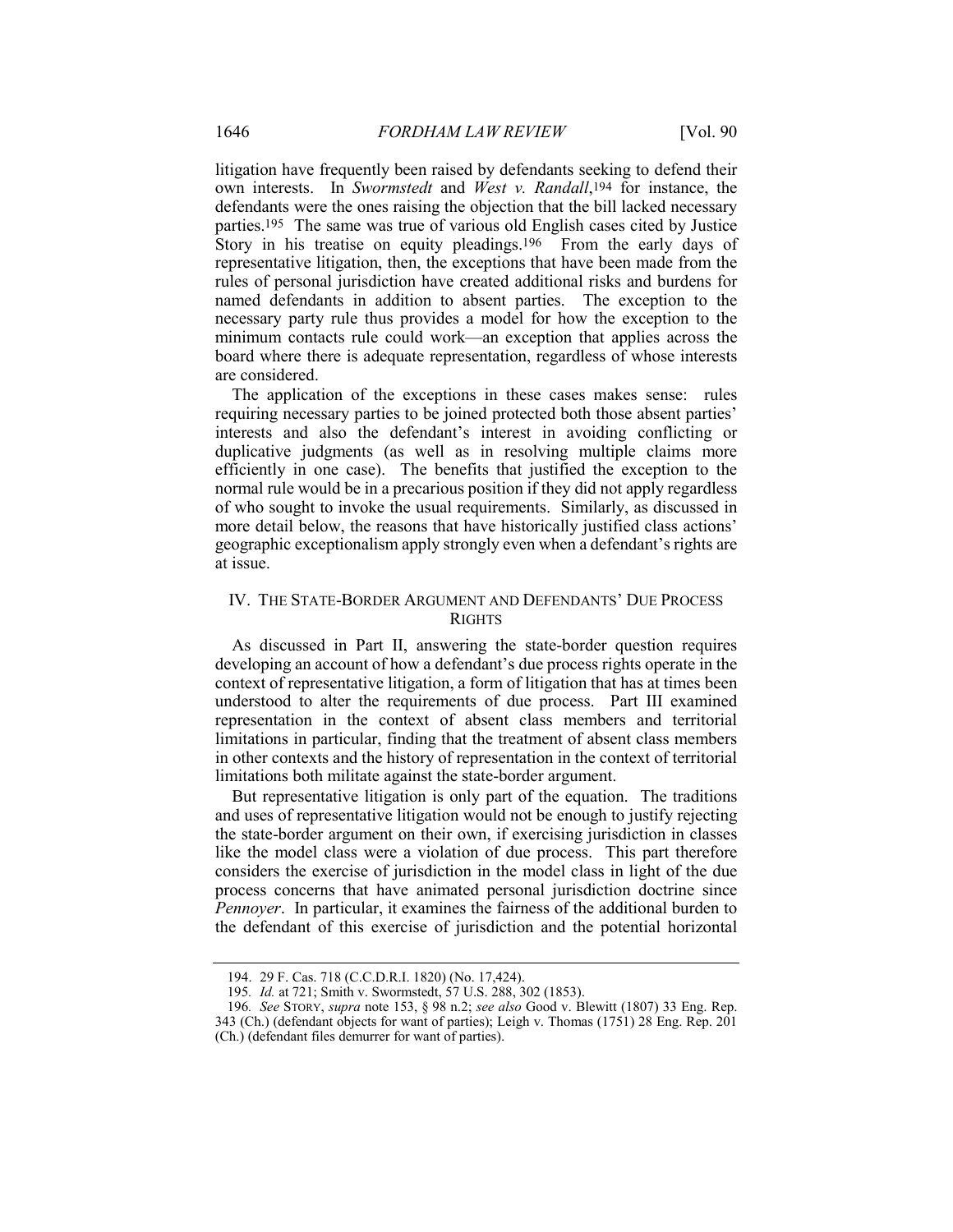litigation have frequently been raised by defendants seeking to defend their own interests. In *Swormstedt* and *West v. Randall*,[194] for instance, the defendants were the ones raising the objection that the bill lacked necessary parties.[195] The same was true of various old English cases cited by Justice Story in his treatise on equity pleadings.[196] From the early days of representative litigation, then, the exceptions that have been made from the rules of personal jurisdiction have created additional risks and burdens for named defendants in addition to absent parties. The exception to the necessary party rule thus provides a model for how the exception to the minimum contacts rule could work—an exception that applies across the board where there is adequate representation, regardless of whose interests are considered.

The application of the exceptions in these cases makes sense: rules requiring necessary parties to be joined protected both those absent parties' interests and also the defendant's interest in avoiding conflicting or duplicative judgments (as well as in resolving multiple claims more efficiently in one case). The benefits that justified the exception to the normal rule would be in a precarious position if they did not apply regardless of who sought to invoke the usual requirements. Similarly, as discussed in more detail below, the reasons that have historically justified class actions' geographic exceptionalism apply strongly even when a defendant's rights are at issue.

## IV. THE STATE-BORDER ARGUMENT AND DEFENDANTS' DUE PROCESS RIGHTS

As discussed in Part II, answering the state-border question requires developing an account of how a defendant's due process rights operate in the context of representative litigation, a form of litigation that has at times been understood to alter the requirements of due process. Part III examined representation in the context of absent class members and territorial limitations in particular, finding that the treatment of absent class members in other contexts and the history of representation in the context of territorial limitations both militate against the state-border argument.

But representative litigation is only part of the equation. The traditions and uses of representative litigation would not be enough to justify rejecting the state-border argument on their own, if exercising jurisdiction in classes like the model class were a violation of due process. This part therefore considers the exercise of jurisdiction in the model class in light of the due process concerns that have animated personal jurisdiction doctrine since *Pennoyer*. In particular, it examines the fairness of the additional burden to the defendant of this exercise of jurisdiction and the potential horizontal

---

194. 29 F. Cas. 718 (C.C.D.R.I. 1820) (No. 17,424).

195. *Id.* at 721; Smith v. Swormstedt, 57 U.S. 288, 302 (1853).

196. *See* STORY, *supra* note 153, § 98 n.2; *see also* Good v. Blewitt (1807) 33 Eng. Rep. 343 (Ch.) (defendant objects for want of parties); Leigh v. Thomas (1751) 28 Eng. Rep. 201 (Ch.) (defendant files demurrer for want of parties).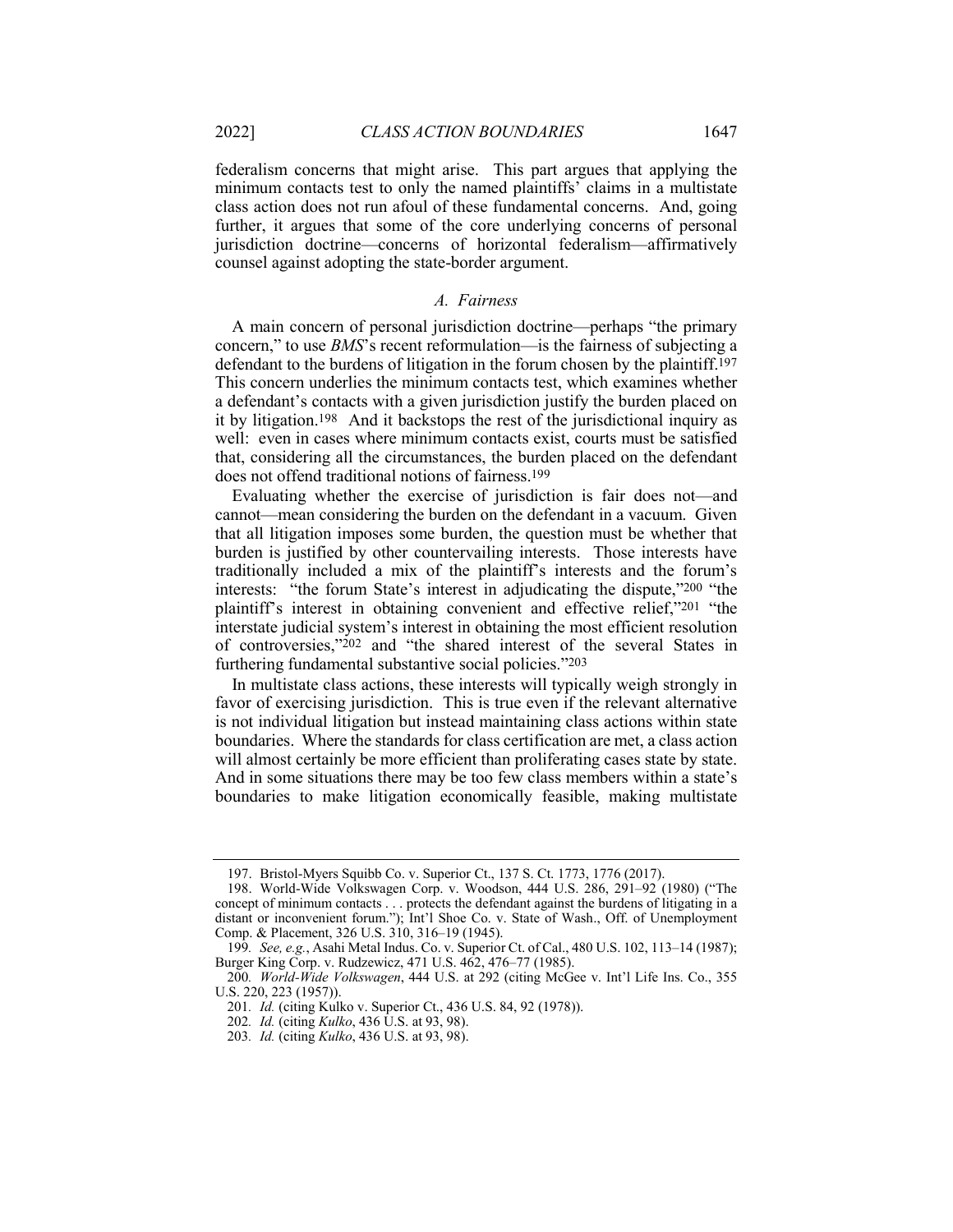federalism concerns that might arise. This part argues that applying the minimum contacts test to only the named plaintiffs' claims in a multistate class action does not run afoul of these fundamental concerns. And, going further, it argues that some of the core underlying concerns of personal jurisdiction doctrine—concerns of horizontal federalism—affirmatively counsel against adopting the state-border argument.

### *A. Fairness*

A main concern of personal jurisdiction doctrine—perhaps "the primary concern," to use *BMS*'s recent reformulation—is the fairness of subjecting a defendant to the burdens of litigation in the forum chosen by the plaintiff.[197] This concern underlies the minimum contacts test, which examines whether a defendant's contacts with a given jurisdiction justify the burden placed on it by litigation.[198] And it backstops the rest of the jurisdictional inquiry as well: even in cases where minimum contacts exist, courts must be satisfied that, considering all the circumstances, the burden placed on the defendant does not offend traditional notions of fairness.[199]

Evaluating whether the exercise of jurisdiction is fair does not—and cannot—mean considering the burden on the defendant in a vacuum. Given that all litigation imposes some burden, the question must be whether that burden is justified by other countervailing interests. Those interests have traditionally included a mix of the plaintiff's interests and the forum's interests: "the forum State's interest in adjudicating the dispute,"[200] "the plaintiff's interest in obtaining convenient and effective relief,"[201] "the interstate judicial system's interest in obtaining the most efficient resolution of controversies,"[202] and "the shared interest of the several States in furthering fundamental substantive social policies."[203]

In multistate class actions, these interests will typically weigh strongly in favor of exercising jurisdiction. This is true even if the relevant alternative is not individual litigation but instead maintaining class actions within state boundaries. Where the standards for class certification are met, a class action will almost certainly be more efficient than proliferating cases state by state. And in some situations there may be too few class members within a state's boundaries to make litigation economically feasible, making multistate

---

197. Bristol-Myers Squibb Co. v. Superior Ct., 137 S. Ct. 1773, 1776 (2017).

198. World-Wide Volkswagen Corp. v. Woodson, 444 U.S. 286, 291–92 (1980) ("The concept of minimum contacts . . . protects the defendant against the burdens of litigating in a distant or inconvenient forum."); Int'l Shoe Co. v. State of Wash., Off. of Unemployment Comp. & Placement, 326 U.S. 310, 316–19 (1945).

199. *See, e.g.*, Asahi Metal Indus. Co. v. Superior Ct. of Cal., 480 U.S. 102, 113–14 (1987); Burger King Corp. v. Rudzewicz, 471 U.S. 462, 476–77 (1985).

200. *World-Wide Volkswagen*, 444 U.S. at 292 (citing McGee v. Int'l Life Ins. Co., 355 U.S. 220, 223 (1957)).

201. *Id.* (citing Kulko v. Superior Ct., 436 U.S. 84, 92 (1978)).

202. *Id.* (citing *Kulko*, 436 U.S. at 93, 98).

203. *Id.* (citing *Kulko*, 436 U.S. at 93, 98).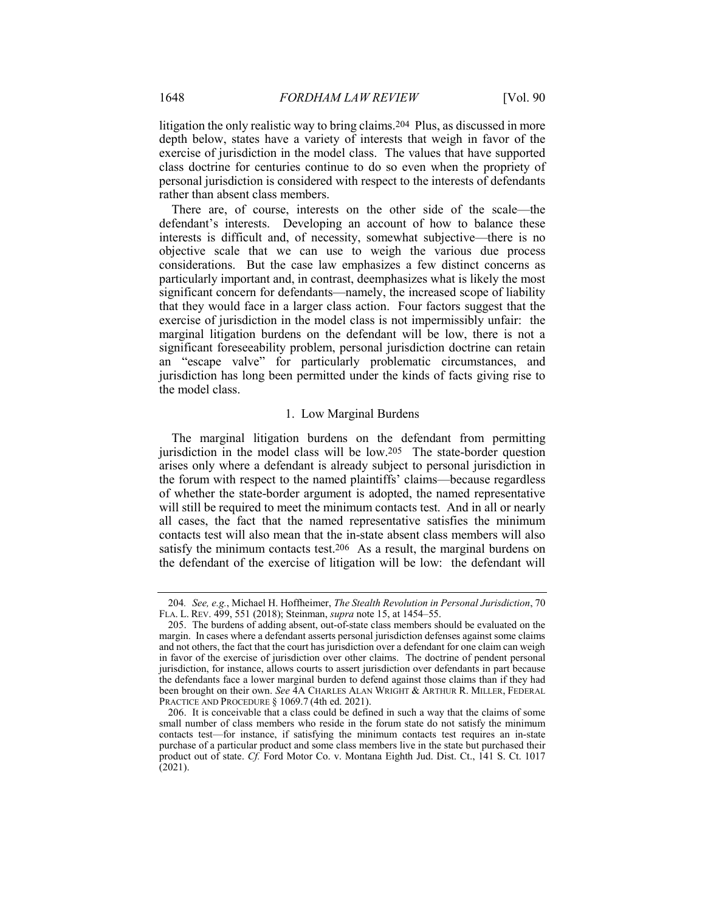litigation the only realistic way to bring claims.[204] Plus, as discussed in more depth below, states have a variety of interests that weigh in favor of the exercise of jurisdiction in the model class. The values that have supported class doctrine for centuries continue to do so even when the propriety of personal jurisdiction is considered with respect to the interests of defendants rather than absent class members.

There are, of course, interests on the other side of the scale—the defendant's interests. Developing an account of how to balance these interests is difficult and, of necessity, somewhat subjective—there is no objective scale that we can use to weigh the various due process considerations. But the case law emphasizes a few distinct concerns as particularly important and, in contrast, deemphasizes what is likely the most significant concern for defendants—namely, the increased scope of liability that they would face in a larger class action. Four factors suggest that the exercise of jurisdiction in the model class is not impermissibly unfair: the marginal litigation burdens on the defendant will be low, there is not a significant foreseeability problem, personal jurisdiction doctrine can retain an "escape valve" for particularly problematic circumstances, and jurisdiction has long been permitted under the kinds of facts giving rise to the model class.

### 1. Low Marginal Burdens

The marginal litigation burdens on the defendant from permitting jurisdiction in the model class will be low.[205] The state-border question arises only where a defendant is already subject to personal jurisdiction in the forum with respect to the named plaintiffs' claims—because regardless of whether the state-border argument is adopted, the named representative will still be required to meet the minimum contacts test. And in all or nearly all cases, the fact that the named representative satisfies the minimum contacts test will also mean that the in-state absent class members will also satisfy the minimum contacts test.[206] As a result, the marginal burdens on the defendant of the exercise of litigation will be low: the defendant will

---

204. *See, e.g.*, Michael H. Hoffheimer, *The Stealth Revolution in Personal Jurisdiction*, 70 FLA. L. REV. 499, 551 (2018); Steinman, *supra* note 15, at 1454–55.

205. The burdens of adding absent, out-of-state class members should be evaluated on the margin. In cases where a defendant asserts personal jurisdiction defenses against some claims and not others, the fact that the court has jurisdiction over a defendant for one claim can weigh in favor of the exercise of jurisdiction over other claims. The doctrine of pendent personal jurisdiction, for instance, allows courts to assert jurisdiction over defendants in part because the defendants face a lower marginal burden to defend against those claims than if they had been brought on their own. *See* 4A CHARLES ALAN WRIGHT & ARTHUR R. MILLER, FEDERAL PRACTICE AND PROCEDURE § 1069.7 (4th ed. 2021).

206. It is conceivable that a class could be defined in such a way that the claims of some small number of class members who reside in the forum state do not satisfy the minimum contacts test—for instance, if satisfying the minimum contacts test requires an in-state purchase of a particular product and some class members live in the state but purchased their product out of state. *Cf.* Ford Motor Co. v. Montana Eighth Jud. Dist. Ct., 141 S. Ct. 1017 (2021).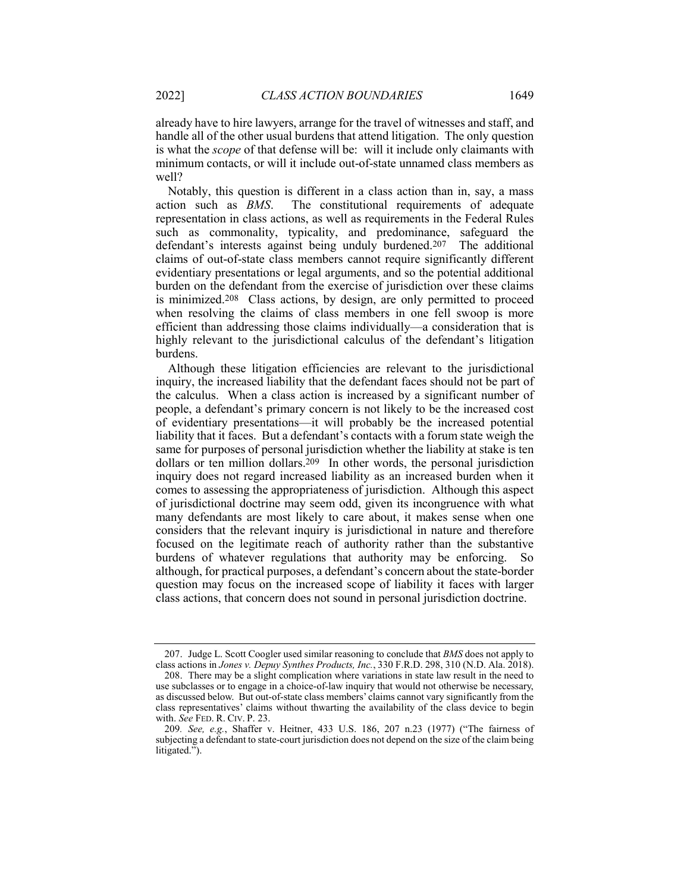already have to hire lawyers, arrange for the travel of witnesses and staff, and handle all of the other usual burdens that attend litigation. The only question is what the *scope* of that defense will be: will it include only claimants with minimum contacts, or will it include out-of-state unnamed class members as well?

Notably, this question is different in a class action than in, say, a mass action such as *BMS*. The constitutional requirements of adequate representation in class actions, as well as requirements in the Federal Rules such as commonality, typicality, and predominance, safeguard the defendant's interests against being unduly burdened.[207] The additional claims of out-of-state class members cannot require significantly different evidentiary presentations or legal arguments, and so the potential additional burden on the defendant from the exercise of jurisdiction over these claims is minimized.[208] Class actions, by design, are only permitted to proceed when resolving the claims of class members in one fell swoop is more efficient than addressing those claims individually—a consideration that is highly relevant to the jurisdictional calculus of the defendant's litigation burdens.

Although these litigation efficiencies are relevant to the jurisdictional inquiry, the increased liability that the defendant faces should not be part of the calculus. When a class action is increased by a significant number of people, a defendant's primary concern is not likely to be the increased cost of evidentiary presentations—it will probably be the increased potential liability that it faces. But a defendant's contacts with a forum state weigh the same for purposes of personal jurisdiction whether the liability at stake is ten dollars or ten million dollars.[209] In other words, the personal jurisdiction inquiry does not regard increased liability as an increased burden when it comes to assessing the appropriateness of jurisdiction. Although this aspect of jurisdictional doctrine may seem odd, given its incongruence with what many defendants are most likely to care about, it makes sense when one considers that the relevant inquiry is jurisdictional in nature and therefore focused on the legitimate reach of authority rather than the substantive burdens of whatever regulations that authority may be enforcing. So although, for practical purposes, a defendant's concern about the state-border question may focus on the increased scope of liability it faces with larger class actions, that concern does not sound in personal jurisdiction doctrine.

---

207. Judge L. Scott Coogler used similar reasoning to conclude that *BMS* does not apply to class actions in *Jones v. Depuy Synthes Products, Inc.*, 330 F.R.D. 298, 310 (N.D. Ala. 2018).

208. There may be a slight complication where variations in state law result in the need to use subclasses or to engage in a choice-of-law inquiry that would not otherwise be necessary, as discussed below. But out-of-state class members' claims cannot vary significantly from the class representatives' claims without thwarting the availability of the class device to begin with. *See* FED. R. CIV. P. 23.

209. *See, e.g.*, Shaffer v. Heitner, 433 U.S. 186, 207 n.23 (1977) ("The fairness of subjecting a defendant to state-court jurisdiction does not depend on the size of the claim being litigated.").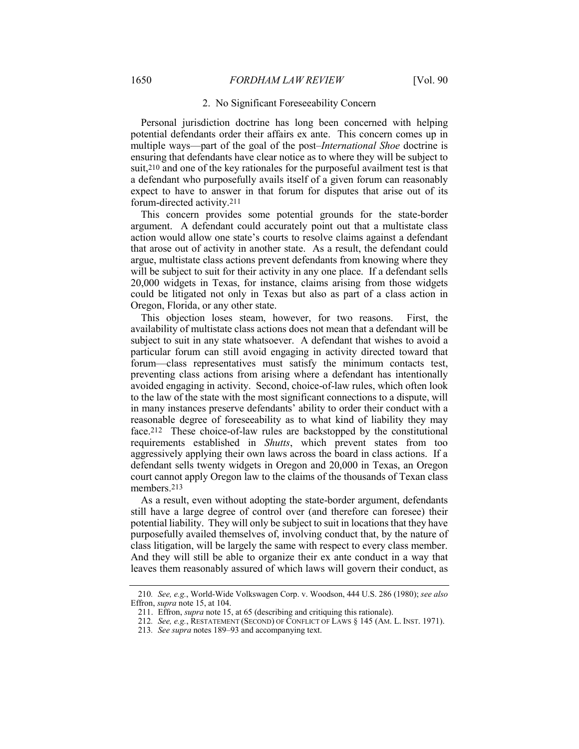### 2. No Significant Foreseeability Concern

Personal jurisdiction doctrine has long been concerned with helping potential defendants order their affairs ex ante. This concern comes up in multiple ways—part of the goal of the post–*International Shoe* doctrine is ensuring that defendants have clear notice as to where they will be subject to suit,[210] and one of the key rationales for the purposeful availment test is that a defendant who purposefully avails itself of a given forum can reasonably expect to have to answer in that forum for disputes that arise out of its forum-directed activity.[211]

This concern provides some potential grounds for the state-border argument. A defendant could accurately point out that a multistate class action would allow one state's courts to resolve claims against a defendant that arose out of activity in another state. As a result, the defendant could argue, multistate class actions prevent defendants from knowing where they will be subject to suit for their activity in any one place. If a defendant sells 20,000 widgets in Texas, for instance, claims arising from those widgets could be litigated not only in Texas but also as part of a class action in Oregon, Florida, or any other state.

This objection loses steam, however, for two reasons. First, the availability of multistate class actions does not mean that a defendant will be subject to suit in any state whatsoever. A defendant that wishes to avoid a particular forum can still avoid engaging in activity directed toward that forum—class representatives must satisfy the minimum contacts test, preventing class actions from arising where a defendant has intentionally avoided engaging in activity. Second, choice-of-law rules, which often look to the law of the state with the most significant connections to a dispute, will in many instances preserve defendants' ability to order their conduct with a reasonable degree of foreseeability as to what kind of liability they may face.[212] These choice-of-law rules are backstopped by the constitutional requirements established in *Shutts*, which prevent states from too aggressively applying their own laws across the board in class actions. If a defendant sells twenty widgets in Oregon and 20,000 in Texas, an Oregon court cannot apply Oregon law to the claims of the thousands of Texan class members.[213]

As a result, even without adopting the state-border argument, defendants still have a large degree of control over (and therefore can foresee) their potential liability. They will only be subject to suit in locations that they have purposefully availed themselves of, involving conduct that, by the nature of class litigation, will be largely the same with respect to every class member. And they will still be able to organize their ex ante conduct in a way that leaves them reasonably assured of which laws will govern their conduct, as

---

210. *See, e.g.*, World-Wide Volkswagen Corp. v. Woodson, 444 U.S. 286 (1980); *see also* Effron, *supra* note 15, at 104.

211. Effron, *supra* note 15, at 65 (describing and critiquing this rationale).

212. *See, e.g.*, RESTATEMENT (SECOND) OF CONFLICT OF LAWS § 145 (AM. L. INST. 1971).

213. *See supra* notes 189–93 and accompanying text.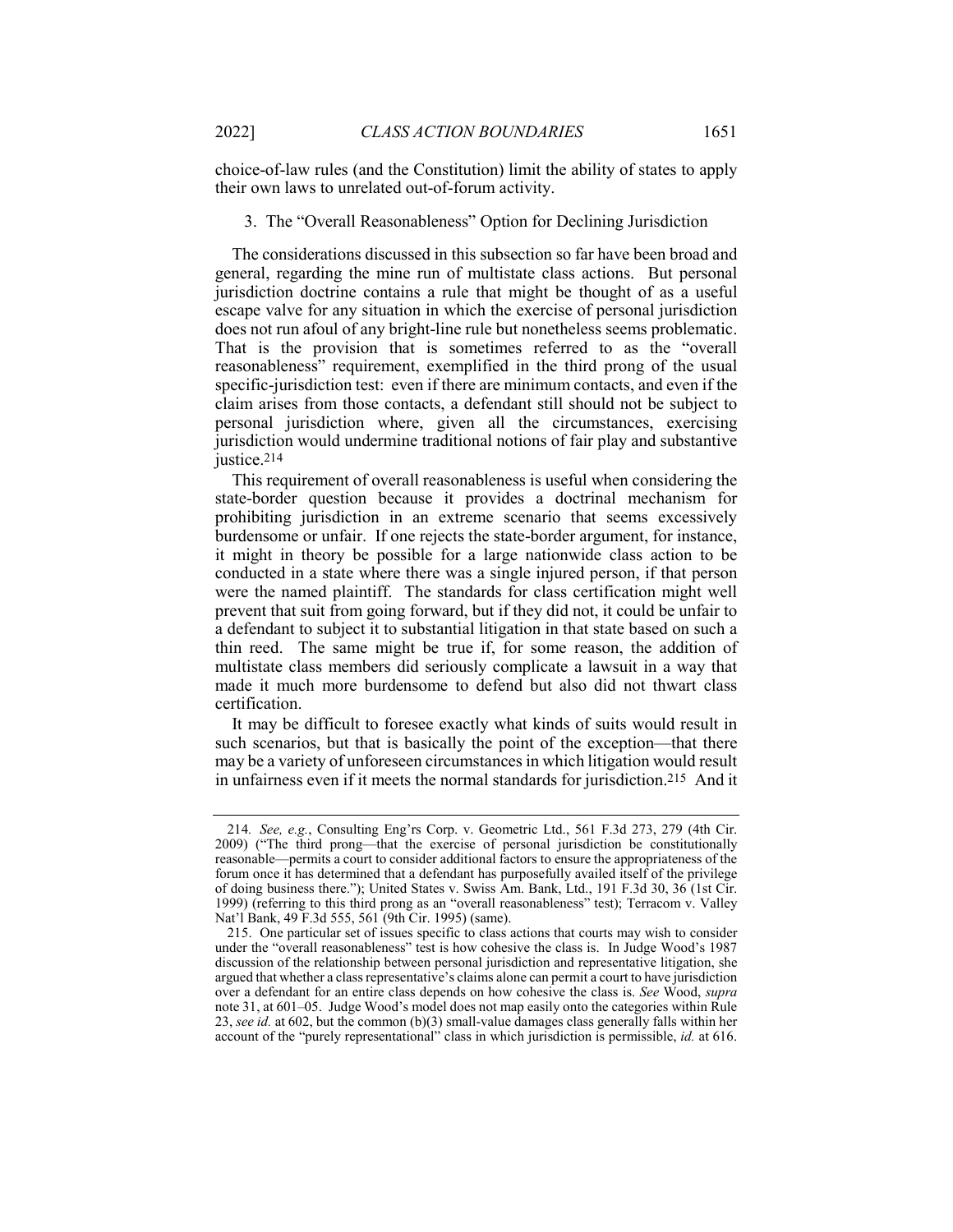choice-of-law rules (and the Constitution) limit the ability of states to apply their own laws to unrelated out-of-forum activity.

### 3. The "Overall Reasonableness" Option for Declining Jurisdiction

The considerations discussed in this subsection so far have been broad and general, regarding the mine run of multistate class actions. But personal jurisdiction doctrine contains a rule that might be thought of as a useful escape valve for any situation in which the exercise of personal jurisdiction does not run afoul of any bright-line rule but nonetheless seems problematic. That is the provision that is sometimes referred to as the "overall reasonableness" requirement, exemplified in the third prong of the usual specific-jurisdiction test: even if there are minimum contacts, and even if the claim arises from those contacts, a defendant still should not be subject to personal jurisdiction where, given all the circumstances, exercising jurisdiction would undermine traditional notions of fair play and substantive justice.[214]

This requirement of overall reasonableness is useful when considering the state-border question because it provides a doctrinal mechanism for prohibiting jurisdiction in an extreme scenario that seems excessively burdensome or unfair. If one rejects the state-border argument, for instance, it might in theory be possible for a large nationwide class action to be conducted in a state where there was a single injured person, if that person were the named plaintiff. The standards for class certification might well prevent that suit from going forward, but if they did not, it could be unfair to a defendant to subject it to substantial litigation in that state based on such a thin reed. The same might be true if, for some reason, the addition of multistate class members did seriously complicate a lawsuit in a way that made it much more burdensome to defend but also did not thwart class certification.

It may be difficult to foresee exactly what kinds of suits would result in such scenarios, but that is basically the point of the exception—that there may be a variety of unforeseen circumstances in which litigation would result in unfairness even if it meets the normal standards for jurisdiction.[215] And it

---

214. *See, e.g.*, Consulting Eng'rs Corp. v. Geometric Ltd., 561 F.3d 273, 279 (4th Cir. 2009) ("The third prong—that the exercise of personal jurisdiction be constitutionally reasonable—permits a court to consider additional factors to ensure the appropriateness of the forum once it has determined that a defendant has purposefully availed itself of the privilege of doing business there."); United States v. Swiss Am. Bank, Ltd., 191 F.3d 30, 36 (1st Cir. 1999) (referring to this third prong as an "overall reasonableness" test); Terracom v. Valley Nat'l Bank, 49 F.3d 555, 561 (9th Cir. 1995) (same).

215. One particular set of issues specific to class actions that courts may wish to consider under the "overall reasonableness" test is how cohesive the class is. In Judge Wood's 1987 discussion of the relationship between personal jurisdiction and representative litigation, she argued that whether a class representative's claims alone can permit a court to have jurisdiction over a defendant for an entire class depends on how cohesive the class is. *See* Wood, *supra* note 31, at 601–05. Judge Wood's model does not map easily onto the categories within Rule 23, *see id.* at 602, but the common (b)(3) small-value damages class generally falls within her account of the "purely representational" class in which jurisdiction is permissible, *id.* at 616.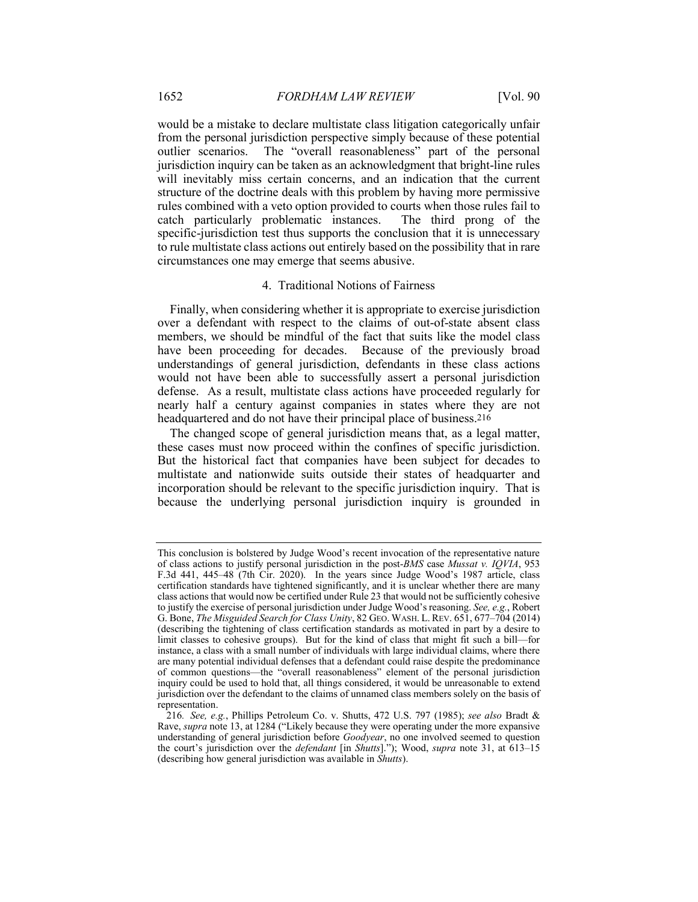would be a mistake to declare multistate class litigation categorically unfair from the personal jurisdiction perspective simply because of these potential outlier scenarios. The "overall reasonableness" part of the personal jurisdiction inquiry can be taken as an acknowledgment that bright-line rules will inevitably miss certain concerns, and an indication that the current structure of the doctrine deals with this problem by having more permissive rules combined with a veto option provided to courts when those rules fail to catch particularly problematic instances. The third prong of the specific-jurisdiction test thus supports the conclusion that it is unnecessary to rule multistate class actions out entirely based on the possibility that in rare circumstances one may emerge that seems abusive.

#### 4. Traditional Notions of Fairness

Finally, when considering whether it is appropriate to exercise jurisdiction over a defendant with respect to the claims of out-of-state absent class members, we should be mindful of the fact that suits like the model class have been proceeding for decades. Because of the previously broad understandings of general jurisdiction, defendants in these class actions would not have been able to successfully assert a personal jurisdiction defense. As a result, multistate class actions have proceeded regularly for nearly half a century against companies in states where they are not headquartered and do not have their principal place of business.[216]

The changed scope of general jurisdiction means that, as a legal matter, these cases must now proceed within the confines of specific jurisdiction. But the historical fact that companies have been subject for decades to multistate and nationwide suits outside their states of headquarter and incorporation should be relevant to the specific jurisdiction inquiry. That is because the underlying personal jurisdiction inquiry is grounded in

---

This conclusion is bolstered by Judge Wood's recent invocation of the representative nature of class actions to justify personal jurisdiction in the post-*BMS* case *Mussat v. IQVIA*, 953 F.3d 441, 445–48 (7th Cir. 2020). In the years since Judge Wood's 1987 article, class certification standards have tightened significantly, and it is unclear whether there are many class actions that would now be certified under Rule 23 that would not be sufficiently cohesive to justify the exercise of personal jurisdiction under Judge Wood's reasoning. *See, e.g.*, Robert G. Bone, *The Misguided Search for Class Unity*, 82 GEO. WASH. L. REV. 651, 677–704 (2014) (describing the tightening of class certification standards as motivated in part by a desire to limit classes to cohesive groups). But for the kind of class that might fit such a bill—for instance, a class with a small number of individuals with large individual claims, where there are many potential individual defenses that a defendant could raise despite the predominance of common questions—the "overall reasonableness" element of the personal jurisdiction inquiry could be used to hold that, all things considered, it would be unreasonable to extend jurisdiction over the defendant to the claims of unnamed class members solely on the basis of representation.

216. *See, e.g.*, Phillips Petroleum Co. v. Shutts, 472 U.S. 797 (1985); *see also* Bradt & Rave, *supra* note 13, at 1284 ("Likely because they were operating under the more expansive understanding of general jurisdiction before *Goodyear*, no one involved seemed to question the court's jurisdiction over the *defendant* [in *Shutts*]."); Wood, *supra* note 31, at 613–15 (describing how general jurisdiction was available in *Shutts*).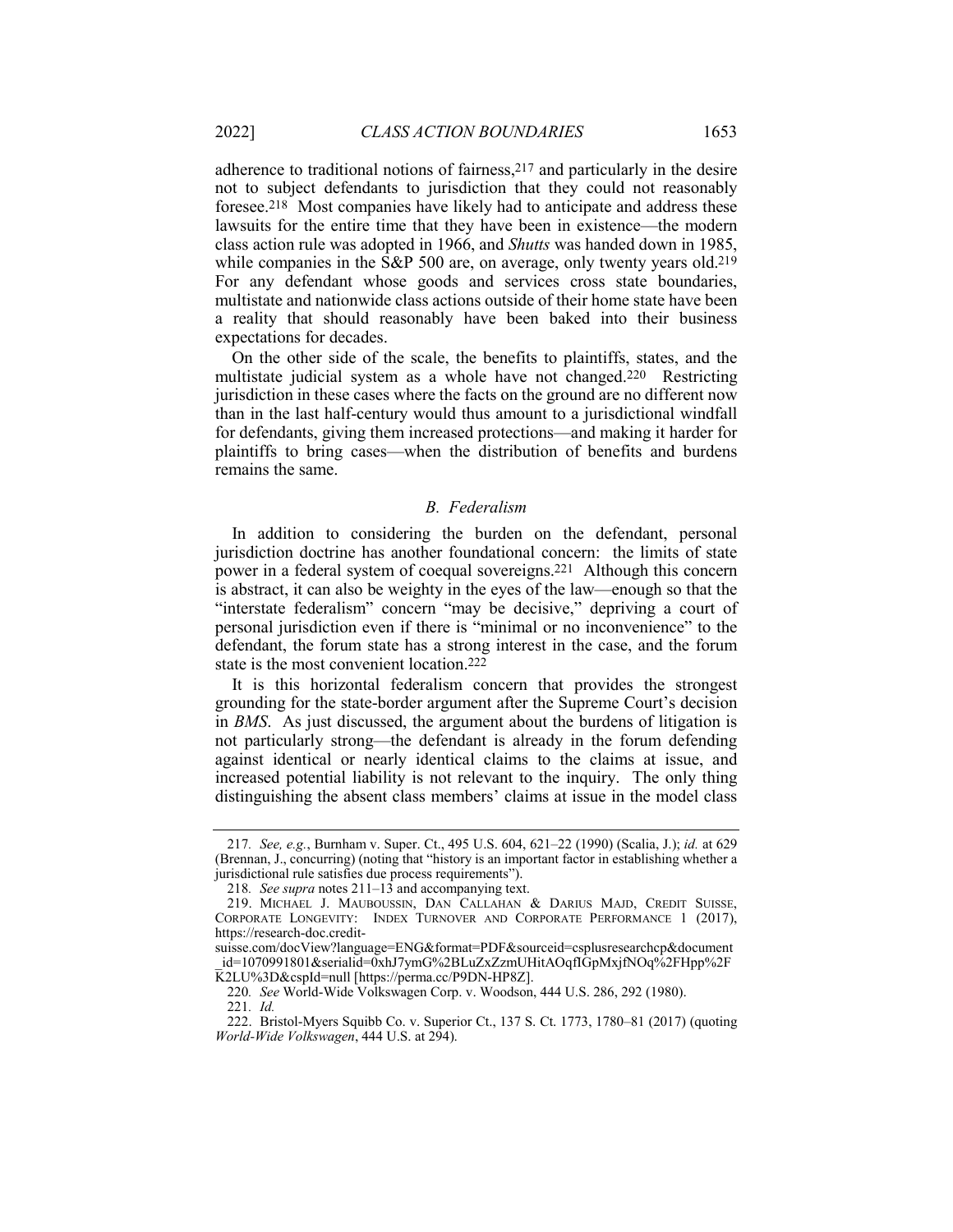adherence to traditional notions of fairness,[217] and particularly in the desire not to subject defendants to jurisdiction that they could not reasonably foresee.[218] Most companies have likely had to anticipate and address these lawsuits for the entire time that they have been in existence—the modern class action rule was adopted in 1966, and *Shutts* was handed down in 1985, while companies in the S&P 500 are, on average, only twenty years old.[219] For any defendant whose goods and services cross state boundaries, multistate and nationwide class actions outside of their home state have been a reality that should reasonably have been baked into their business expectations for decades.

On the other side of the scale, the benefits to plaintiffs, states, and the multistate judicial system as a whole have not changed.[220] Restricting jurisdiction in these cases where the facts on the ground are no different now than in the last half-century would thus amount to a jurisdictional windfall for defendants, giving them increased protections—and making it harder for plaintiffs to bring cases—when the distribution of benefits and burdens remains the same.

### *B. Federalism*

In addition to considering the burden on the defendant, personal jurisdiction doctrine has another foundational concern: the limits of state power in a federal system of coequal sovereigns.[221] Although this concern is abstract, it can also be weighty in the eyes of the law—enough so that the "interstate federalism" concern "may be decisive," depriving a court of personal jurisdiction even if there is "minimal or no inconvenience" to the defendant, the forum state has a strong interest in the case, and the forum state is the most convenient location.[222]

It is this horizontal federalism concern that provides the strongest grounding for the state-border argument after the Supreme Court's decision in *BMS*. As just discussed, the argument about the burdens of litigation is not particularly strong—the defendant is already in the forum defending against identical or nearly identical claims to the claims at issue, and increased potential liability is not relevant to the inquiry. The only thing distinguishing the absent class members' claims at issue in the model class

---

217. *See, e.g.*, Burnham v. Super. Ct., 495 U.S. 604, 621–22 (1990) (Scalia, J.); *id.* at 629 (Brennan, J., concurring) (noting that "history is an important factor in establishing whether a jurisdictional rule satisfies due process requirements").

218. *See supra* notes 211–13 and accompanying text.

219. MICHAEL J. MAUBOUSSIN, DAN CALLAHAN & DARIUS MAJD, CREDIT SUISSE, CORPORATE LONGEVITY: INDEX TURNOVER AND CORPORATE PERFORMANCE 1 (2017), https://research-doc.credit-suisse.com/docView?language=ENG&format=PDF&sourceid=csplusresearchcp&document_id=1070991801&serialid=0xhJ7ymG%2BLuZxZzmUHitAOqfIGpMxjfNOq%2FHpp%2FK2LU%3D&cspId=null [https://perma.cc/P9DN-HP8Z].

220. *See* World-Wide Volkswagen Corp. v. Woodson, 444 U.S. 286, 292 (1980).

221. *Id.*

222. Bristol-Myers Squibb Co. v. Superior Ct., 137 S. Ct. 1773, 1780–81 (2017) (quoting *World-Wide Volkswagen*, 444 U.S. at 294).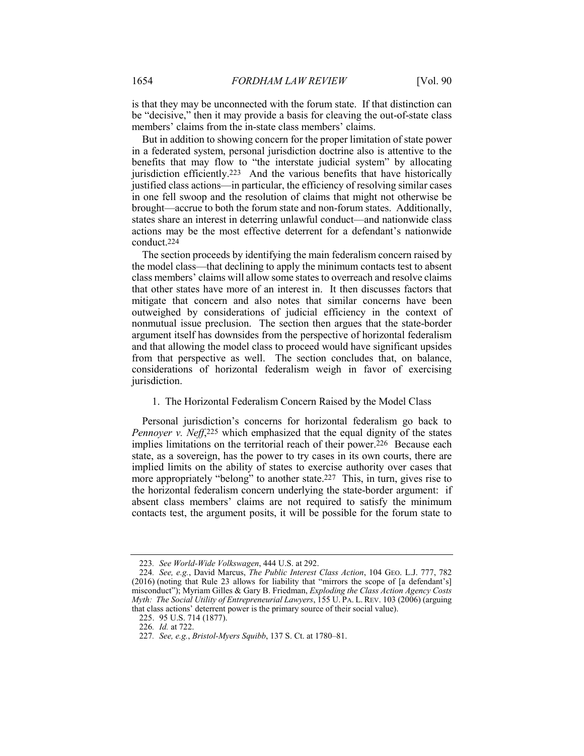is that they may be unconnected with the forum state. If that distinction can be "decisive," then it may provide a basis for cleaving the out-of-state class members' claims from the in-state class members' claims.

But in addition to showing concern for the proper limitation of state power in a federated system, personal jurisdiction doctrine also is attentive to the benefits that may flow to "the interstate judicial system" by allocating jurisdiction efficiently.[223] And the various benefits that have historically justified class actions—in particular, the efficiency of resolving similar cases in one fell swoop and the resolution of claims that might not otherwise be brought—accrue to both the forum state and non-forum states. Additionally, states share an interest in deterring unlawful conduct—and nationwide class actions may be the most effective deterrent for a defendant's nationwide conduct.[224]

The section proceeds by identifying the main federalism concern raised by the model class—that declining to apply the minimum contacts test to absent class members' claims will allow some states to overreach and resolve claims that other states have more of an interest in. It then discusses factors that mitigate that concern and also notes that similar concerns have been outweighed by considerations of judicial efficiency in the context of nonmutual issue preclusion. The section then argues that the state-border argument itself has downsides from the perspective of horizontal federalism and that allowing the model class to proceed would have significant upsides from that perspective as well. The section concludes that, on balance, considerations of horizontal federalism weigh in favor of exercising jurisdiction.

### 1. The Horizontal Federalism Concern Raised by the Model Class

Personal jurisdiction's concerns for horizontal federalism go back to *Pennoyer v. Neff*,[225] which emphasized that the equal dignity of the states implies limitations on the territorial reach of their power.[226] Because each state, as a sovereign, has the power to try cases in its own courts, there are implied limits on the ability of states to exercise authority over cases that more appropriately "belong" to another state.[227] This, in turn, gives rise to the horizontal federalism concern underlying the state-border argument: if absent class members' claims are not required to satisfy the minimum contacts test, the argument posits, it will be possible for the forum state to

---

223. *See World-Wide Volkswagen*, 444 U.S. at 292.

224. *See, e.g.*, David Marcus, *The Public Interest Class Action*, 104 GEO. L.J. 777, 782 (2016) (noting that Rule 23 allows for liability that "mirrors the scope of [a defendant's] misconduct"); Myriam Gilles & Gary B. Friedman, *Exploding the Class Action Agency Costs Myth: The Social Utility of Entrepreneurial Lawyers*, 155 U. PA. L. REV. 103 (2006) (arguing that class actions' deterrent power is the primary source of their social value).

225. 95 U.S. 714 (1877).

226. *Id.* at 722.

227. *See, e.g.*, *Bristol-Myers Squibb*, 137 S. Ct. at 1780–81.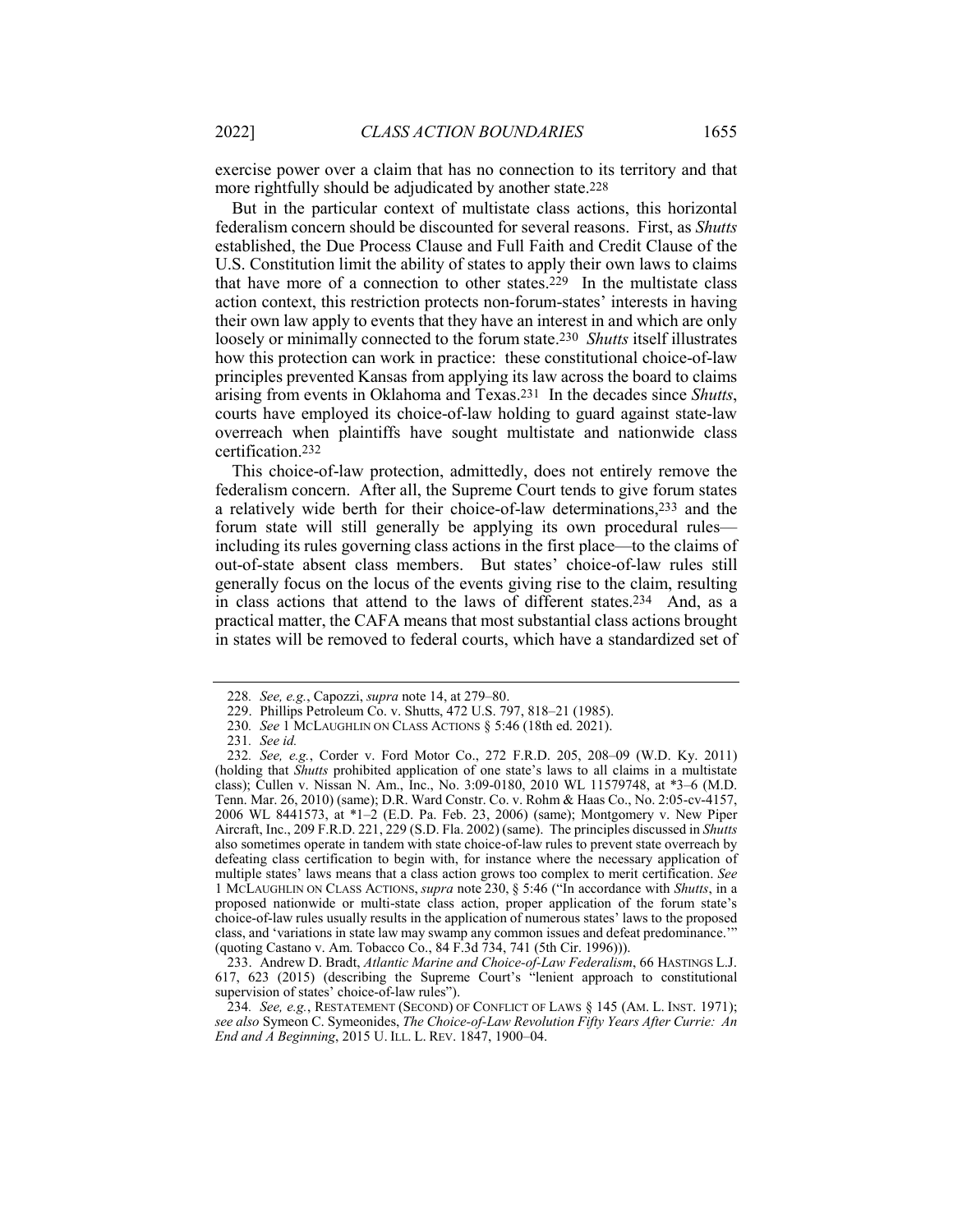exercise power over a claim that has no connection to its territory and that more rightfully should be adjudicated by another state.[228]

But in the particular context of multistate class actions, this horizontal federalism concern should be discounted for several reasons. First, as *Shutts* established, the Due Process Clause and Full Faith and Credit Clause of the U.S. Constitution limit the ability of states to apply their own laws to claims that have more of a connection to other states.[229] In the multistate class action context, this restriction protects non-forum-states' interests in having their own law apply to events that they have an interest in and which are only loosely or minimally connected to the forum state.[230] *Shutts* itself illustrates how this protection can work in practice: these constitutional choice-of-law principles prevented Kansas from applying its law across the board to claims arising from events in Oklahoma and Texas.[231] In the decades since *Shutts*, courts have employed its choice-of-law holding to guard against state-law overreach when plaintiffs have sought multistate and nationwide class certification.[232]

This choice-of-law protection, admittedly, does not entirely remove the federalism concern. After all, the Supreme Court tends to give forum states a relatively wide berth for their choice-of-law determinations,[233] and the forum state will still generally be applying its own procedural rules—including its rules governing class actions in the first place—to the claims of out-of-state absent class members. But states' choice-of-law rules still generally focus on the locus of the events giving rise to the claim, resulting in class actions that attend to the laws of different states.[234] And, as a practical matter, the CAFA means that most substantial class actions brought in states will be removed to federal courts, which have a standardized set of

---

228. *See, e.g.*, Capozzi, *supra* note 14, at 279–80.

229. Phillips Petroleum Co. v. Shutts, 472 U.S. 797, 818–21 (1985).

230. *See* 1 MCLAUGHLIN ON CLASS ACTIONS § 5:46 (18th ed. 2021).

231. *See id.*

232. *See, e.g.*, Corder v. Ford Motor Co., 272 F.R.D. 205, 208–09 (W.D. Ky. 2011) (holding that *Shutts* prohibited application of one state's laws to all claims in a multistate class); Cullen v. Nissan N. Am., Inc., No. 3:09-0180, 2010 WL 11579748, at *3–6 (M.D. Tenn. Mar. 26, 2010) (same); D.R. Ward Constr. Co. v. Rohm & Haas Co., No. 2:05-cv-4157, 2006 WL 8441573, at *1–2 (E.D. Pa. Feb. 23, 2006) (same); Montgomery v. New Piper Aircraft, Inc., 209 F.R.D. 221, 229 (S.D. Fla. 2002) (same). The principles discussed in *Shutts* also sometimes operate in tandem with state choice-of-law rules to prevent state overreach by defeating class certification to begin with, for instance where the necessary application of multiple states' laws means that a class action grows too complex to merit certification. *See* 1 MCLAUGHLIN ON CLASS ACTIONS, *supra* note 230, § 5:46 ("In accordance with *Shutts*, in a proposed nationwide or multi-state class action, proper application of the forum state's choice-of-law rules usually results in the application of numerous states' laws to the proposed class, and 'variations in state law may swamp any common issues and defeat predominance.'" (quoting Castano v. Am. Tobacco Co., 84 F.3d 734, 741 (5th Cir. 1996))).

233. Andrew D. Bradt, *Atlantic Marine and Choice-of-Law Federalism*, 66 HASTINGS L.J. 617, 623 (2015) (describing the Supreme Court's "lenient approach to constitutional supervision of states' choice-of-law rules").

234. *See, e.g.*, RESTATEMENT (SECOND) OF CONFLICT OF LAWS § 145 (AM. L. INST. 1971); *see also* Symeon C. Symeonides, *The Choice-of-Law Revolution Fifty Years After Currie: An End and A Beginning*, 2015 U. ILL. L. REV. 1847, 1900–04.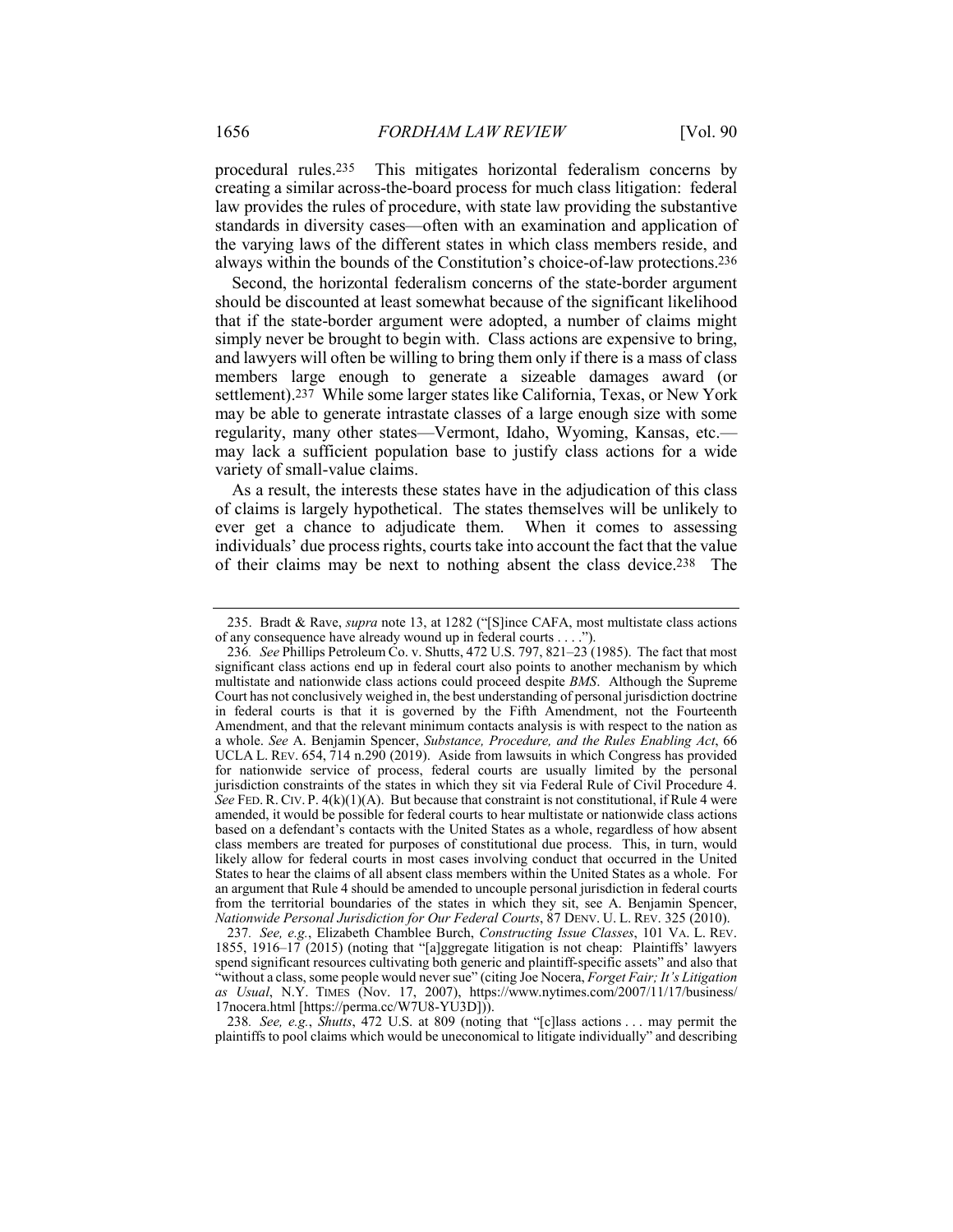procedural rules.[235] This mitigates horizontal federalism concerns by creating a similar across-the-board process for much class litigation: federal law provides the rules of procedure, with state law providing the substantive standards in diversity cases—often with an examination and application of the varying laws of the different states in which class members reside, and always within the bounds of the Constitution's choice-of-law protections.[236]

Second, the horizontal federalism concerns of the state-border argument should be discounted at least somewhat because of the significant likelihood that if the state-border argument were adopted, a number of claims might simply never be brought to begin with. Class actions are expensive to bring, and lawyers will often be willing to bring them only if there is a mass of class members large enough to generate a sizeable damages award (or settlement).[237] While some larger states like California, Texas, or New York may be able to generate intrastate classes of a large enough size with some regularity, many other states—Vermont, Idaho, Wyoming, Kansas, etc.—may lack a sufficient population base to justify class actions for a wide variety of small-value claims.

As a result, the interests these states have in the adjudication of this class of claims is largely hypothetical. The states themselves will be unlikely to ever get a chance to adjudicate them. When it comes to assessing individuals' due process rights, courts take into account the fact that the value of their claims may be next to nothing absent the class device.[238] The

---

235. Bradt & Rave, *supra* note 13, at 1282 ("[S]ince CAFA, most multistate class actions of any consequence have already wound up in federal courts . . . .").

236. *See* Phillips Petroleum Co. v. Shutts, 472 U.S. 797, 821–23 (1985). The fact that most significant class actions end up in federal court also points to another mechanism by which multistate and nationwide class actions could proceed despite *BMS*. Although the Supreme Court has not conclusively weighed in, the best understanding of personal jurisdiction doctrine in federal courts is that it is governed by the Fifth Amendment, not the Fourteenth Amendment, and that the relevant minimum contacts analysis is with respect to the nation as a whole. *See* A. Benjamin Spencer, *Substance, Procedure, and the Rules Enabling Act*, 66 UCLA L. REV. 654, 714 n.290 (2019). Aside from lawsuits in which Congress has provided for nationwide service of process, federal courts are usually limited by the personal jurisdiction constraints of the states in which they sit via Federal Rule of Civil Procedure 4. *See* FED. R. CIV. P. 4(k)(1)(A). But because that constraint is not constitutional, if Rule 4 were amended, it would be possible for federal courts to hear multistate or nationwide class actions based on a defendant's contacts with the United States as a whole, regardless of how absent class members are treated for purposes of constitutional due process. This, in turn, would likely allow for federal courts in most cases involving conduct that occurred in the United States to hear the claims of all absent class members within the United States as a whole. For an argument that Rule 4 should be amended to uncouple personal jurisdiction in federal courts from the territorial boundaries of the states in which they sit, see A. Benjamin Spencer, *Nationwide Personal Jurisdiction for Our Federal Courts*, 87 DENV. U. L. REV. 325 (2010).

237. *See, e.g.*, Elizabeth Chamblee Burch, *Constructing Issue Classes*, 101 VA. L. REV. 1855, 1916–17 (2015) (noting that "[a]ggregate litigation is not cheap: Plaintiffs' lawyers spend significant resources cultivating both generic and plaintiff-specific assets" and also that "without a class, some people would never sue" (citing Joe Nocera, *Forget Fair; It's Litigation as Usual*, N.Y. TIMES (Nov. 17, 2007), https://www.nytimes.com/2007/11/17/business/17nocera.html [https://perma.cc/W7U8-YU3D])).

238. *See, e.g.*, *Shutts*, 472 U.S. at 809 (noting that "[c]lass actions . . . may permit the plaintiffs to pool claims which would be uneconomical to litigate individually" and describing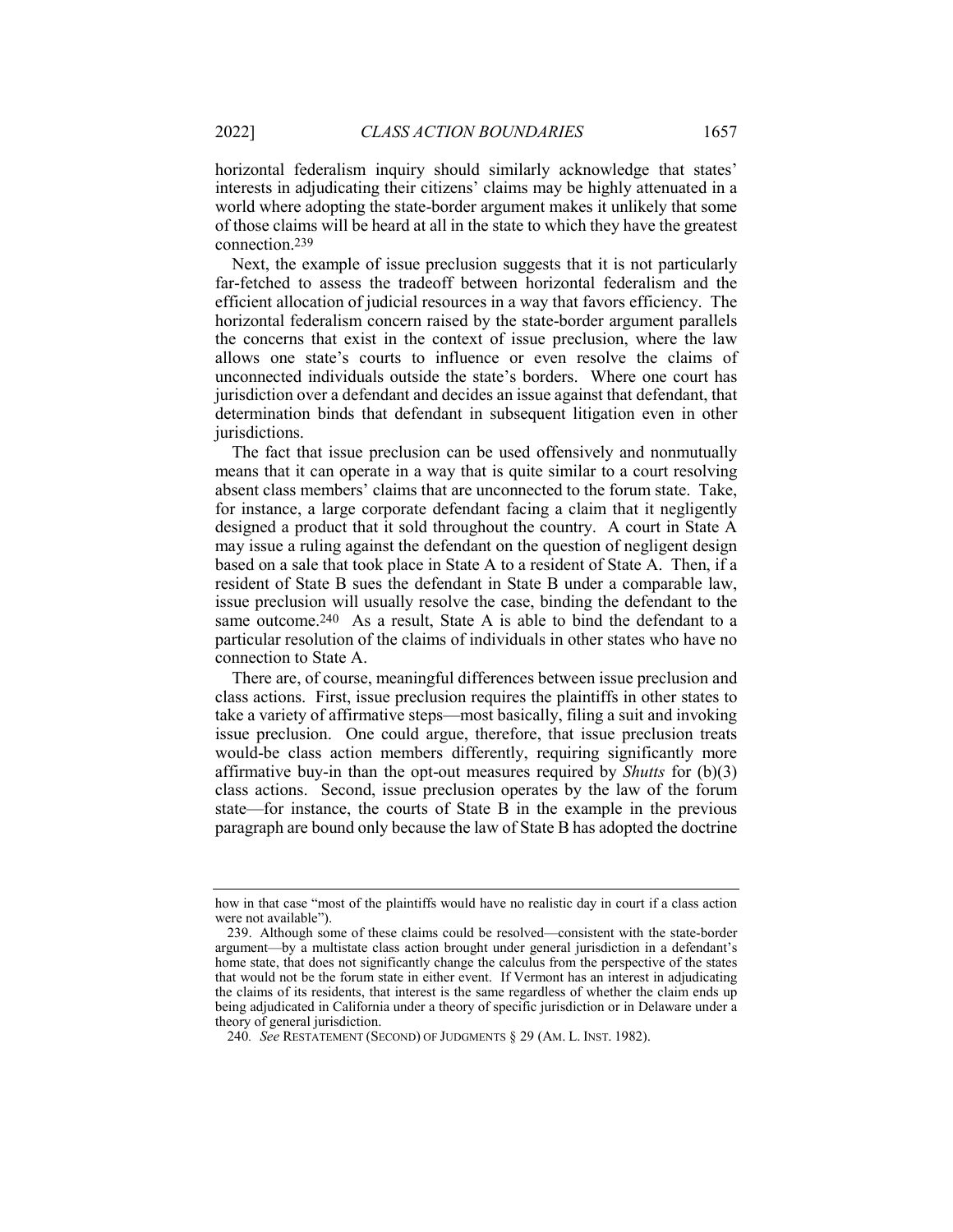horizontal federalism inquiry should similarly acknowledge that states' interests in adjudicating their citizens' claims may be highly attenuated in a world where adopting the state-border argument makes it unlikely that some of those claims will be heard at all in the state to which they have the greatest connection.[239]

Next, the example of issue preclusion suggests that it is not particularly far-fetched to assess the tradeoff between horizontal federalism and the efficient allocation of judicial resources in a way that favors efficiency. The horizontal federalism concern raised by the state-border argument parallels the concerns that exist in the context of issue preclusion, where the law allows one state's courts to influence or even resolve the claims of unconnected individuals outside the state's borders. Where one court has jurisdiction over a defendant and decides an issue against that defendant, that determination binds that defendant in subsequent litigation even in other jurisdictions.

The fact that issue preclusion can be used offensively and nonmutually means that it can operate in a way that is quite similar to a court resolving absent class members' claims that are unconnected to the forum state. Take, for instance, a large corporate defendant facing a claim that it negligently designed a product that it sold throughout the country. A court in State A may issue a ruling against the defendant on the question of negligent design based on a sale that took place in State A to a resident of State A. Then, if a resident of State B sues the defendant in State B under a comparable law, issue preclusion will usually resolve the case, binding the defendant to the same outcome.[240] As a result, State A is able to bind the defendant to a particular resolution of the claims of individuals in other states who have no connection to State A.

There are, of course, meaningful differences between issue preclusion and class actions. First, issue preclusion requires the plaintiffs in other states to take a variety of affirmative steps—most basically, filing a suit and invoking issue preclusion. One could argue, therefore, that issue preclusion treats would-be class action members differently, requiring significantly more affirmative buy-in than the opt-out measures required by *Shutts* for (b)(3) class actions. Second, issue preclusion operates by the law of the forum state—for instance, the courts of State B in the example in the previous paragraph are bound only because the law of State B has adopted the doctrine

---

how in that case "most of the plaintiffs would have no realistic day in court if a class action were not available").

239. Although some of these claims could be resolved—consistent with the state-border argument—by a multistate class action brought under general jurisdiction in a defendant's home state, that does not significantly change the calculus from the perspective of the states that would not be the forum state in either event. If Vermont has an interest in adjudicating the claims of its residents, that interest is the same regardless of whether the claim ends up being adjudicated in California under a theory of specific jurisdiction or in Delaware under a theory of general jurisdiction.

240. *See* RESTATEMENT (SECOND) OF JUDGMENTS § 29 (AM. L. INST. 1982).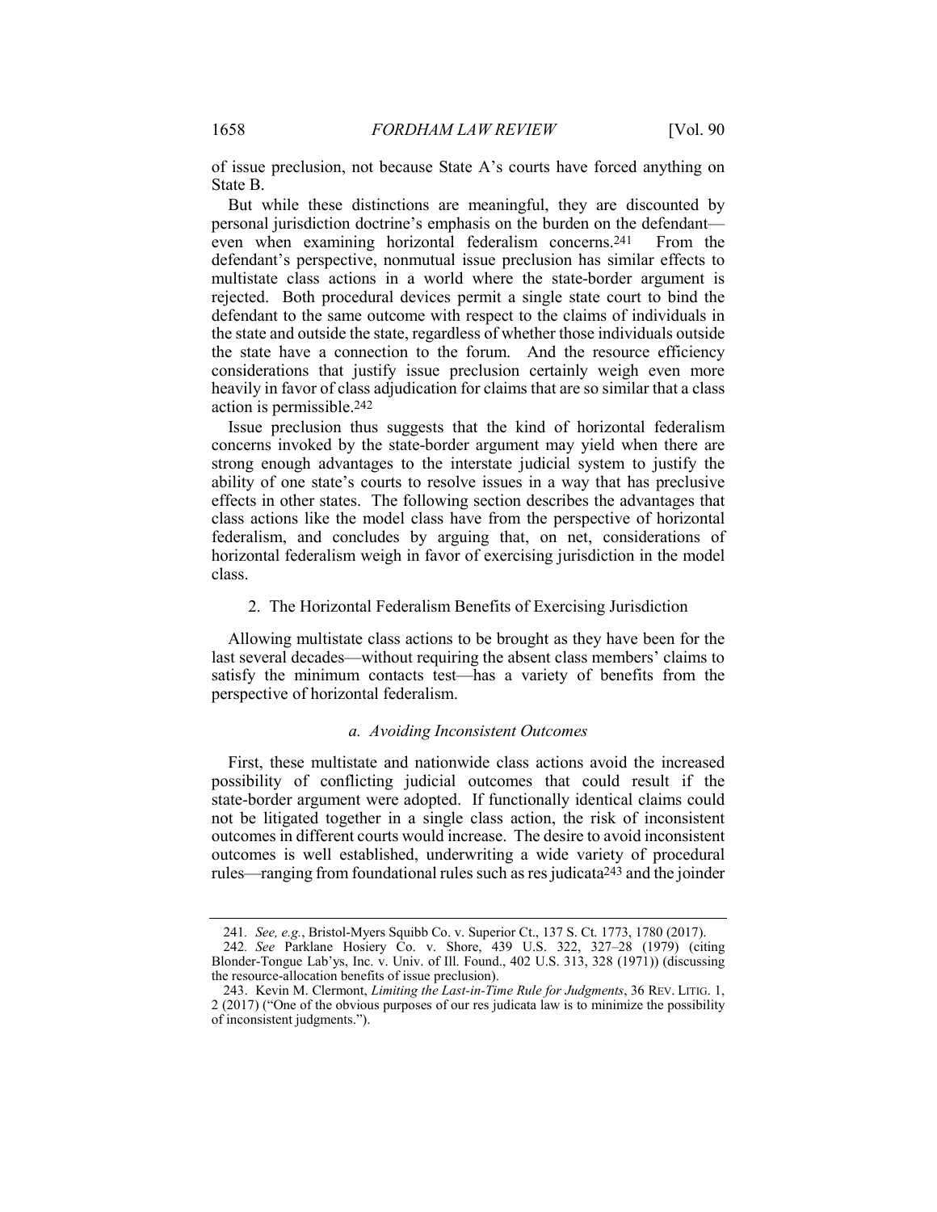of issue preclusion, not because State A's courts have forced anything on State B.

But while these distinctions are meaningful, they are discounted by personal jurisdiction doctrine's emphasis on the burden on the defendant—even when examining horizontal federalism concerns.[241] From the defendant's perspective, nonmutual issue preclusion has similar effects to multistate class actions in a world where the state-border argument is rejected. Both procedural devices permit a single state court to bind the defendant to the same outcome with respect to the claims of individuals in the state and outside the state, regardless of whether those individuals outside the state have a connection to the forum. And the resource efficiency considerations that justify issue preclusion certainly weigh even more heavily in favor of class adjudication for claims that are so similar that a class action is permissible.[242]

Issue preclusion thus suggests that the kind of horizontal federalism concerns invoked by the state-border argument may yield when there are strong enough advantages to the interstate judicial system to justify the ability of one state's courts to resolve issues in a way that has preclusive effects in other states. The following section describes the advantages that class actions like the model class have from the perspective of horizontal federalism, and concludes by arguing that, on net, considerations of horizontal federalism weigh in favor of exercising jurisdiction in the model class.

### 2. The Horizontal Federalism Benefits of Exercising Jurisdiction

Allowing multistate class actions to be brought as they have been for the last several decades—without requiring the absent class members' claims to satisfy the minimum contacts test—has a variety of benefits from the perspective of horizontal federalism.

#### *a. Avoiding Inconsistent Outcomes*

First, these multistate and nationwide class actions avoid the increased possibility of conflicting judicial outcomes that could result if the state-border argument were adopted. If functionally identical claims could not be litigated together in a single class action, the risk of inconsistent outcomes in different courts would increase. The desire to avoid inconsistent outcomes is well established, underwriting a wide variety of procedural rules—ranging from foundational rules such as res judicata[243] and the joinder

---

241. *See, e.g.*, Bristol-Myers Squibb Co. v. Superior Ct., 137 S. Ct. 1773, 1780 (2017).

242. *See* Parklane Hosiery Co. v. Shore, 439 U.S. 322, 327–28 (1979) (citing Blonder-Tongue Lab'ys, Inc. v. Univ. of Ill. Found., 402 U.S. 313, 328 (1971)) (discussing the resource-allocation benefits of issue preclusion).

243. Kevin M. Clermont, *Limiting the Last-in-Time Rule for Judgments*, 36 REV. LITIG. 1, 2 (2017) ("One of the obvious purposes of our res judicata law is to minimize the possibility of inconsistent judgments.").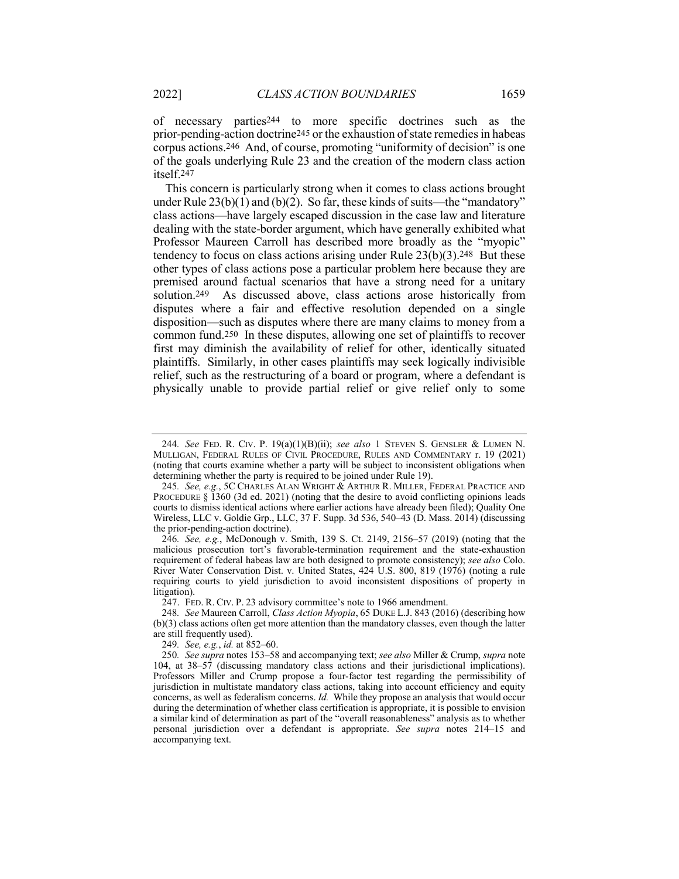of necessary parties[244] to more specific doctrines such as the prior-pending-action doctrine[245] or the exhaustion of state remedies in habeas corpus actions.[246] And, of course, promoting "uniformity of decision" is one of the goals underlying Rule 23 and the creation of the modern class action itself.[247]

This concern is particularly strong when it comes to class actions brought under Rule 23(b)(1) and (b)(2). So far, these kinds of suits—the "mandatory" class actions—have largely escaped discussion in the case law and literature dealing with the state-border argument, which have generally exhibited what Professor Maureen Carroll has described more broadly as the "myopic" tendency to focus on class actions arising under Rule 23(b)(3).[248] But these other types of class actions pose a particular problem here because they are premised around factual scenarios that have a strong need for a unitary solution.[249] As discussed above, class actions arose historically from disputes where a fair and effective resolution depended on a single disposition—such as disputes where there are many claims to money from a common fund.[250] In these disputes, allowing one set of plaintiffs to recover first may diminish the availability of relief for other, identically situated plaintiffs. Similarly, in other cases plaintiffs may seek logically indivisible relief, such as the restructuring of a board or program, where a defendant is physically unable to provide partial relief or give relief only to some

---

244. *See* FED. R. CIV. P. 19(a)(1)(B)(ii); *see also* 1 STEVEN S. GENSLER & LUMEN N. MULLIGAN, FEDERAL RULES OF CIVIL PROCEDURE, RULES AND COMMENTARY r. 19 (2021) (noting that courts examine whether a party will be subject to inconsistent obligations when determining whether the party is required to be joined under Rule 19).

245. *See, e.g.*, 5C CHARLES ALAN WRIGHT & ARTHUR R. MILLER, FEDERAL PRACTICE AND PROCEDURE § 1360 (3d ed. 2021) (noting that the desire to avoid conflicting opinions leads courts to dismiss identical actions where earlier actions have already been filed); Quality One Wireless, LLC v. Goldie Grp., LLC, 37 F. Supp. 3d 536, 540–43 (D. Mass. 2014) (discussing the prior-pending-action doctrine).

246. *See, e.g.*, McDonough v. Smith, 139 S. Ct. 2149, 2156–57 (2019) (noting that the malicious prosecution tort's favorable-termination requirement and the state-exhaustion requirement of federal habeas law are both designed to promote consistency); *see also* Colo. River Water Conservation Dist. v. United States, 424 U.S. 800, 819 (1976) (noting a rule requiring courts to yield jurisdiction to avoid inconsistent dispositions of property in litigation).

247. FED. R. CIV. P. 23 advisory committee's note to 1966 amendment.

248. *See* Maureen Carroll, *Class Action Myopia*, 65 DUKE L.J. 843 (2016) (describing how (b)(3) class actions often get more attention than the mandatory classes, even though the latter are still frequently used).

249. *See, e.g.*, *id.* at 852–60.

250. *See supra* notes 153–58 and accompanying text; *see also* Miller & Crump, *supra* note 104, at 38–57 (discussing mandatory class actions and their jurisdictional implications). Professors Miller and Crump propose a four-factor test regarding the permissibility of jurisdiction in multistate mandatory class actions, taking into account efficiency and equity concerns, as well as federalism concerns. *Id.* While they propose an analysis that would occur during the determination of whether class certification is appropriate, it is possible to envision a similar kind of determination as part of the "overall reasonableness" analysis as to whether personal jurisdiction over a defendant is appropriate. *See supra* notes 214–15 and accompanying text.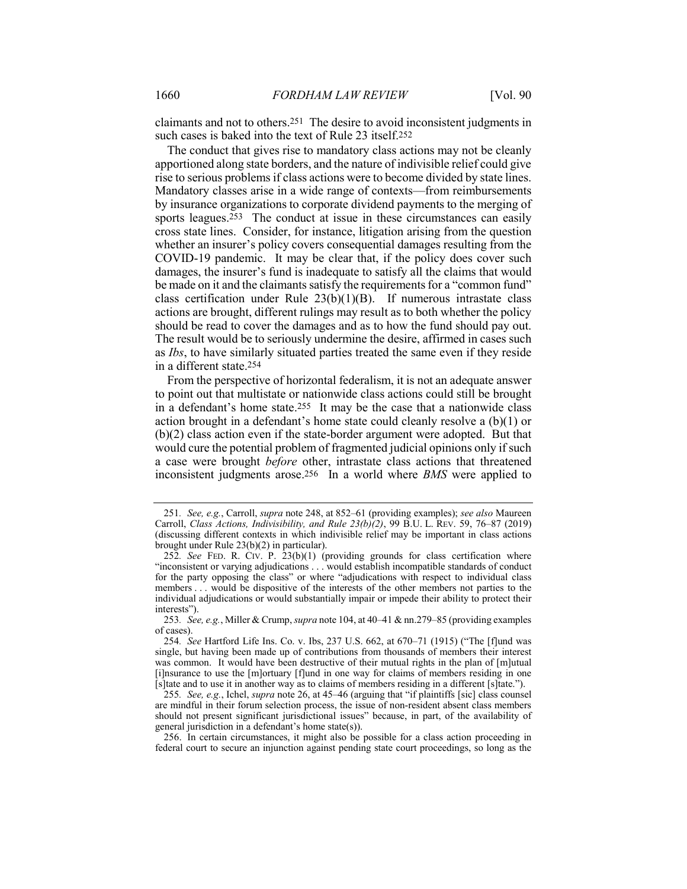claimants and not to others.[251] The desire to avoid inconsistent judgments in such cases is baked into the text of Rule 23 itself.[252]

The conduct that gives rise to mandatory class actions may not be cleanly apportioned along state borders, and the nature of indivisible relief could give rise to serious problems if class actions were to become divided by state lines. Mandatory classes arise in a wide range of contexts—from reimbursements by insurance organizations to corporate dividend payments to the merging of sports leagues.[253] The conduct at issue in these circumstances can easily cross state lines. Consider, for instance, litigation arising from the question whether an insurer's policy covers consequential damages resulting from the COVID-19 pandemic. It may be clear that, if the policy does cover such damages, the insurer's fund is inadequate to satisfy all the claims that would be made on it and the claimants satisfy the requirements for a "common fund" class certification under Rule 23(b)(1)(B). If numerous intrastate class actions are brought, different rulings may result as to both whether the policy should be read to cover the damages and as to how the fund should pay out. The result would be to seriously undermine the desire, affirmed in cases such as *Ibs*, to have similarly situated parties treated the same even if they reside in a different state.[254]

From the perspective of horizontal federalism, it is not an adequate answer to point out that multistate or nationwide class actions could still be brought in a defendant's home state.[255] It may be the case that a nationwide class action brought in a defendant's home state could cleanly resolve a (b)(1) or (b)(2) class action even if the state-border argument were adopted. But that would cure the potential problem of fragmented judicial opinions only if such a case were brought *before* other, intrastate class actions that threatened inconsistent judgments arose.[256] In a world where *BMS* were applied to

---

251. *See, e.g.*, Carroll, *supra* note 248, at 852–61 (providing examples); *see also* Maureen Carroll, *Class Actions, Indivisibility, and Rule 23(b)(2)*, 99 B.U. L. REV. 59, 76–87 (2019) (discussing different contexts in which indivisible relief may be important in class actions brought under Rule 23(b)(2) in particular).

252. *See* FED. R. CIV. P. 23(b)(1) (providing grounds for class certification where "inconsistent or varying adjudications . . . would establish incompatible standards of conduct for the party opposing the class" or where "adjudications with respect to individual class members . . . would be dispositive of the interests of the other members not parties to the individual adjudications or would substantially impair or impede their ability to protect their interests").

253. *See, e.g.*, Miller & Crump, *supra* note 104, at 40–41 & nn.279–85 (providing examples of cases).

254. *See* Hartford Life Ins. Co. v. Ibs, 237 U.S. 662, at 670–71 (1915) ("The [f]und was single, but having been made up of contributions from thousands of members their interest was common. It would have been destructive of their mutual rights in the plan of [m]utual [i]nsurance to use the [m]ortuary [f]und in one way for claims of members residing in one [s]tate and to use it in another way as to claims of members residing in a different [s]tate.").

255. *See, e.g.*, Ichel, *supra* note 26, at 45–46 (arguing that "if plaintiffs [sic] class counsel are mindful in their forum selection process, the issue of non-resident absent class members should not present significant jurisdictional issues" because, in part, of the availability of general jurisdiction in a defendant's home state(s)).

256. In certain circumstances, it might also be possible for a class action proceeding in federal court to secure an injunction against pending state court proceedings, so long as the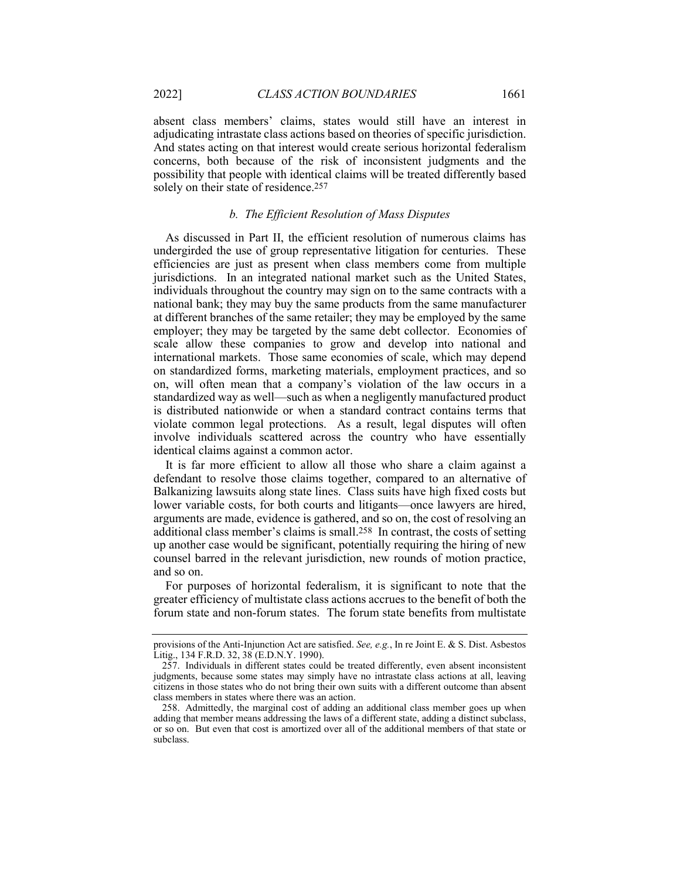absent class members' claims, states would still have an interest in adjudicating intrastate class actions based on theories of specific jurisdiction. And states acting on that interest would create serious horizontal federalism concerns, both because of the risk of inconsistent judgments and the possibility that people with identical claims will be treated differently based solely on their state of residence.[257]

### *b. The Efficient Resolution of Mass Disputes*

As discussed in Part II, the efficient resolution of numerous claims has undergirded the use of group representative litigation for centuries. These efficiencies are just as present when class members come from multiple jurisdictions. In an integrated national market such as the United States, individuals throughout the country may sign on to the same contracts with a national bank; they may buy the same products from the same manufacturer at different branches of the same retailer; they may be employed by the same employer; they may be targeted by the same debt collector. Economies of scale allow these companies to grow and develop into national and international markets. Those same economies of scale, which may depend on standardized forms, marketing materials, employment practices, and so on, will often mean that a company's violation of the law occurs in a standardized way as well—such as when a negligently manufactured product is distributed nationwide or when a standard contract contains terms that violate common legal protections. As a result, legal disputes will often involve individuals scattered across the country who have essentially identical claims against a common actor.

It is far more efficient to allow all those who share a claim against a defendant to resolve those claims together, compared to an alternative of Balkanizing lawsuits along state lines. Class suits have high fixed costs but lower variable costs, for both courts and litigants—once lawyers are hired, arguments are made, evidence is gathered, and so on, the cost of resolving an additional class member's claims is small.[258] In contrast, the costs of setting up another case would be significant, potentially requiring the hiring of new counsel barred in the relevant jurisdiction, new rounds of motion practice, and so on.

For purposes of horizontal federalism, it is significant to note that the greater efficiency of multistate class actions accrues to the benefit of both the forum state and non-forum states. The forum state benefits from multistate

---

provisions of the Anti-Injunction Act are satisfied. *See, e.g.*, In re Joint E. & S. Dist. Asbestos Litig., 134 F.R.D. 32, 38 (E.D.N.Y. 1990).

257. Individuals in different states could be treated differently, even absent inconsistent judgments, because some states may simply have no intrastate class actions at all, leaving citizens in those states who do not bring their own suits with a different outcome than absent class members in states where there was an action.

258. Admittedly, the marginal cost of adding an additional class member goes up when adding that member means addressing the laws of a different state, adding a distinct subclass, or so on. But even that cost is amortized over all of the additional members of that state or subclass.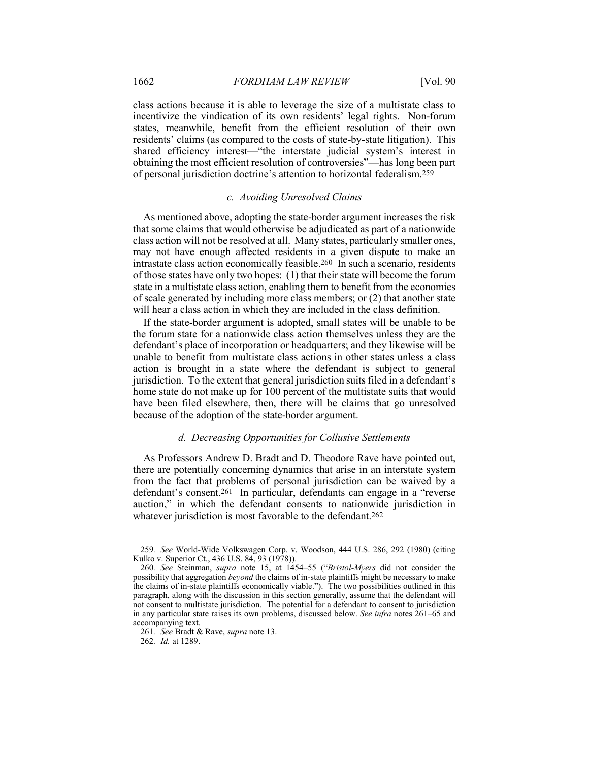class actions because it is able to leverage the size of a multistate class to incentivize the vindication of its own residents' legal rights. Non-forum states, meanwhile, benefit from the efficient resolution of their own residents' claims (as compared to the costs of state-by-state litigation). This shared efficiency interest—"the interstate judicial system's interest in obtaining the most efficient resolution of controversies"—has long been part of personal jurisdiction doctrine's attention to horizontal federalism.[259]

#### *c. Avoiding Unresolved Claims*

As mentioned above, adopting the state-border argument increases the risk that some claims that would otherwise be adjudicated as part of a nationwide class action will not be resolved at all. Many states, particularly smaller ones, may not have enough affected residents in a given dispute to make an intrastate class action economically feasible.[260] In such a scenario, residents of those states have only two hopes: (1) that their state will become the forum state in a multistate class action, enabling them to benefit from the economies of scale generated by including more class members; or (2) that another state will hear a class action in which they are included in the class definition.

If the state-border argument is adopted, small states will be unable to be the forum state for a nationwide class action themselves unless they are the defendant's place of incorporation or headquarters; and they likewise will be unable to benefit from multistate class actions in other states unless a class action is brought in a state where the defendant is subject to general jurisdiction. To the extent that general jurisdiction suits filed in a defendant's home state do not make up for 100 percent of the multistate suits that would have been filed elsewhere, then, there will be claims that go unresolved because of the adoption of the state-border argument.

#### *d. Decreasing Opportunities for Collusive Settlements*

As Professors Andrew D. Bradt and D. Theodore Rave have pointed out, there are potentially concerning dynamics that arise in an interstate system from the fact that problems of personal jurisdiction can be waived by a defendant's consent.[261] In particular, defendants can engage in a "reverse auction," in which the defendant consents to nationwide jurisdiction in whatever jurisdiction is most favorable to the defendant.[262]

---

259. *See* World-Wide Volkswagen Corp. v. Woodson, 444 U.S. 286, 292 (1980) (citing Kulko v. Superior Ct., 436 U.S. 84, 93 (1978)).

260. *See* Steinman, *supra* note 15, at 1454–55 ("*Bristol-Myers* did not consider the possibility that aggregation *beyond* the claims of in-state plaintiffs might be necessary to make the claims of in-state plaintiffs economically viable."). The two possibilities outlined in this paragraph, along with the discussion in this section generally, assume that the defendant will not consent to multistate jurisdiction. The potential for a defendant to consent to jurisdiction in any particular state raises its own problems, discussed below. *See infra* notes 261–65 and accompanying text.

261. *See* Bradt & Rave, *supra* note 13.

262. *Id.* at 1289.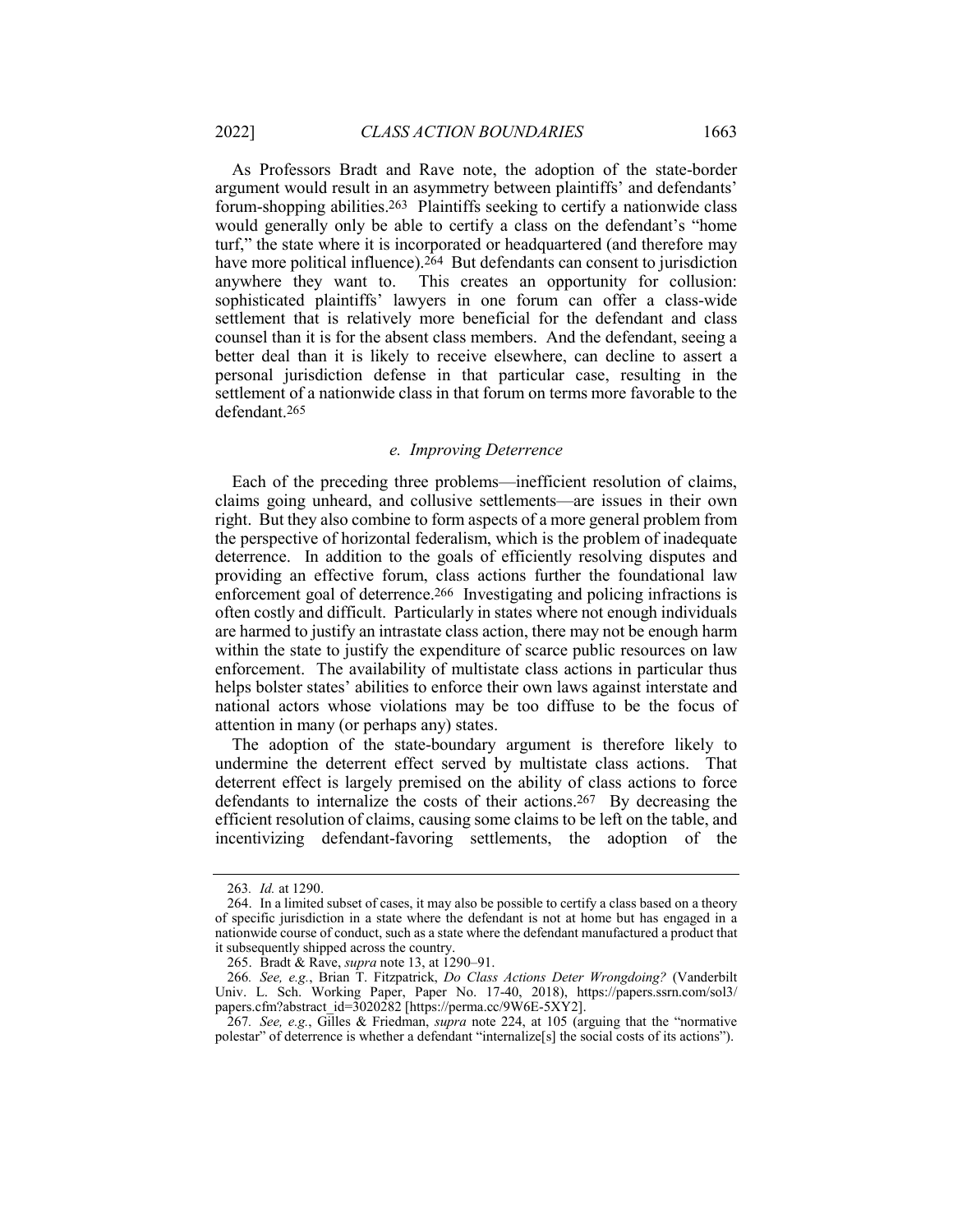As Professors Bradt and Rave note, the adoption of the state-border argument would result in an asymmetry between plaintiffs' and defendants' forum-shopping abilities.[263] Plaintiffs seeking to certify a nationwide class would generally only be able to certify a class on the defendant's "home turf," the state where it is incorporated or headquartered (and therefore may have more political influence).[264] But defendants can consent to jurisdiction anywhere they want to. This creates an opportunity for collusion: sophisticated plaintiffs' lawyers in one forum can offer a class-wide settlement that is relatively more beneficial for the defendant and class counsel than it is for the absent class members. And the defendant, seeing a better deal than it is likely to receive elsewhere, can decline to assert a personal jurisdiction defense in that particular case, resulting in the settlement of a nationwide class in that forum on terms more favorable to the defendant.[265]

### *e. Improving Deterrence*

Each of the preceding three problems—inefficient resolution of claims, claims going unheard, and collusive settlements—are issues in their own right. But they also combine to form aspects of a more general problem from the perspective of horizontal federalism, which is the problem of inadequate deterrence. In addition to the goals of efficiently resolving disputes and providing an effective forum, class actions further the foundational law enforcement goal of deterrence.[266] Investigating and policing infractions is often costly and difficult. Particularly in states where not enough individuals are harmed to justify an intrastate class action, there may not be enough harm within the state to justify the expenditure of scarce public resources on law enforcement. The availability of multistate class actions in particular thus helps bolster states' abilities to enforce their own laws against interstate and national actors whose violations may be too diffuse to be the focus of attention in many (or perhaps any) states.

The adoption of the state-boundary argument is therefore likely to undermine the deterrent effect served by multistate class actions. That deterrent effect is largely premised on the ability of class actions to force defendants to internalize the costs of their actions.[267] By decreasing the efficient resolution of claims, causing some claims to be left on the table, and incentivizing defendant-favoring settlements, the adoption of the

---

263. *Id.* at 1290.

264. In a limited subset of cases, it may also be possible to certify a class based on a theory of specific jurisdiction in a state where the defendant is not at home but has engaged in a nationwide course of conduct, such as a state where the defendant manufactured a product that it subsequently shipped across the country.

265. Bradt & Rave, *supra* note 13, at 1290–91.

266. *See, e.g.*, Brian T. Fitzpatrick, *Do Class Actions Deter Wrongdoing?* (Vanderbilt Univ. L. Sch. Working Paper, Paper No. 17-40, 2018), https://papers.ssrn.com/sol3/papers.cfm?abstract_id=3020282 [https://perma.cc/9W6E-5XY2].

267. *See, e.g.*, Gilles & Friedman, *supra* note 224, at 105 (arguing that the "normative polestar" of deterrence is whether a defendant "internalize[s] the social costs of its actions").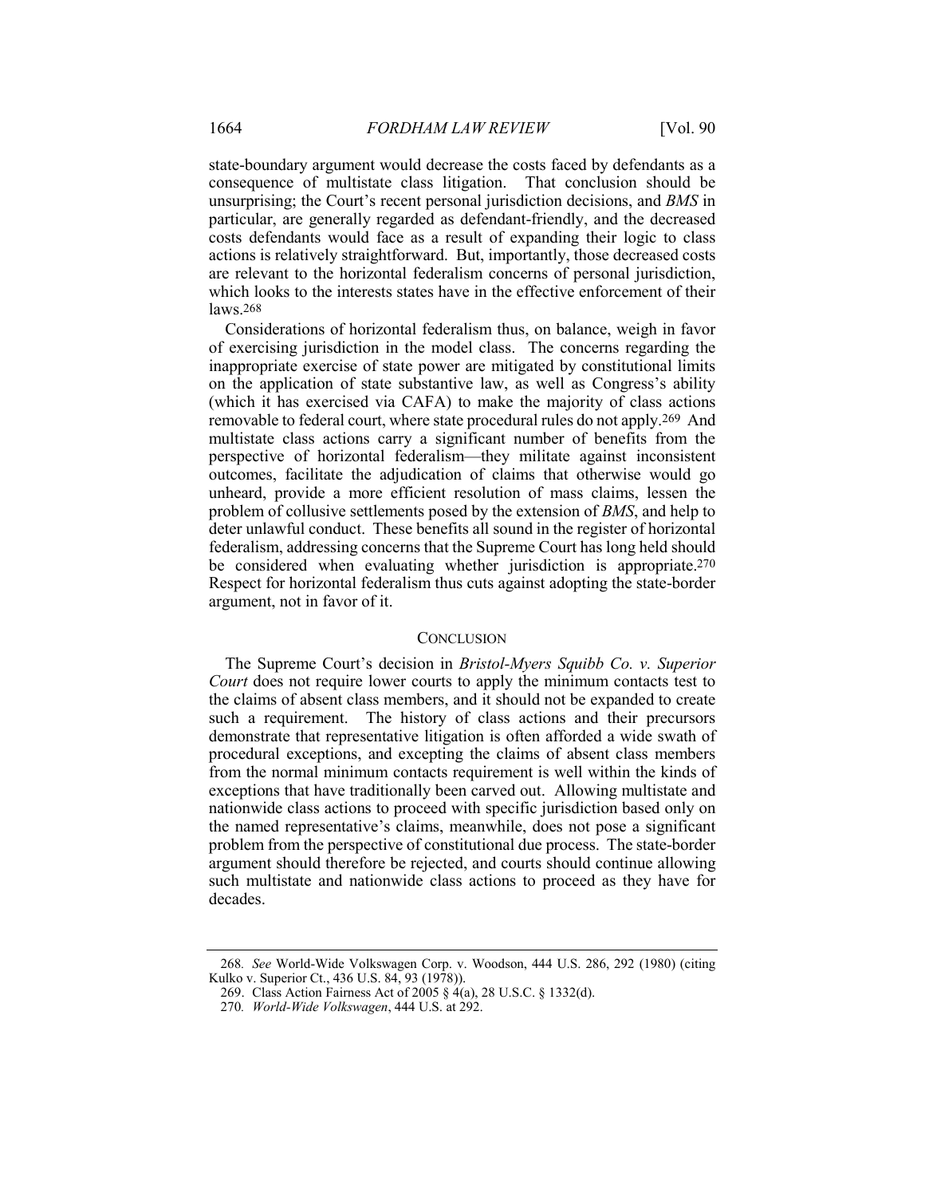state-boundary argument would decrease the costs faced by defendants as a consequence of multistate class litigation. That conclusion should be unsurprising; the Court's recent personal jurisdiction decisions, and *BMS* in particular, are generally regarded as defendant-friendly, and the decreased costs defendants would face as a result of expanding their logic to class actions is relatively straightforward. But, importantly, those decreased costs are relevant to the horizontal federalism concerns of personal jurisdiction, which looks to the interests states have in the effective enforcement of their laws.[268]

Considerations of horizontal federalism thus, on balance, weigh in favor of exercising jurisdiction in the model class. The concerns regarding the inappropriate exercise of state power are mitigated by constitutional limits on the application of state substantive law, as well as Congress's ability (which it has exercised via CAFA) to make the majority of class actions removable to federal court, where state procedural rules do not apply.[269] And multistate class actions carry a significant number of benefits from the perspective of horizontal federalism—they militate against inconsistent outcomes, facilitate the adjudication of claims that otherwise would go unheard, provide a more efficient resolution of mass claims, lessen the problem of collusive settlements posed by the extension of *BMS*, and help to deter unlawful conduct. These benefits all sound in the register of horizontal federalism, addressing concerns that the Supreme Court has long held should be considered when evaluating whether jurisdiction is appropriate.[270] Respect for horizontal federalism thus cuts against adopting the state-border argument, not in favor of it.

## CONCLUSION

The Supreme Court's decision in *Bristol-Myers Squibb Co. v. Superior Court* does not require lower courts to apply the minimum contacts test to the claims of absent class members, and it should not be expanded to create such a requirement. The history of class actions and their precursors demonstrate that representative litigation is often afforded a wide swath of procedural exceptions, and excepting the claims of absent class members from the normal minimum contacts requirement is well within the kinds of exceptions that have traditionally been carved out. Allowing multistate and nationwide class actions to proceed with specific jurisdiction based only on the named representative's claims, meanwhile, does not pose a significant problem from the perspective of constitutional due process. The state-border argument should therefore be rejected, and courts should continue allowing such multistate and nationwide class actions to proceed as they have for decades.

---

268. *See* World-Wide Volkswagen Corp. v. Woodson, 444 U.S. 286, 292 (1980) (citing Kulko v. Superior Ct., 436 U.S. 84, 93 (1978)).

269. Class Action Fairness Act of 2005 § 4(a), 28 U.S.C. § 1332(d).

270. *World-Wide Volkswagen*, 444 U.S. at 292.